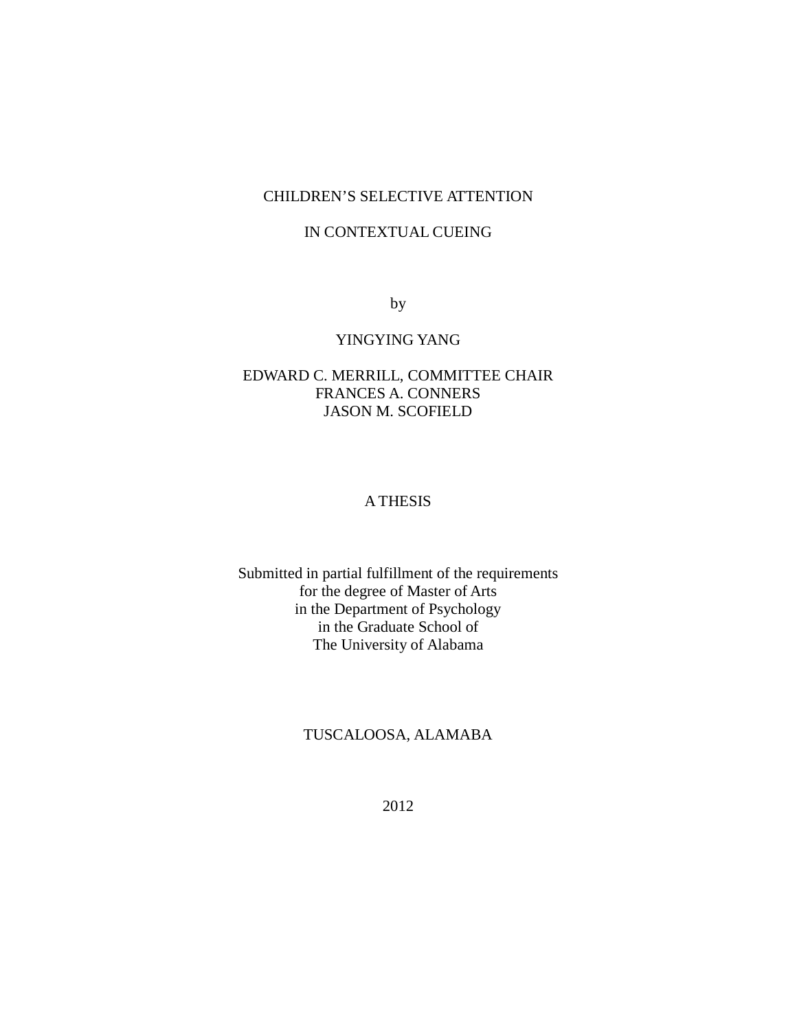CHILDREN'S SELECTIVE ATTENTION

IN CONTEXTUAL CUEING

by

YINGYING YANG

EDWARD C. MERRILL, COMMITTEE CHAIR
FRANCES A. CONNERS
JASON M. SCOFIELD

A THESIS

Submitted in partial fulfillment of the requirements
for the degree of Master of Arts
in the Department of Psychology
in the Graduate School of
The University of Alabama

TUSCALOOSA, ALAMABA

2012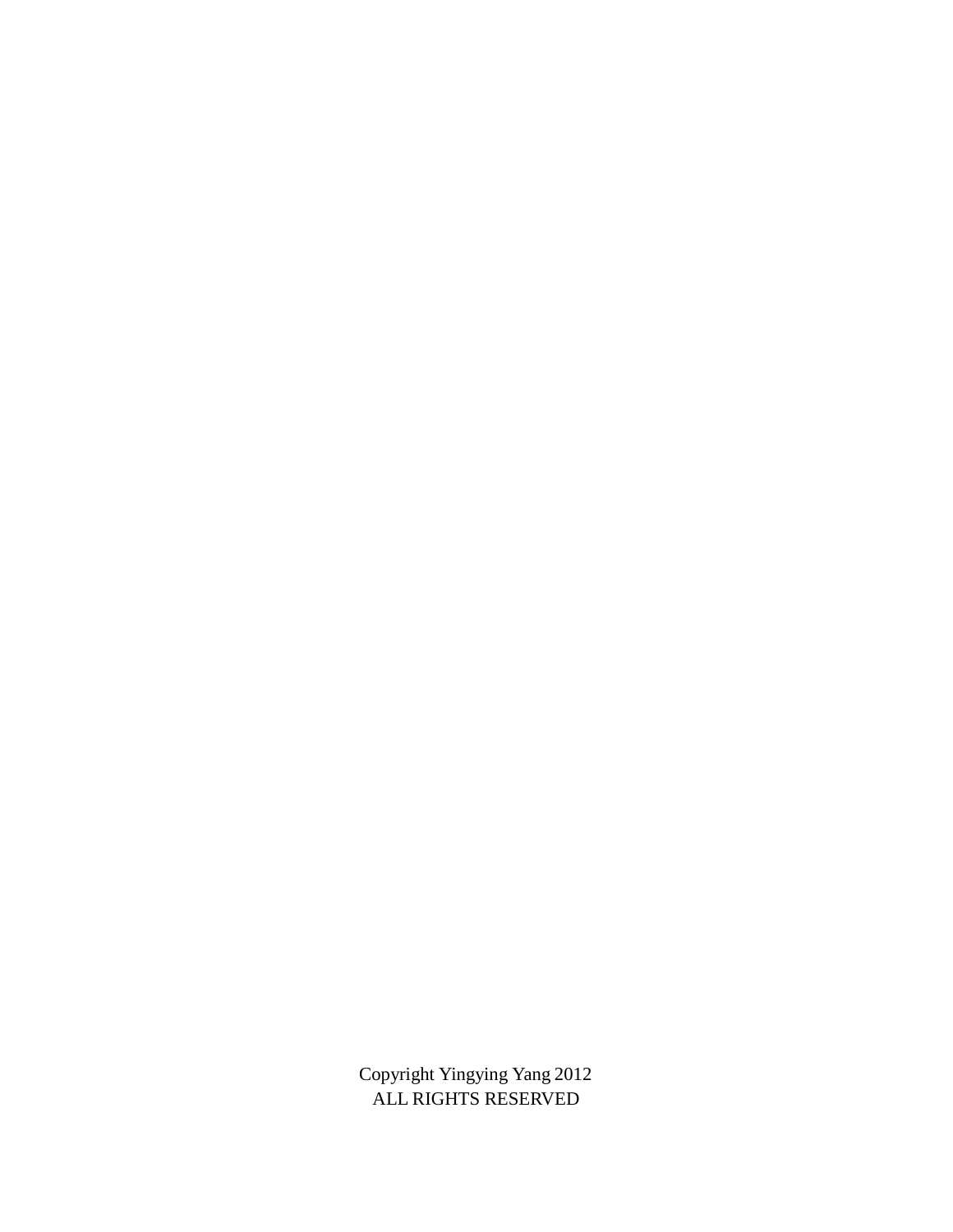Copyright Yingying Yang 2012
ALL RIGHTS RESERVED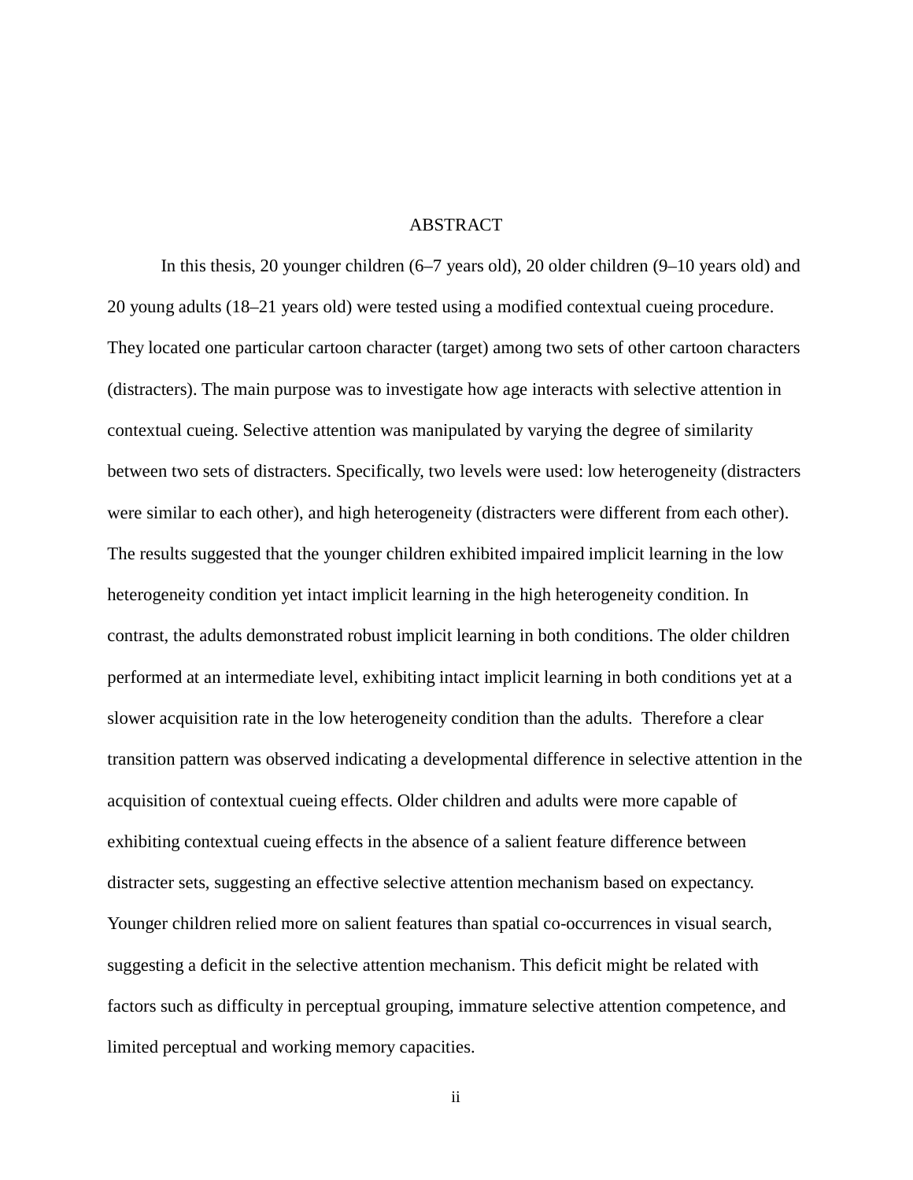# ABSTRACT

In this thesis, 20 younger children (6–7 years old), 20 older children (9–10 years old) and 20 young adults (18–21 years old) were tested using a modified contextual cueing procedure. They located one particular cartoon character (target) among two sets of other cartoon characters (distracters). The main purpose was to investigate how age interacts with selective attention in contextual cueing. Selective attention was manipulated by varying the degree of similarity between two sets of distracters. Specifically, two levels were used: low heterogeneity (distracters were similar to each other), and high heterogeneity (distracters were different from each other). The results suggested that the younger children exhibited impaired implicit learning in the low heterogeneity condition yet intact implicit learning in the high heterogeneity condition. In contrast, the adults demonstrated robust implicit learning in both conditions. The older children performed at an intermediate level, exhibiting intact implicit learning in both conditions yet at a slower acquisition rate in the low heterogeneity condition than the adults. Therefore a clear transition pattern was observed indicating a developmental difference in selective attention in the acquisition of contextual cueing effects. Older children and adults were more capable of exhibiting contextual cueing effects in the absence of a salient feature difference between distracter sets, suggesting an effective selective attention mechanism based on expectancy. Younger children relied more on salient features than spatial co-occurrences in visual search, suggesting a deficit in the selective attention mechanism. This deficit might be related with factors such as difficulty in perceptual grouping, immature selective attention competence, and limited perceptual and working memory capacities.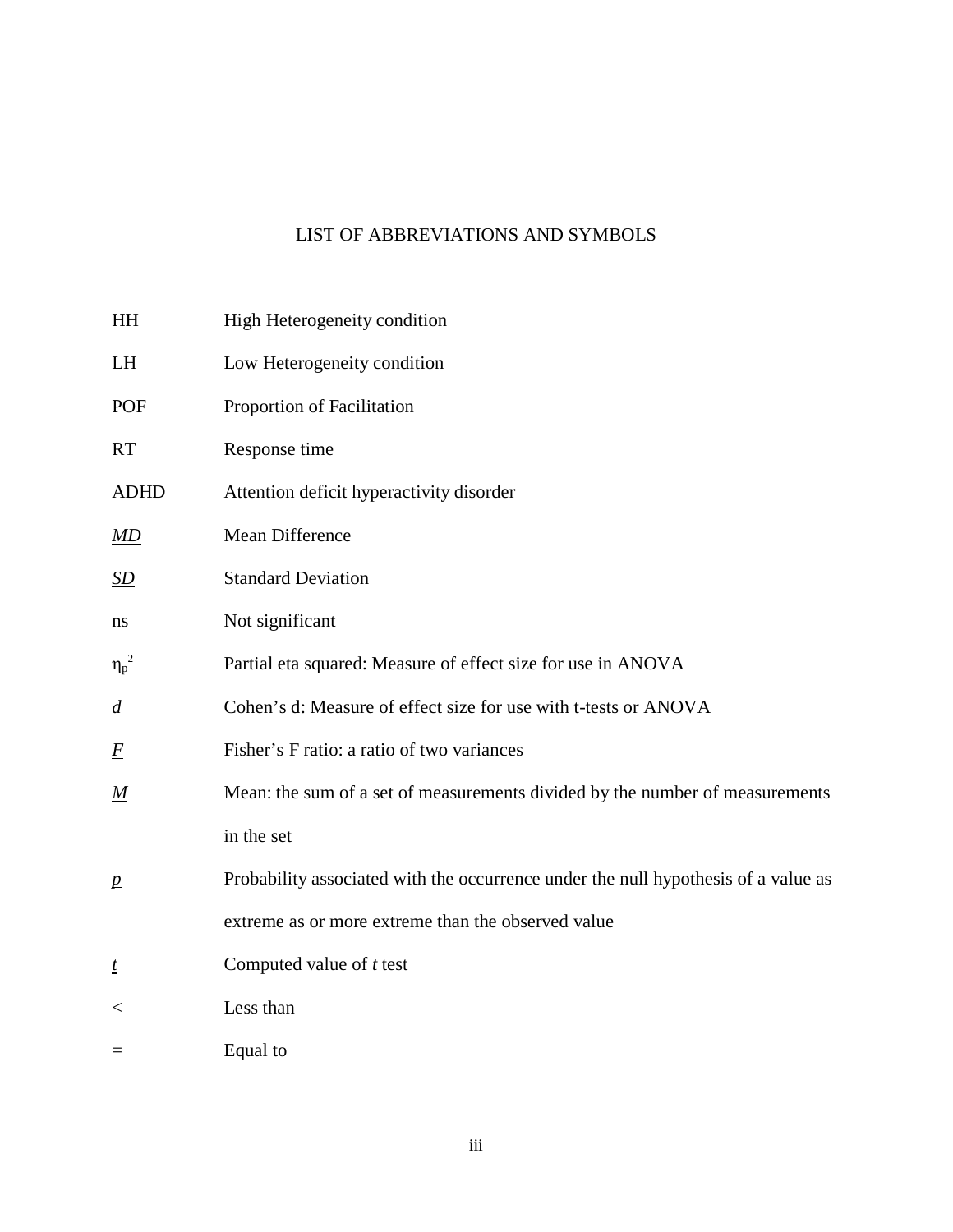# LIST OF ABBREVIATIONS AND SYMBOLS

| | |
|---|---|
| HH | High Heterogeneity condition |
| LH | Low Heterogeneity condition |
| POF | Proportion of Facilitation |
| RT | Response time |
| ADHD | Attention deficit hyperactivity disorder |
| *MD* | Mean Difference |
| *SD* | Standard Deviation |
| ns | Not significant |
| $\eta_p^2$ | Partial eta squared: Measure of effect size for use in ANOVA |
| *d* | Cohen's d: Measure of effect size for use with t-tests or ANOVA |
| *F* | Fisher's F ratio: a ratio of two variances |
| *M* | Mean: the sum of a set of measurements divided by the number of measurements in the set |
| *p* | Probability associated with the occurrence under the null hypothesis of a value as extreme as or more extreme than the observed value |
| *t* | Computed value of *t* test |
| < | Less than |
| = | Equal to |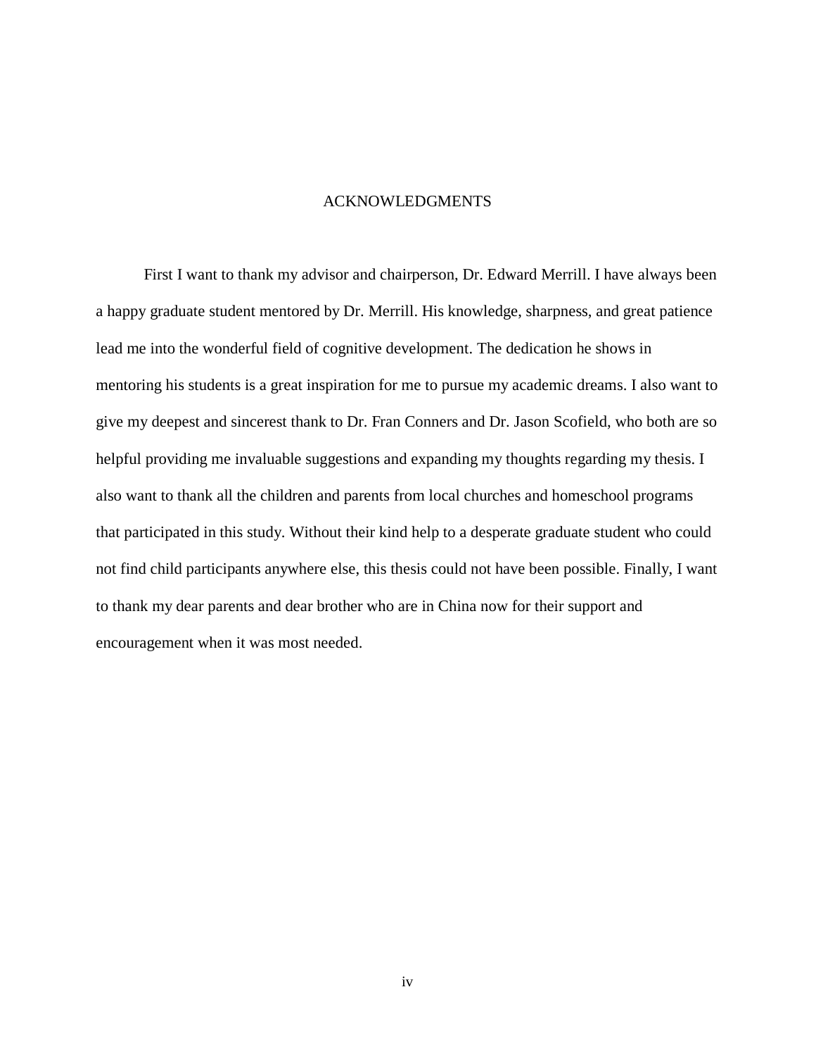# ACKNOWLEDGMENTS

First I want to thank my advisor and chairperson, Dr. Edward Merrill. I have always been a happy graduate student mentored by Dr. Merrill. His knowledge, sharpness, and great patience lead me into the wonderful field of cognitive development. The dedication he shows in mentoring his students is a great inspiration for me to pursue my academic dreams. I also want to give my deepest and sincerest thank to Dr. Fran Conners and Dr. Jason Scofield, who both are so helpful providing me invaluable suggestions and expanding my thoughts regarding my thesis. I also want to thank all the children and parents from local churches and homeschool programs that participated in this study. Without their kind help to a desperate graduate student who could not find child participants anywhere else, this thesis could not have been possible. Finally, I want to thank my dear parents and dear brother who are in China now for their support and encouragement when it was most needed.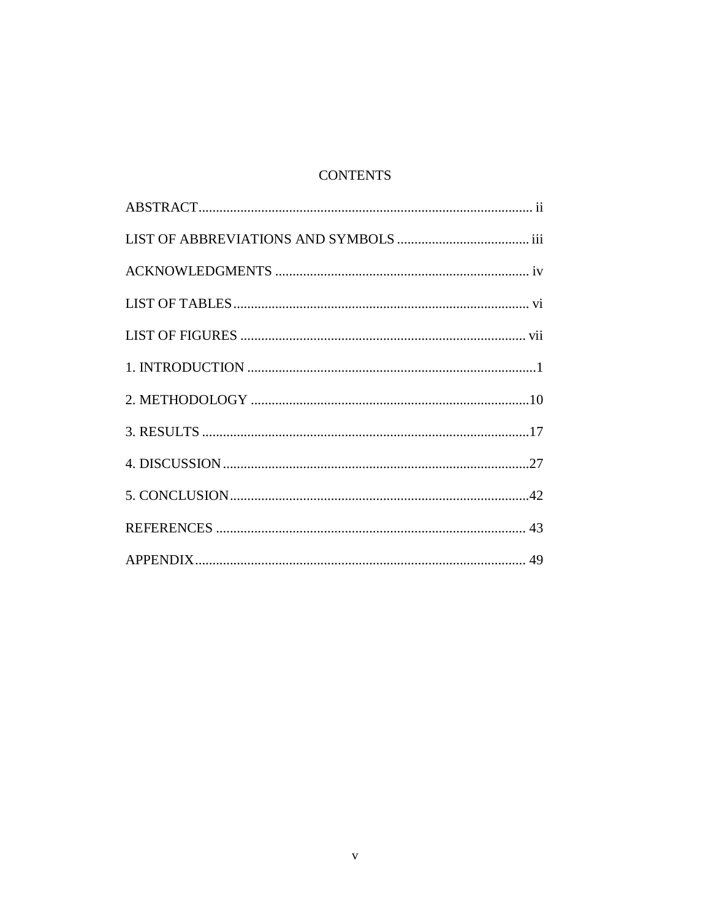# CONTENTS

ABSTRACT ........................................................................................ ii

LIST OF ABBREVIATIONS AND SYMBOLS ...................................... iii

ACKNOWLEDGMENTS ......................................................................... iv

LIST OF TABLES ..................................................................................... vi

LIST OF FIGURES .................................................................................. vii

1. INTRODUCTION ....................................................................................1

2. METHODOLOGY ..................................................................................10

3. RESULTS ...............................................................................................17

4. DISCUSSION .........................................................................................27

5. CONCLUSION .......................................................................................42

REFERENCES ......................................................................................... 43

APPENDIX ............................................................................................... 49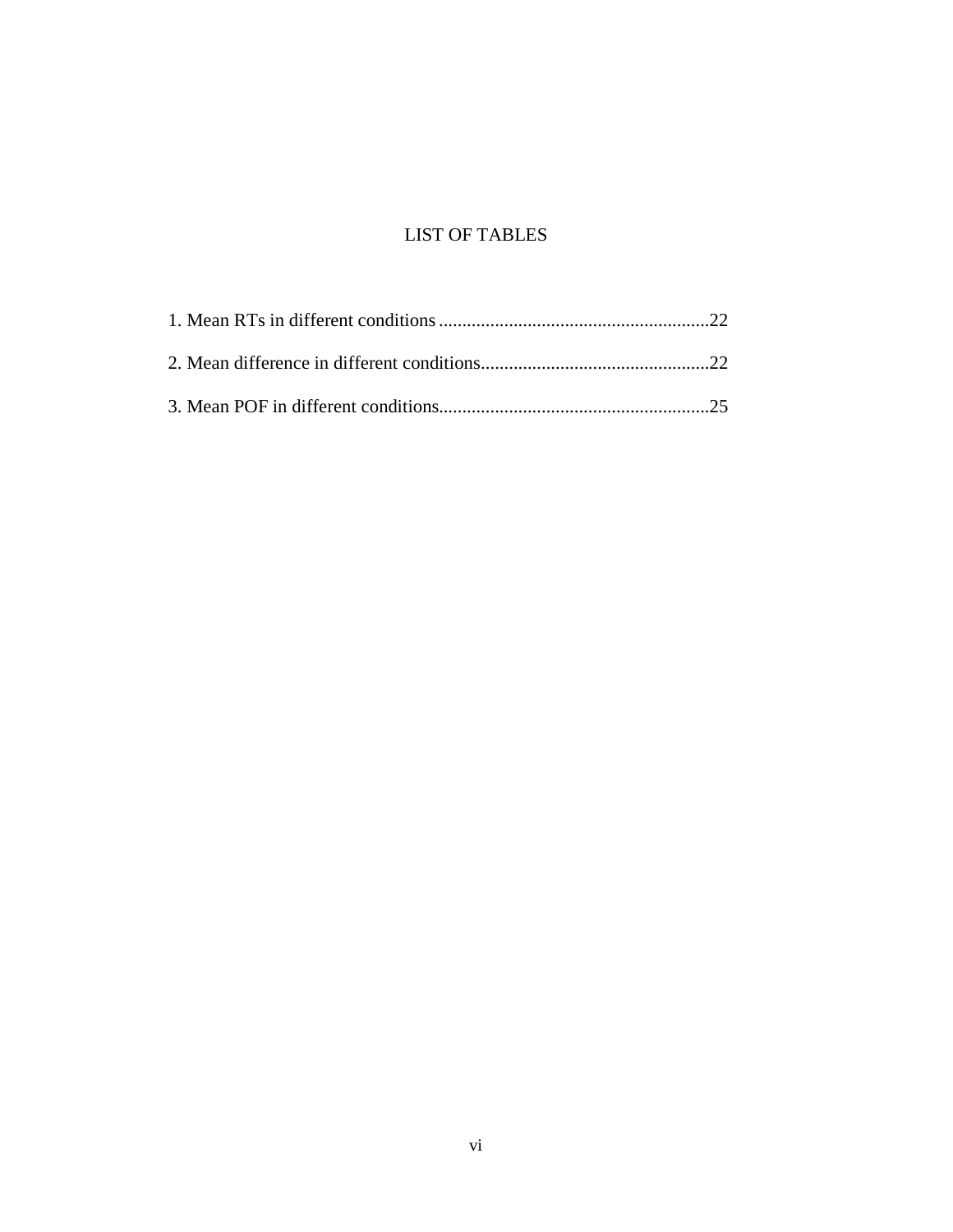# LIST OF TABLES

1. Mean RTs in different conditions ..........................................................22

2. Mean difference in different conditions.................................................22

3. Mean POF in different conditions..........................................................25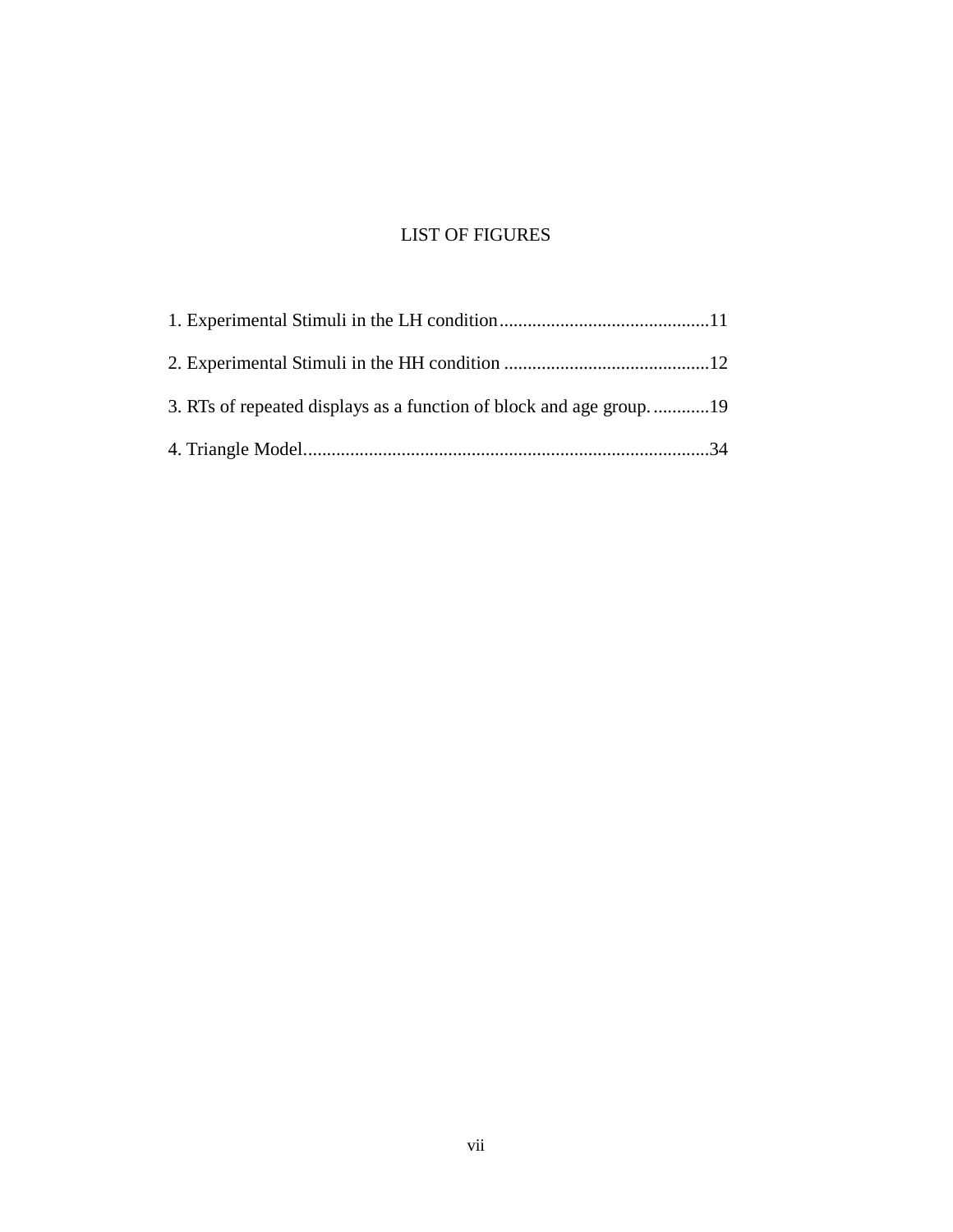# LIST OF FIGURES

1. Experimental Stimuli in the LH condition............................................11

2. Experimental Stimuli in the HH condition ............................................12

3. RTs of repeated displays as a function of block and age group. ............19

4. Triangle Model......................................................................................34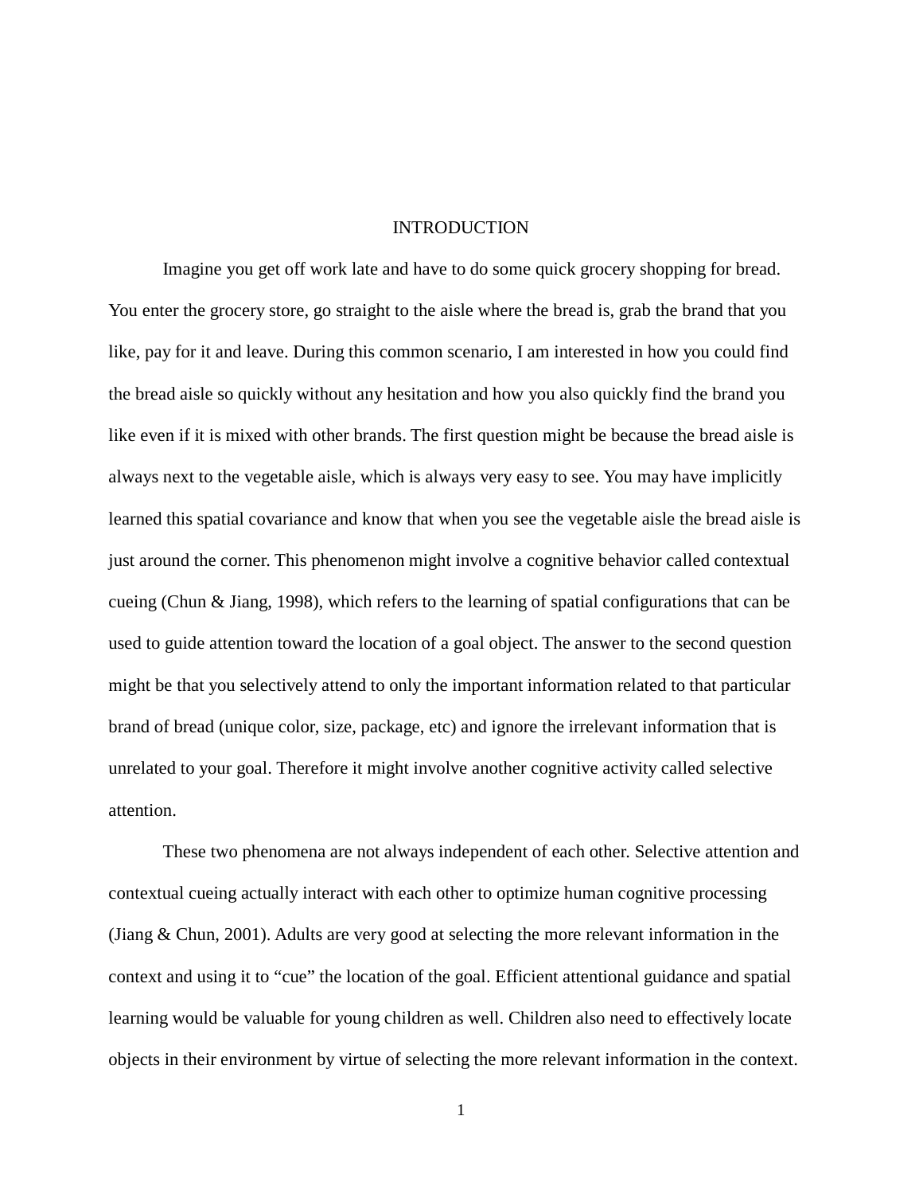# INTRODUCTION

Imagine you get off work late and have to do some quick grocery shopping for bread. You enter the grocery store, go straight to the aisle where the bread is, grab the brand that you like, pay for it and leave. During this common scenario, I am interested in how you could find the bread aisle so quickly without any hesitation and how you also quickly find the brand you like even if it is mixed with other brands. The first question might be because the bread aisle is always next to the vegetable aisle, which is always very easy to see. You may have implicitly learned this spatial covariance and know that when you see the vegetable aisle the bread aisle is just around the corner. This phenomenon might involve a cognitive behavior called contextual cueing (Chun & Jiang, 1998), which refers to the learning of spatial configurations that can be used to guide attention toward the location of a goal object. The answer to the second question might be that you selectively attend to only the important information related to that particular brand of bread (unique color, size, package, etc) and ignore the irrelevant information that is unrelated to your goal. Therefore it might involve another cognitive activity called selective attention.

These two phenomena are not always independent of each other. Selective attention and contextual cueing actually interact with each other to optimize human cognitive processing (Jiang & Chun, 2001). Adults are very good at selecting the more relevant information in the context and using it to "cue" the location of the goal. Efficient attentional guidance and spatial learning would be valuable for young children as well. Children also need to effectively locate objects in their environment by virtue of selecting the more relevant information in the context.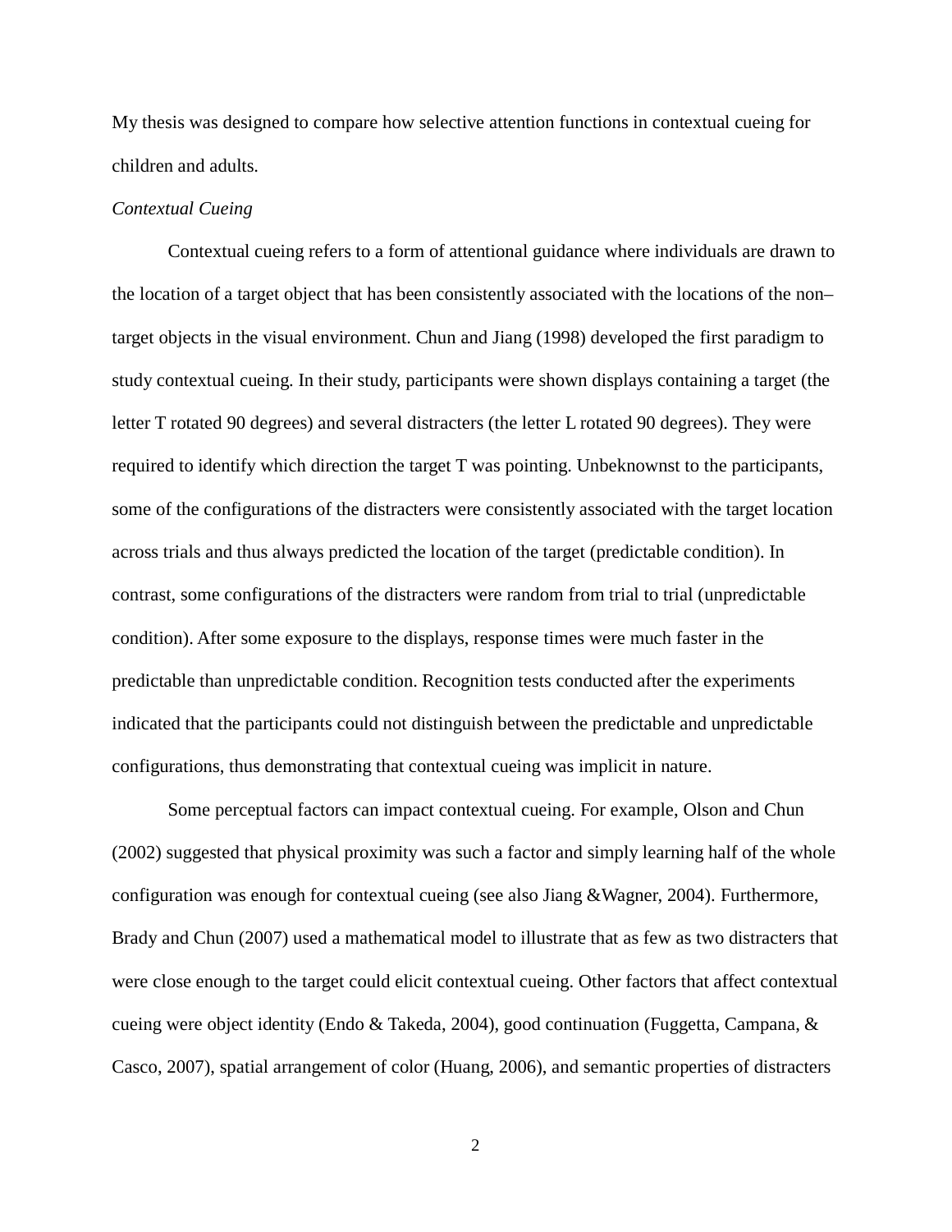My thesis was designed to compare how selective attention functions in contextual cueing for children and adults.

*Contextual Cueing*

Contextual cueing refers to a form of attentional guidance where individuals are drawn to the location of a target object that has been consistently associated with the locations of the non–target objects in the visual environment. Chun and Jiang (1998) developed the first paradigm to study contextual cueing. In their study, participants were shown displays containing a target (the letter T rotated 90 degrees) and several distracters (the letter L rotated 90 degrees). They were required to identify which direction the target T was pointing. Unbeknownst to the participants, some of the configurations of the distracters were consistently associated with the target location across trials and thus always predicted the location of the target (predictable condition). In contrast, some configurations of the distracters were random from trial to trial (unpredictable condition). After some exposure to the displays, response times were much faster in the predictable than unpredictable condition. Recognition tests conducted after the experiments indicated that the participants could not distinguish between the predictable and unpredictable configurations, thus demonstrating that contextual cueing was implicit in nature.

Some perceptual factors can impact contextual cueing. For example, Olson and Chun (2002) suggested that physical proximity was such a factor and simply learning half of the whole configuration was enough for contextual cueing (see also Jiang &Wagner, 2004). Furthermore, Brady and Chun (2007) used a mathematical model to illustrate that as few as two distracters that were close enough to the target could elicit contextual cueing. Other factors that affect contextual cueing were object identity (Endo & Takeda, 2004), good continuation (Fuggetta, Campana, & Casco, 2007), spatial arrangement of color (Huang, 2006), and semantic properties of distracters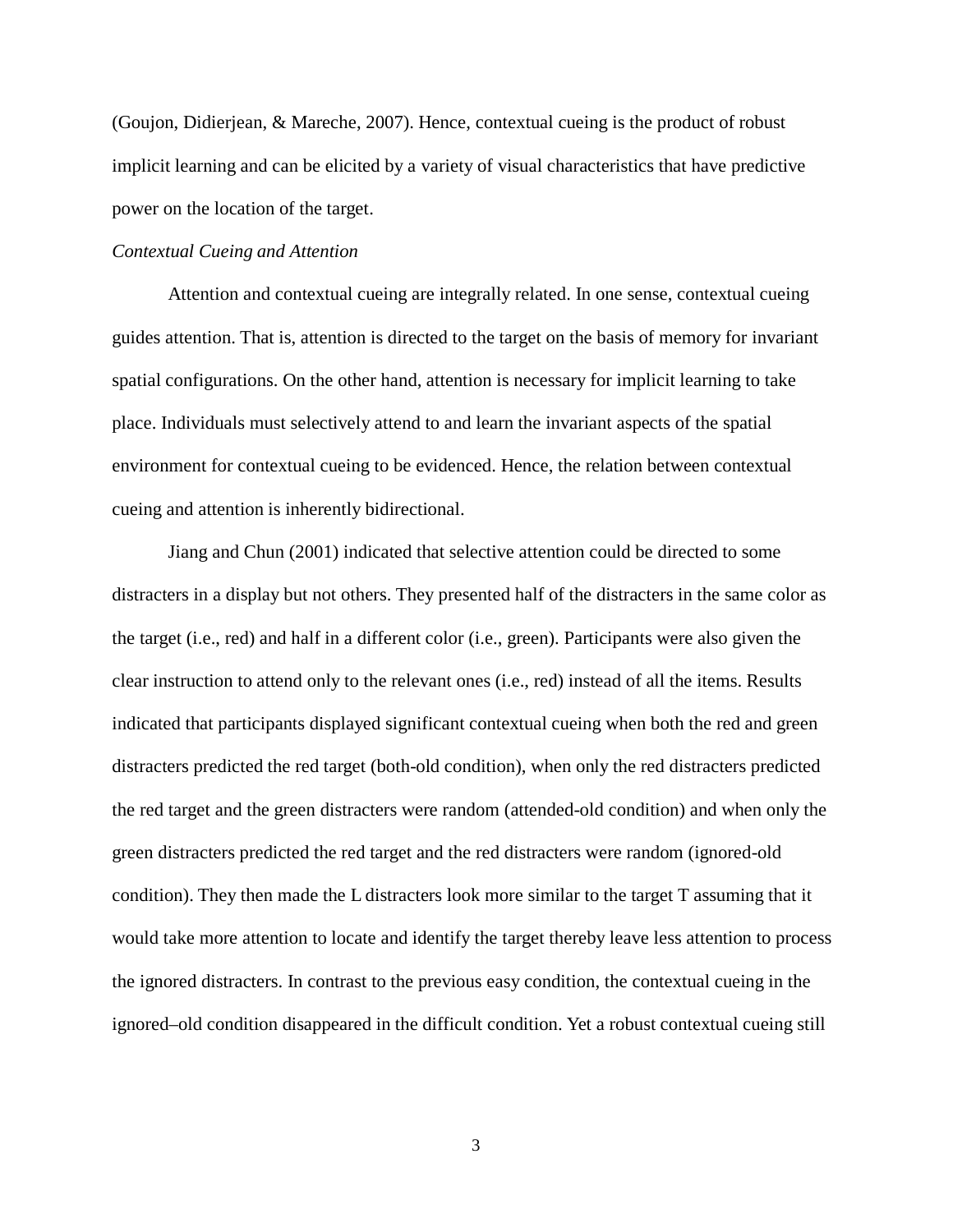(Goujon, Didierjean, & Mareche, 2007). Hence, contextual cueing is the product of robust implicit learning and can be elicited by a variety of visual characteristics that have predictive power on the location of the target.

### *Contextual Cueing and Attention*

Attention and contextual cueing are integrally related. In one sense, contextual cueing guides attention. That is, attention is directed to the target on the basis of memory for invariant spatial configurations. On the other hand, attention is necessary for implicit learning to take place. Individuals must selectively attend to and learn the invariant aspects of the spatial environment for contextual cueing to be evidenced. Hence, the relation between contextual cueing and attention is inherently bidirectional.

Jiang and Chun (2001) indicated that selective attention could be directed to some distracters in a display but not others. They presented half of the distracters in the same color as the target (i.e., red) and half in a different color (i.e., green). Participants were also given the clear instruction to attend only to the relevant ones (i.e., red) instead of all the items. Results indicated that participants displayed significant contextual cueing when both the red and green distracters predicted the red target (both-old condition), when only the red distracters predicted the red target and the green distracters were random (attended-old condition) and when only the green distracters predicted the red target and the red distracters were random (ignored-old condition). They then made the L distracters look more similar to the target T assuming that it would take more attention to locate and identify the target thereby leave less attention to process the ignored distracters. In contrast to the previous easy condition, the contextual cueing in the ignored–old condition disappeared in the difficult condition. Yet a robust contextual cueing still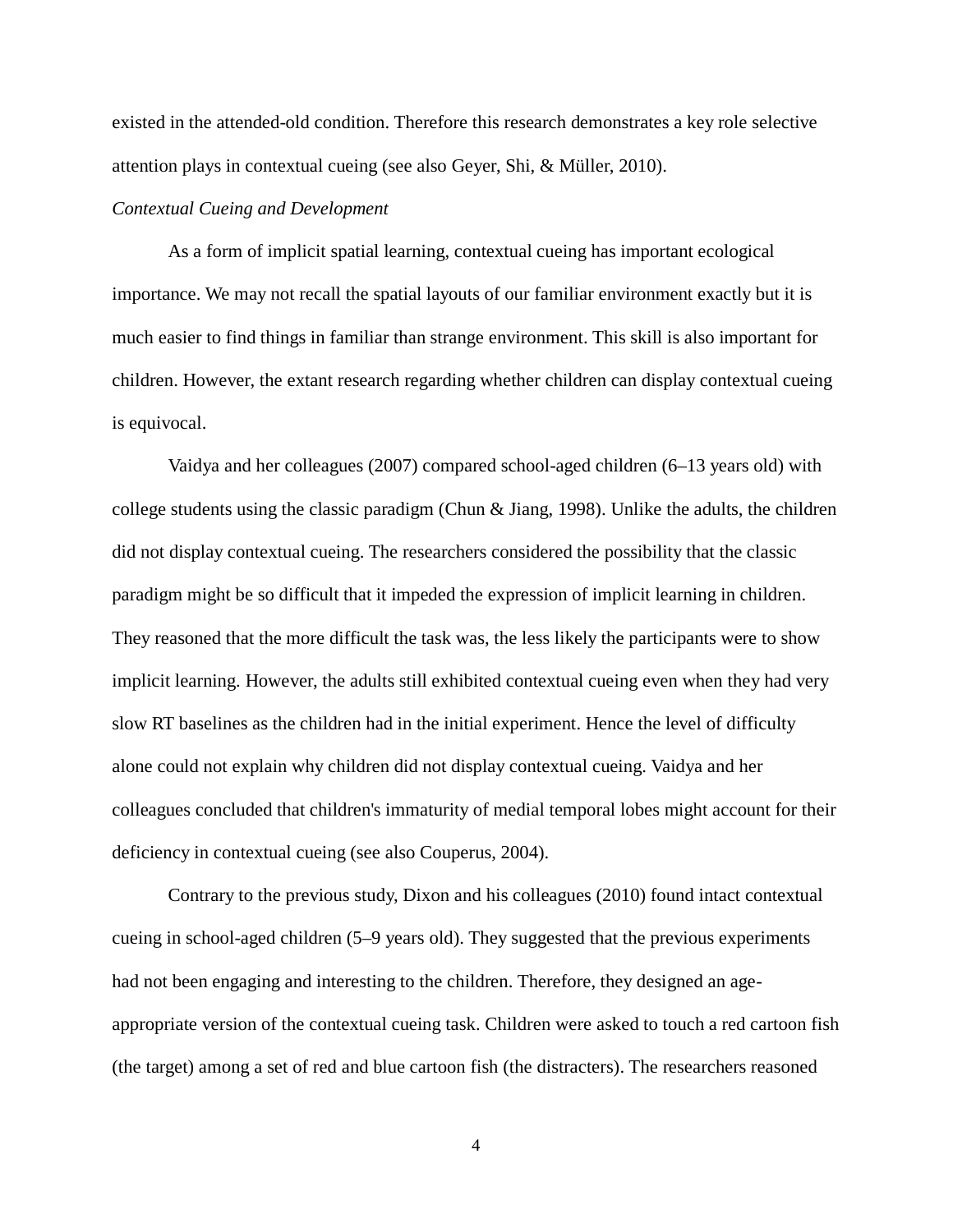existed in the attended-old condition. Therefore this research demonstrates a key role selective attention plays in contextual cueing (see also Geyer, Shi, & Müller, 2010).

*Contextual Cueing and Development*

As a form of implicit spatial learning, contextual cueing has important ecological importance. We may not recall the spatial layouts of our familiar environment exactly but it is much easier to find things in familiar than strange environment. This skill is also important for children. However, the extant research regarding whether children can display contextual cueing is equivocal.

Vaidya and her colleagues (2007) compared school-aged children (6–13 years old) with college students using the classic paradigm (Chun & Jiang, 1998). Unlike the adults, the children did not display contextual cueing. The researchers considered the possibility that the classic paradigm might be so difficult that it impeded the expression of implicit learning in children. They reasoned that the more difficult the task was, the less likely the participants were to show implicit learning. However, the adults still exhibited contextual cueing even when they had very slow RT baselines as the children had in the initial experiment. Hence the level of difficulty alone could not explain why children did not display contextual cueing. Vaidya and her colleagues concluded that children's immaturity of medial temporal lobes might account for their deficiency in contextual cueing (see also Couperus, 2004).

Contrary to the previous study, Dixon and his colleagues (2010) found intact contextual cueing in school-aged children (5–9 years old). They suggested that the previous experiments had not been engaging and interesting to the children. Therefore, they designed an age-appropriate version of the contextual cueing task. Children were asked to touch a red cartoon fish (the target) among a set of red and blue cartoon fish (the distracters). The researchers reasoned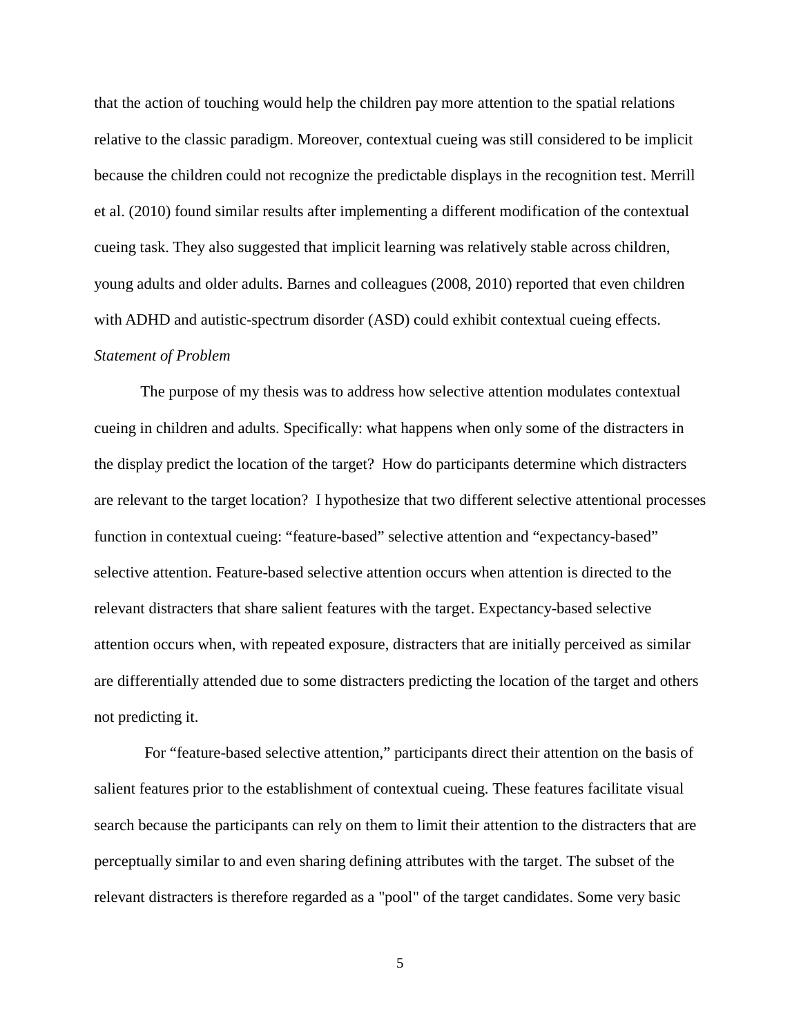that the action of touching would help the children pay more attention to the spatial relations relative to the classic paradigm. Moreover, contextual cueing was still considered to be implicit because the children could not recognize the predictable displays in the recognition test. Merrill et al. (2010) found similar results after implementing a different modification of the contextual cueing task. They also suggested that implicit learning was relatively stable across children, young adults and older adults. Barnes and colleagues (2008, 2010) reported that even children with ADHD and autistic-spectrum disorder (ASD) could exhibit contextual cueing effects.

*Statement of Problem*

The purpose of my thesis was to address how selective attention modulates contextual cueing in children and adults. Specifically: what happens when only some of the distracters in the display predict the location of the target? How do participants determine which distracters are relevant to the target location? I hypothesize that two different selective attentional processes function in contextual cueing: "feature-based" selective attention and "expectancy-based" selective attention. Feature-based selective attention occurs when attention is directed to the relevant distracters that share salient features with the target. Expectancy-based selective attention occurs when, with repeated exposure, distracters that are initially perceived as similar are differentially attended due to some distracters predicting the location of the target and others not predicting it.

For "feature-based selective attention," participants direct their attention on the basis of salient features prior to the establishment of contextual cueing. These features facilitate visual search because the participants can rely on them to limit their attention to the distracters that are perceptually similar to and even sharing defining attributes with the target. The subset of the relevant distracters is therefore regarded as a "pool" of the target candidates. Some very basic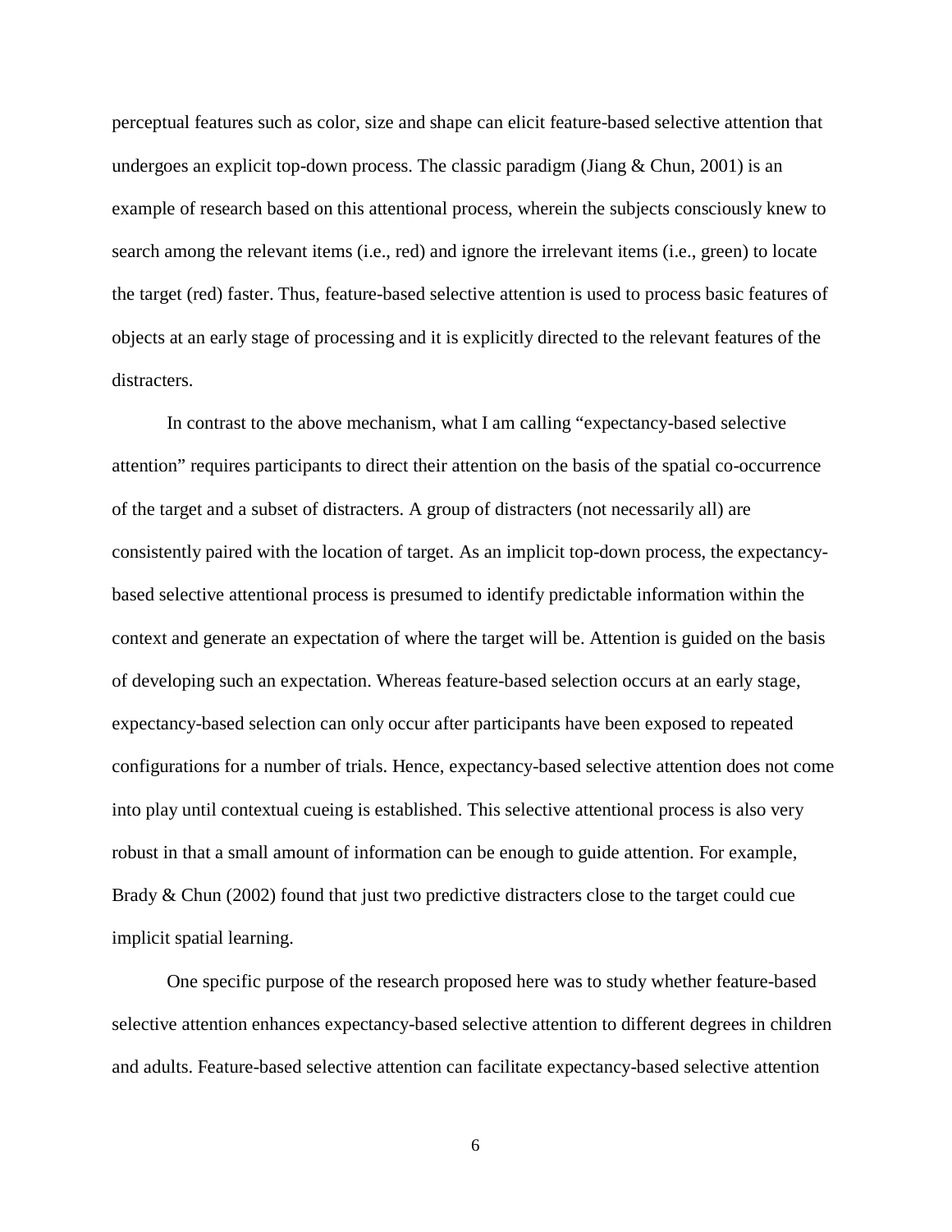perceptual features such as color, size and shape can elicit feature-based selective attention that undergoes an explicit top-down process. The classic paradigm (Jiang & Chun, 2001) is an example of research based on this attentional process, wherein the subjects consciously knew to search among the relevant items (i.e., red) and ignore the irrelevant items (i.e., green) to locate the target (red) faster. Thus, feature-based selective attention is used to process basic features of objects at an early stage of processing and it is explicitly directed to the relevant features of the distracters.

In contrast to the above mechanism, what I am calling "expectancy-based selective attention" requires participants to direct their attention on the basis of the spatial co-occurrence of the target and a subset of distracters. A group of distracters (not necessarily all) are consistently paired with the location of target. As an implicit top-down process, the expectancy-based selective attentional process is presumed to identify predictable information within the context and generate an expectation of where the target will be. Attention is guided on the basis of developing such an expectation. Whereas feature-based selection occurs at an early stage, expectancy-based selection can only occur after participants have been exposed to repeated configurations for a number of trials. Hence, expectancy-based selective attention does not come into play until contextual cueing is established. This selective attentional process is also very robust in that a small amount of information can be enough to guide attention. For example, Brady & Chun (2002) found that just two predictive distracters close to the target could cue implicit spatial learning.

One specific purpose of the research proposed here was to study whether feature-based selective attention enhances expectancy-based selective attention to different degrees in children and adults. Feature-based selective attention can facilitate expectancy-based selective attention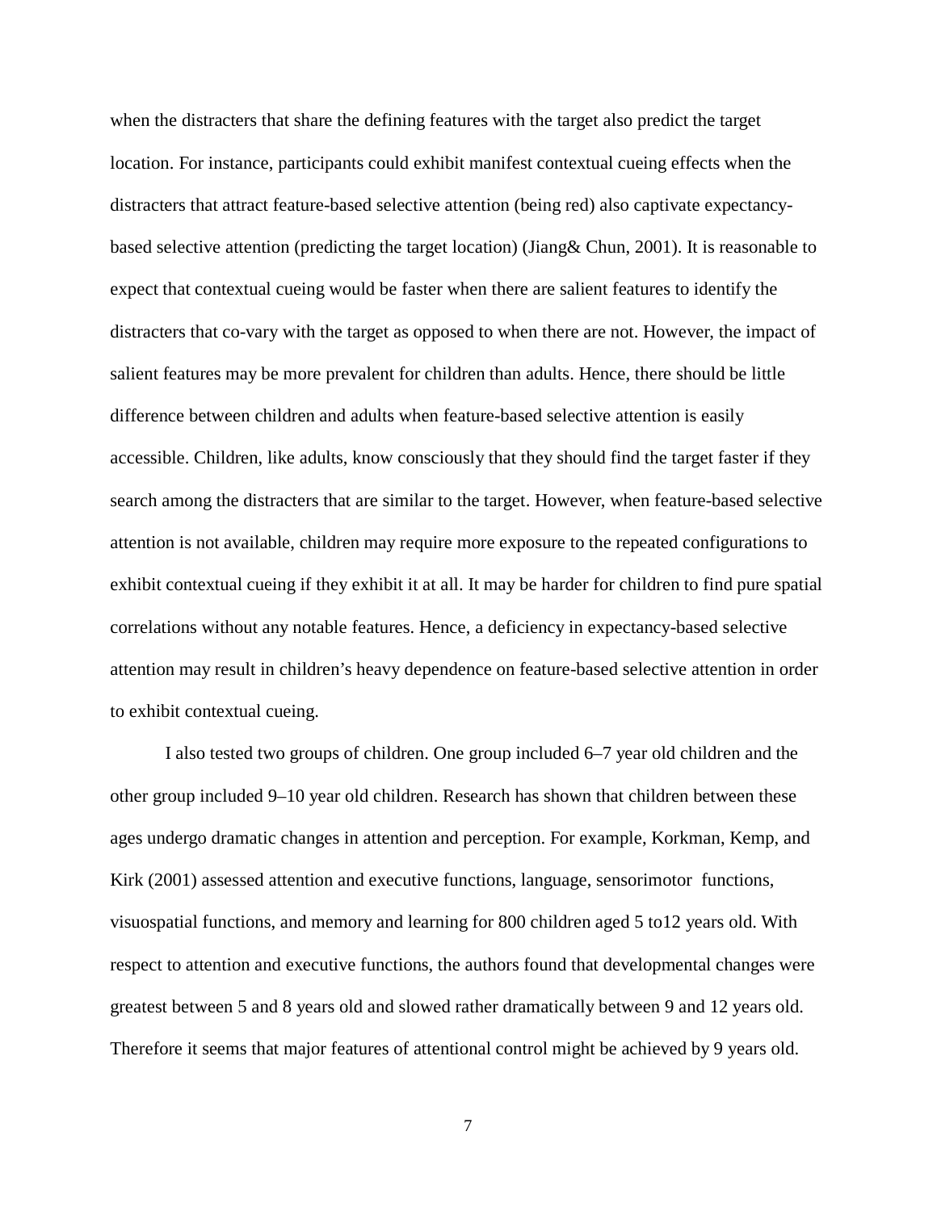when the distracters that share the defining features with the target also predict the target location. For instance, participants could exhibit manifest contextual cueing effects when the distracters that attract feature-based selective attention (being red) also captivate expectancy-based selective attention (predicting the target location) (Jiang& Chun, 2001). It is reasonable to expect that contextual cueing would be faster when there are salient features to identify the distracters that co-vary with the target as opposed to when there are not. However, the impact of salient features may be more prevalent for children than adults. Hence, there should be little difference between children and adults when feature-based selective attention is easily accessible. Children, like adults, know consciously that they should find the target faster if they search among the distracters that are similar to the target. However, when feature-based selective attention is not available, children may require more exposure to the repeated configurations to exhibit contextual cueing if they exhibit it at all. It may be harder for children to find pure spatial correlations without any notable features. Hence, a deficiency in expectancy-based selective attention may result in children's heavy dependence on feature-based selective attention in order to exhibit contextual cueing.

I also tested two groups of children. One group included 6–7 year old children and the other group included 9–10 year old children. Research has shown that children between these ages undergo dramatic changes in attention and perception. For example, Korkman, Kemp, and Kirk (2001) assessed attention and executive functions, language, sensorimotor functions, visuospatial functions, and memory and learning for 800 children aged 5 to12 years old. With respect to attention and executive functions, the authors found that developmental changes were greatest between 5 and 8 years old and slowed rather dramatically between 9 and 12 years old. Therefore it seems that major features of attentional control might be achieved by 9 years old.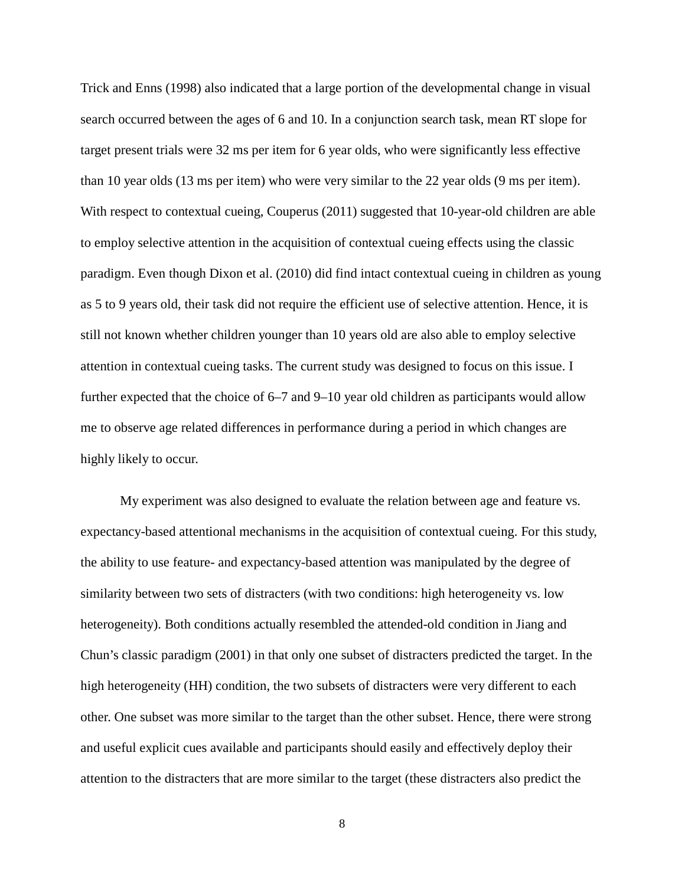Trick and Enns (1998) also indicated that a large portion of the developmental change in visual search occurred between the ages of 6 and 10. In a conjunction search task, mean RT slope for target present trials were 32 ms per item for 6 year olds, who were significantly less effective than 10 year olds (13 ms per item) who were very similar to the 22 year olds (9 ms per item). With respect to contextual cueing, Couperus (2011) suggested that 10-year-old children are able to employ selective attention in the acquisition of contextual cueing effects using the classic paradigm. Even though Dixon et al. (2010) did find intact contextual cueing in children as young as 5 to 9 years old, their task did not require the efficient use of selective attention. Hence, it is still not known whether children younger than 10 years old are also able to employ selective attention in contextual cueing tasks. The current study was designed to focus on this issue. I further expected that the choice of 6–7 and 9–10 year old children as participants would allow me to observe age related differences in performance during a period in which changes are highly likely to occur.

My experiment was also designed to evaluate the relation between age and feature vs. expectancy-based attentional mechanisms in the acquisition of contextual cueing. For this study, the ability to use feature- and expectancy-based attention was manipulated by the degree of similarity between two sets of distracters (with two conditions: high heterogeneity vs. low heterogeneity). Both conditions actually resembled the attended-old condition in Jiang and Chun's classic paradigm (2001) in that only one subset of distracters predicted the target. In the high heterogeneity (HH) condition, the two subsets of distracters were very different to each other. One subset was more similar to the target than the other subset. Hence, there were strong and useful explicit cues available and participants should easily and effectively deploy their attention to the distracters that are more similar to the target (these distracters also predict the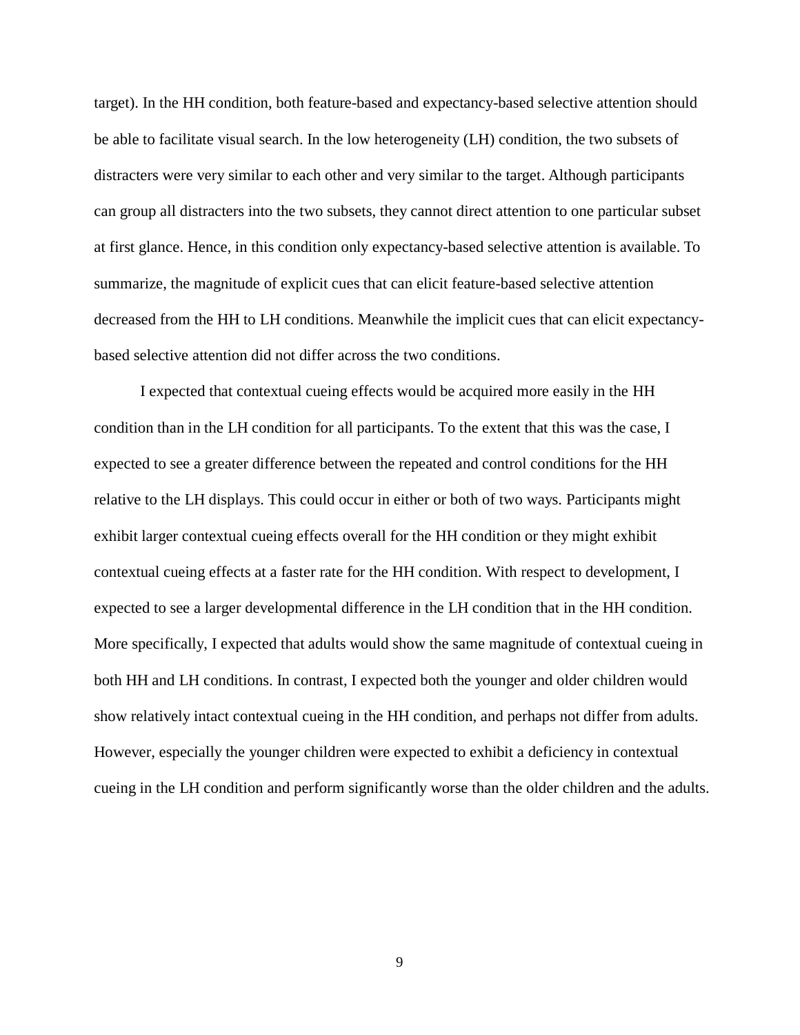target). In the HH condition, both feature-based and expectancy-based selective attention should be able to facilitate visual search. In the low heterogeneity (LH) condition, the two subsets of distracters were very similar to each other and very similar to the target. Although participants can group all distracters into the two subsets, they cannot direct attention to one particular subset at first glance. Hence, in this condition only expectancy-based selective attention is available. To summarize, the magnitude of explicit cues that can elicit feature-based selective attention decreased from the HH to LH conditions. Meanwhile the implicit cues that can elicit expectancy-based selective attention did not differ across the two conditions.

I expected that contextual cueing effects would be acquired more easily in the HH condition than in the LH condition for all participants. To the extent that this was the case, I expected to see a greater difference between the repeated and control conditions for the HH relative to the LH displays. This could occur in either or both of two ways. Participants might exhibit larger contextual cueing effects overall for the HH condition or they might exhibit contextual cueing effects at a faster rate for the HH condition. With respect to development, I expected to see a larger developmental difference in the LH condition that in the HH condition. More specifically, I expected that adults would show the same magnitude of contextual cueing in both HH and LH conditions. In contrast, I expected both the younger and older children would show relatively intact contextual cueing in the HH condition, and perhaps not differ from adults. However, especially the younger children were expected to exhibit a deficiency in contextual cueing in the LH condition and perform significantly worse than the older children and the adults.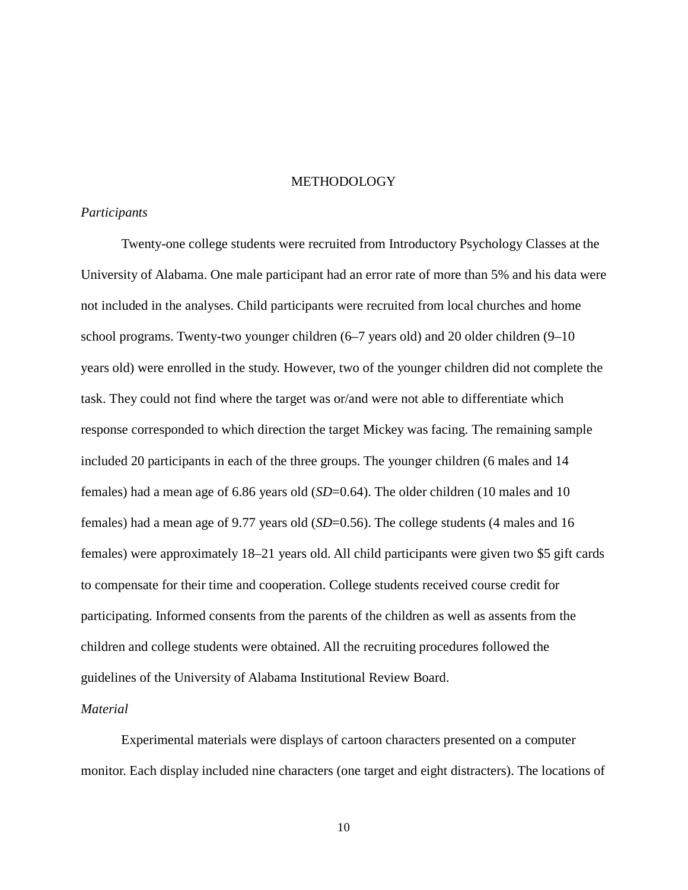# METHODOLOGY

*Participants*

Twenty-one college students were recruited from Introductory Psychology Classes at the University of Alabama. One male participant had an error rate of more than 5% and his data were not included in the analyses. Child participants were recruited from local churches and home school programs. Twenty-two younger children (6–7 years old) and 20 older children (9–10 years old) were enrolled in the study. However, two of the younger children did not complete the task. They could not find where the target was or/and were not able to differentiate which response corresponded to which direction the target Mickey was facing. The remaining sample included 20 participants in each of the three groups. The younger children (6 males and 14 females) had a mean age of 6.86 years old (*SD*=0.64). The older children (10 males and 10 females) had a mean age of 9.77 years old (*SD*=0.56). The college students (4 males and 16 females) were approximately 18–21 years old. All child participants were given two $5 gift cards to compensate for their time and cooperation. College students received course credit for participating. Informed consents from the parents of the children as well as assents from the children and college students were obtained. All the recruiting procedures followed the guidelines of the University of Alabama Institutional Review Board.

*Material*

Experimental materials were displays of cartoon characters presented on a computer monitor. Each display included nine characters (one target and eight distracters). The locations of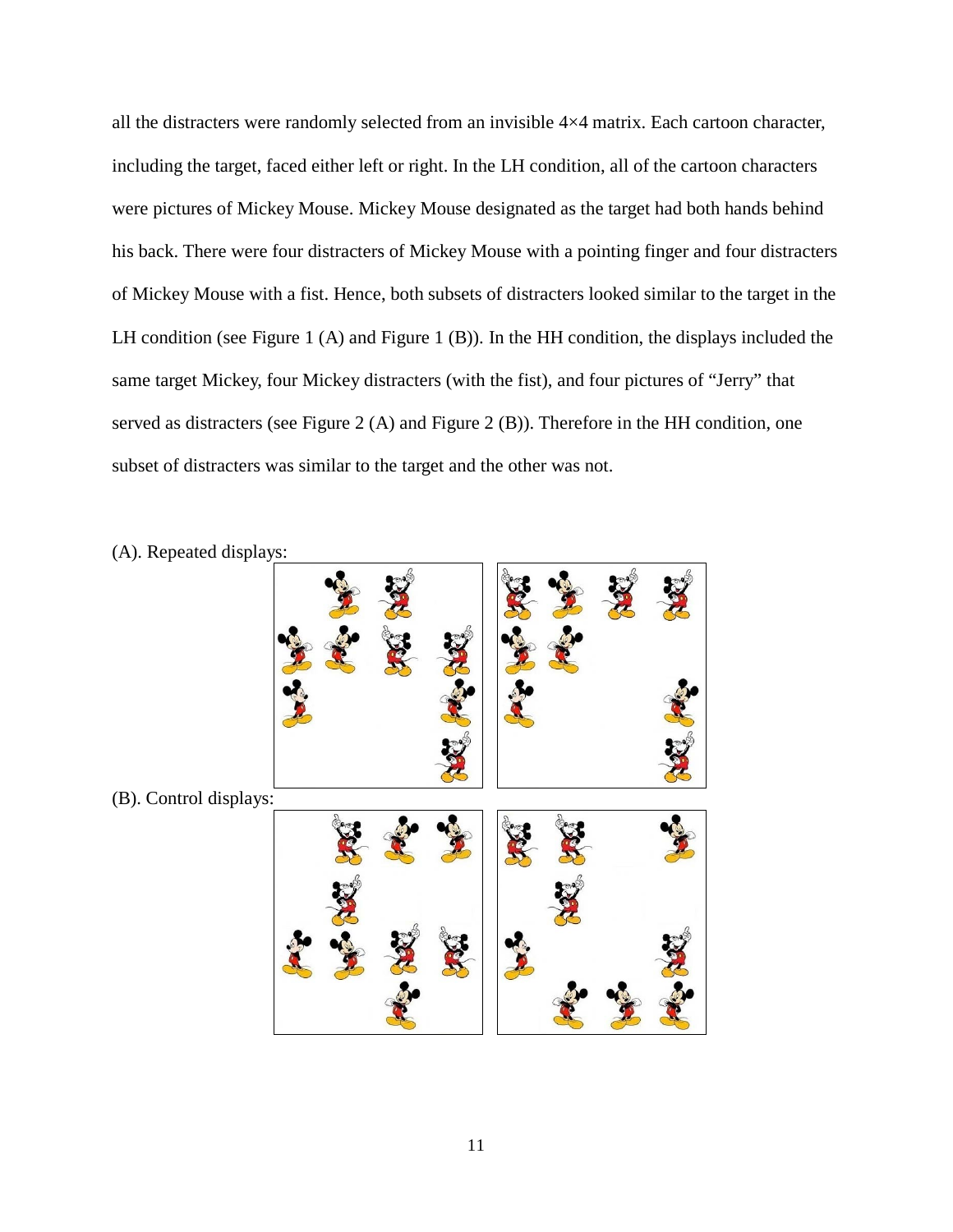all the distracters were randomly selected from an invisible 4×4 matrix. Each cartoon character, including the target, faced either left or right. In the LH condition, all of the cartoon characters were pictures of Mickey Mouse. Mickey Mouse designated as the target had both hands behind his back. There were four distracters of Mickey Mouse with a pointing finger and four distracters of Mickey Mouse with a fist. Hence, both subsets of distracters looked similar to the target in the LH condition (see Figure 1 (A) and Figure 1 (B)). In the HH condition, the displays included the same target Mickey, four Mickey distracters (with the fist), and four pictures of "Jerry" that served as distracters (see Figure 2 (A) and Figure 2 (B)). Therefore in the HH condition, one subset of distracters was similar to the target and the other was not.

(A). Repeated displays:

(B). Control displays: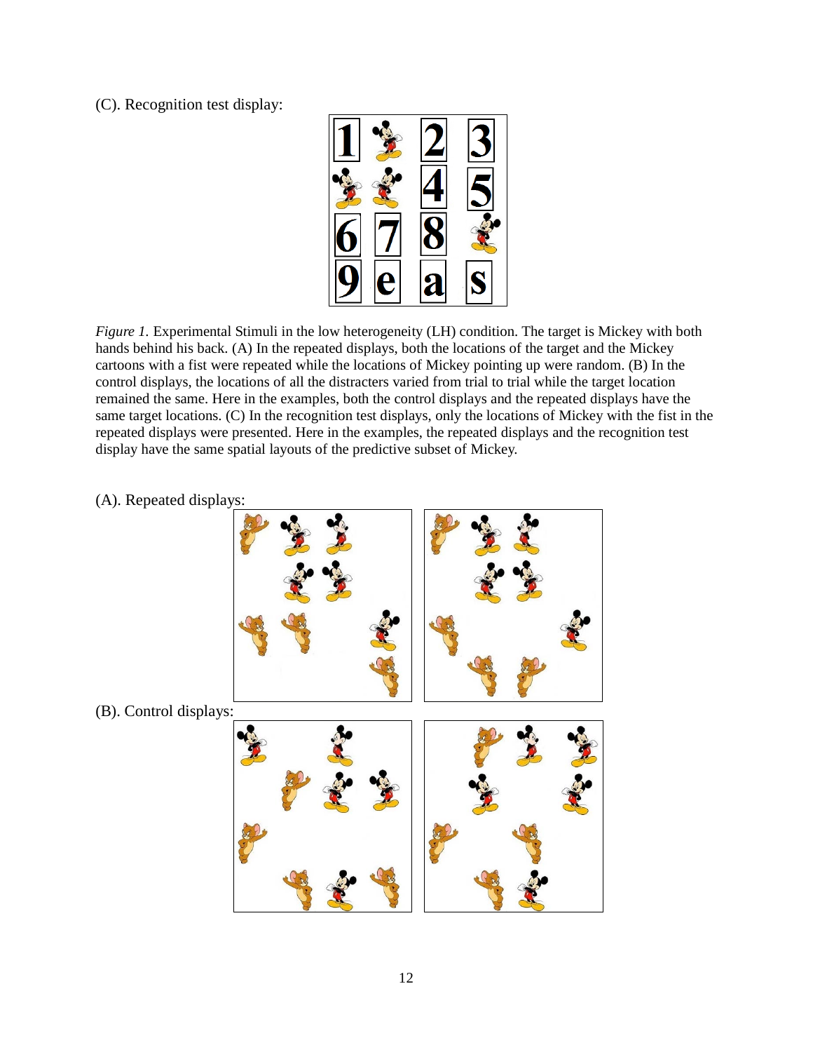(C). Recognition test display:

*Figure 1*. Experimental Stimuli in the low heterogeneity (LH) condition. The target is Mickey with both hands behind his back. (A) In the repeated displays, both the locations of the target and the Mickey cartoons with a fist were repeated while the locations of Mickey pointing up were random. (B) In the control displays, the locations of all the distracters varied from trial to trial while the target location remained the same. Here in the examples, both the control displays and the repeated displays have the same target locations. (C) In the recognition test displays, only the locations of Mickey with the fist in the repeated displays were presented. Here in the examples, the repeated displays and the recognition test display have the same spatial layouts of the predictive subset of Mickey.

(A). Repeated displays:

(B). Control displays: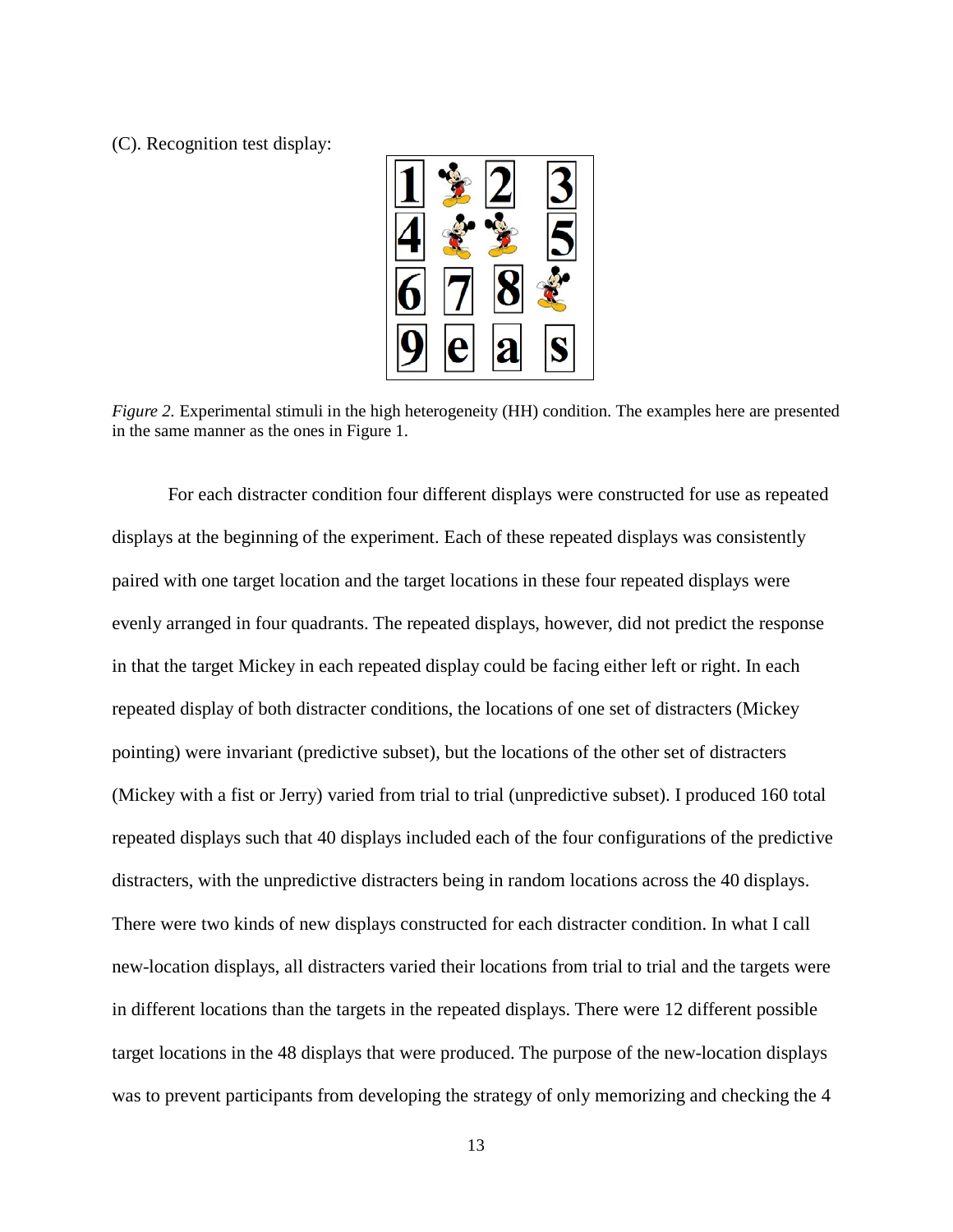(C). Recognition test display:

*Figure 2.* Experimental stimuli in the high heterogeneity (HH) condition. The examples here are presented in the same manner as the ones in Figure 1.

For each distracter condition four different displays were constructed for use as repeated displays at the beginning of the experiment. Each of these repeated displays was consistently paired with one target location and the target locations in these four repeated displays were evenly arranged in four quadrants. The repeated displays, however, did not predict the response in that the target Mickey in each repeated display could be facing either left or right. In each repeated display of both distracter conditions, the locations of one set of distracters (Mickey pointing) were invariant (predictive subset), but the locations of the other set of distracters (Mickey with a fist or Jerry) varied from trial to trial (unpredictive subset). I produced 160 total repeated displays such that 40 displays included each of the four configurations of the predictive distracters, with the unpredictive distracters being in random locations across the 40 displays. There were two kinds of new displays constructed for each distracter condition. In what I call new-location displays, all distracters varied their locations from trial to trial and the targets were in different locations than the targets in the repeated displays. There were 12 different possible target locations in the 48 displays that were produced. The purpose of the new-location displays was to prevent participants from developing the strategy of only memorizing and checking the 4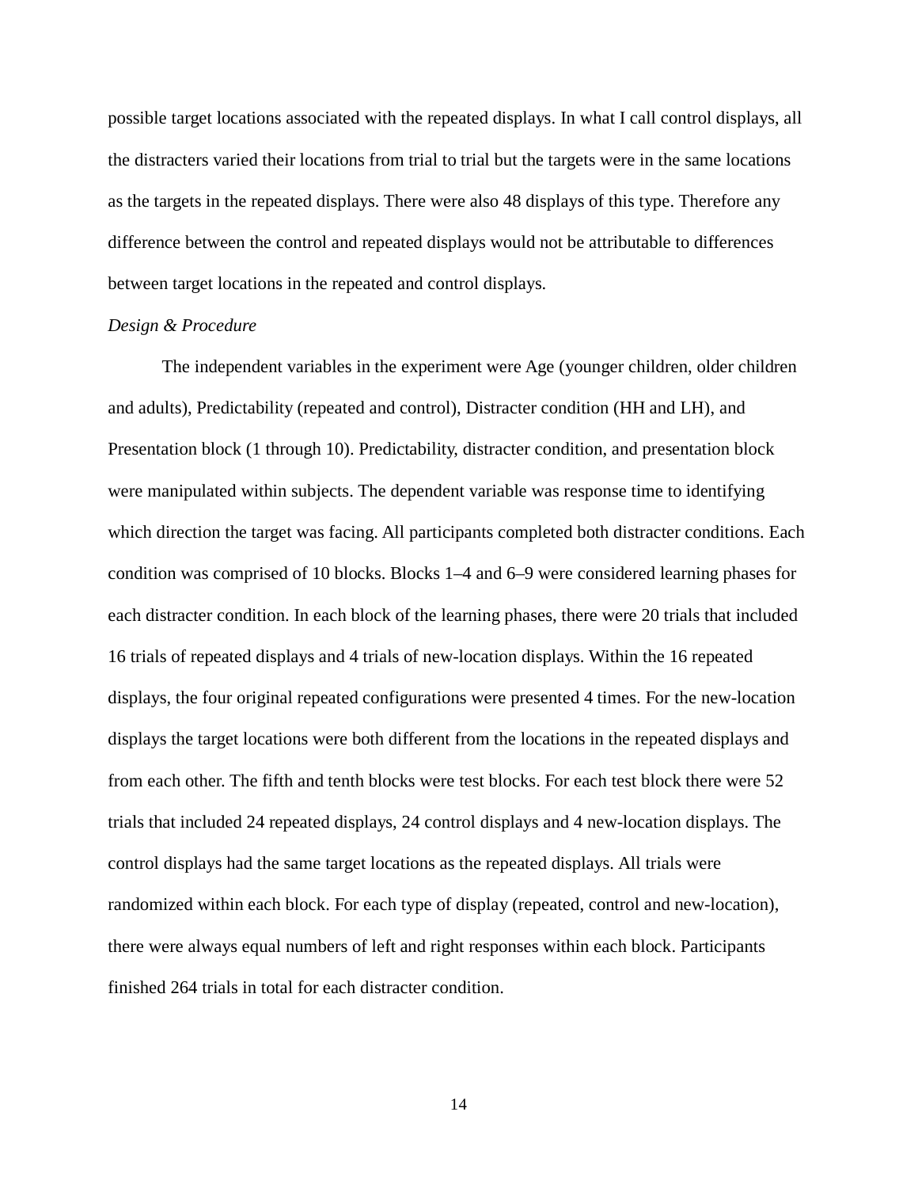possible target locations associated with the repeated displays. In what I call control displays, all the distracters varied their locations from trial to trial but the targets were in the same locations as the targets in the repeated displays. There were also 48 displays of this type. Therefore any difference between the control and repeated displays would not be attributable to differences between target locations in the repeated and control displays.

*Design & Procedure*

The independent variables in the experiment were Age (younger children, older children and adults), Predictability (repeated and control), Distracter condition (HH and LH), and Presentation block (1 through 10). Predictability, distracter condition, and presentation block were manipulated within subjects. The dependent variable was response time to identifying which direction the target was facing. All participants completed both distracter conditions. Each condition was comprised of 10 blocks. Blocks 1–4 and 6–9 were considered learning phases for each distracter condition. In each block of the learning phases, there were 20 trials that included 16 trials of repeated displays and 4 trials of new-location displays. Within the 16 repeated displays, the four original repeated configurations were presented 4 times. For the new-location displays the target locations were both different from the locations in the repeated displays and from each other. The fifth and tenth blocks were test blocks. For each test block there were 52 trials that included 24 repeated displays, 24 control displays and 4 new-location displays. The control displays had the same target locations as the repeated displays. All trials were randomized within each block. For each type of display (repeated, control and new-location), there were always equal numbers of left and right responses within each block. Participants finished 264 trials in total for each distracter condition.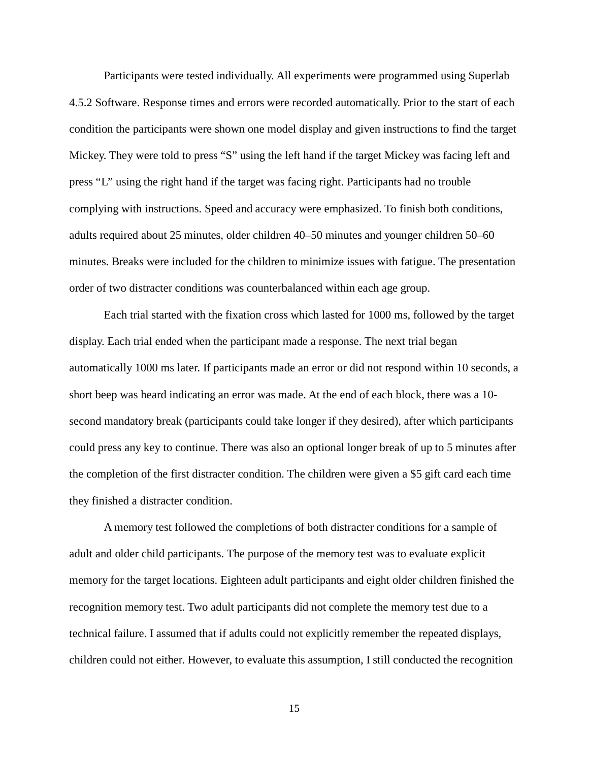Participants were tested individually. All experiments were programmed using Superlab 4.5.2 Software. Response times and errors were recorded automatically. Prior to the start of each condition the participants were shown one model display and given instructions to find the target Mickey. They were told to press "S" using the left hand if the target Mickey was facing left and press "L" using the right hand if the target was facing right. Participants had no trouble complying with instructions. Speed and accuracy were emphasized. To finish both conditions, adults required about 25 minutes, older children 40–50 minutes and younger children 50–60 minutes. Breaks were included for the children to minimize issues with fatigue. The presentation order of two distracter conditions was counterbalanced within each age group.

Each trial started with the fixation cross which lasted for 1000 ms, followed by the target display. Each trial ended when the participant made a response. The next trial began automatically 1000 ms later. If participants made an error or did not respond within 10 seconds, a short beep was heard indicating an error was made. At the end of each block, there was a 10-second mandatory break (participants could take longer if they desired), after which participants could press any key to continue. There was also an optional longer break of up to 5 minutes after the completion of the first distracter condition. The children were given a $5 gift card each time they finished a distracter condition.

A memory test followed the completions of both distracter conditions for a sample of adult and older child participants. The purpose of the memory test was to evaluate explicit memory for the target locations. Eighteen adult participants and eight older children finished the recognition memory test. Two adult participants did not complete the memory test due to a technical failure. I assumed that if adults could not explicitly remember the repeated displays, children could not either. However, to evaluate this assumption, I still conducted the recognition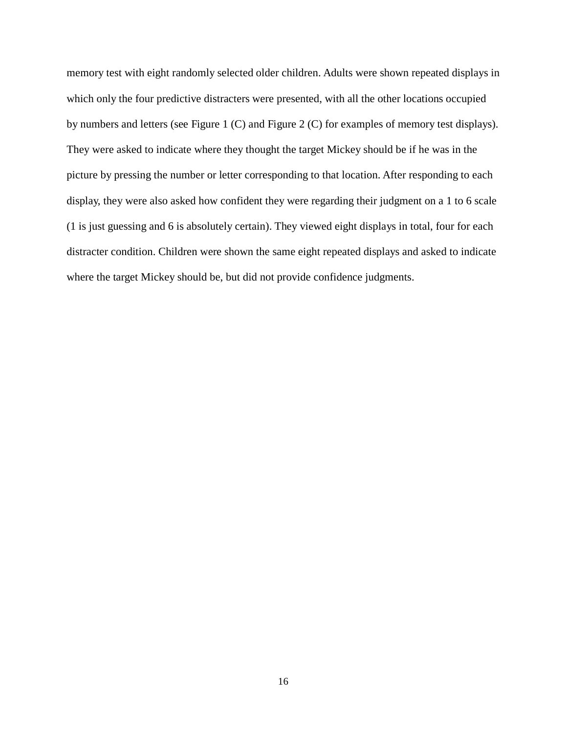memory test with eight randomly selected older children. Adults were shown repeated displays in which only the four predictive distracters were presented, with all the other locations occupied by numbers and letters (see Figure 1 (C) and Figure 2 (C) for examples of memory test displays). They were asked to indicate where they thought the target Mickey should be if he was in the picture by pressing the number or letter corresponding to that location. After responding to each display, they were also asked how confident they were regarding their judgment on a 1 to 6 scale (1 is just guessing and 6 is absolutely certain). They viewed eight displays in total, four for each distracter condition. Children were shown the same eight repeated displays and asked to indicate where the target Mickey should be, but did not provide confidence judgments.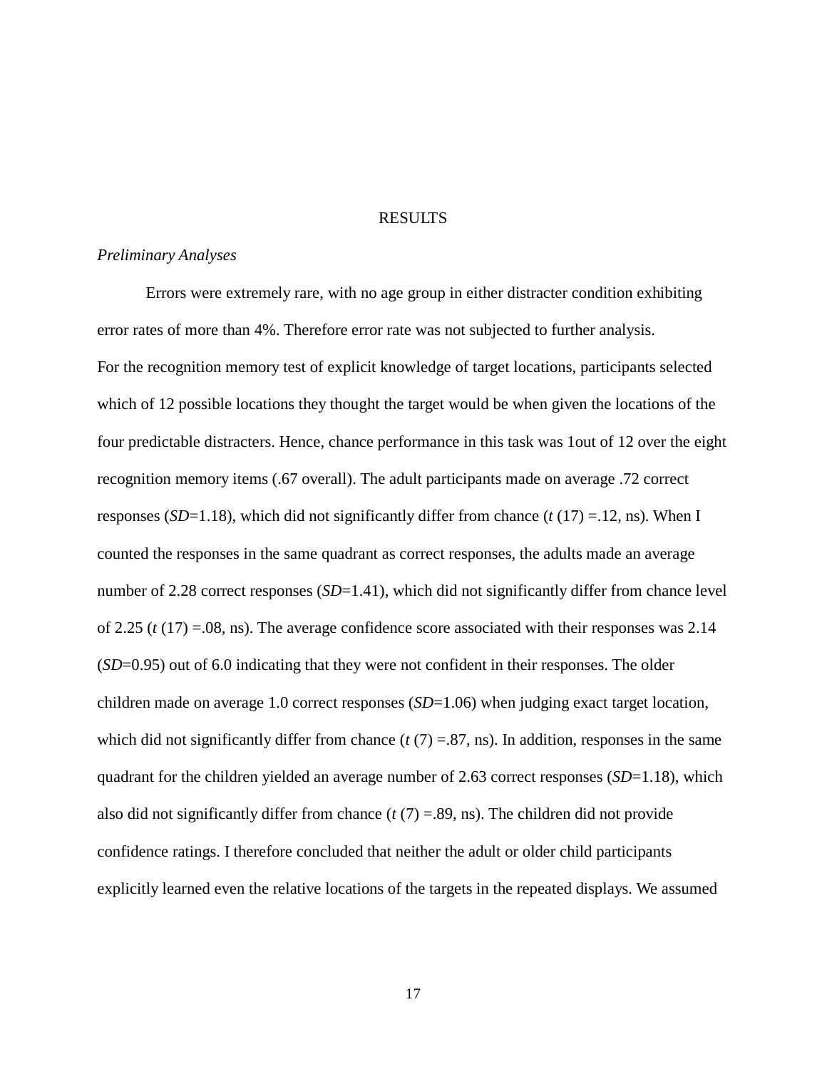# RESULTS

*Preliminary Analyses*

Errors were extremely rare, with no age group in either distracter condition exhibiting error rates of more than 4%. Therefore error rate was not subjected to further analysis.

For the recognition memory test of explicit knowledge of target locations, participants selected which of 12 possible locations they thought the target would be when given the locations of the four predictable distracters. Hence, chance performance in this task was 1out of 12 over the eight recognition memory items (.67 overall). The adult participants made on average .72 correct responses (*SD*=1.18), which did not significantly differ from chance ($t$ (17) =.12, ns). When I counted the responses in the same quadrant as correct responses, the adults made an average number of 2.28 correct responses (*SD*=1.41), which did not significantly differ from chance level of 2.25 ($t$ (17) =.08, ns). The average confidence score associated with their responses was 2.14 (*SD*=0.95) out of 6.0 indicating that they were not confident in their responses. The older children made on average 1.0 correct responses (*SD*=1.06) when judging exact target location, which did not significantly differ from chance ($t$ (7) =.87, ns). In addition, responses in the same quadrant for the children yielded an average number of 2.63 correct responses (*SD*=1.18), which also did not significantly differ from chance ($t$ (7) =.89, ns). The children did not provide confidence ratings. I therefore concluded that neither the adult or older child participants explicitly learned even the relative locations of the targets in the repeated displays. We assumed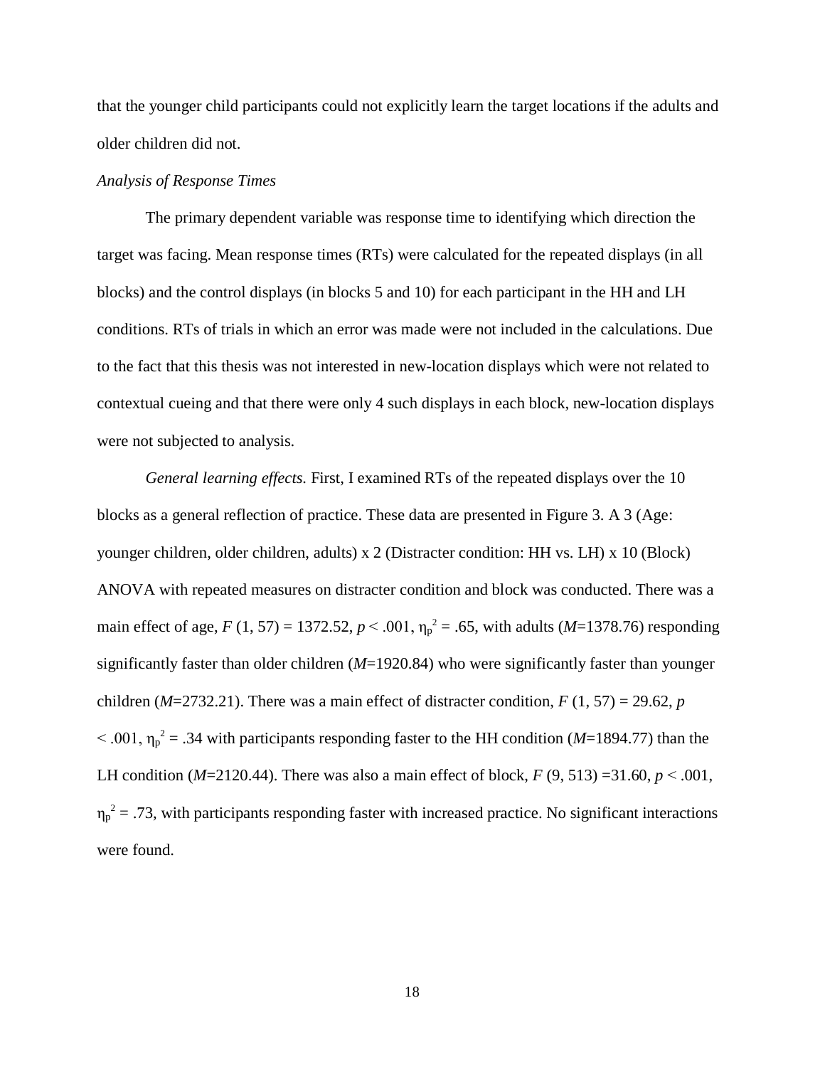that the younger child participants could not explicitly learn the target locations if the adults and older children did not.

*Analysis of Response Times*

The primary dependent variable was response time to identifying which direction the target was facing. Mean response times (RTs) were calculated for the repeated displays (in all blocks) and the control displays (in blocks 5 and 10) for each participant in the HH and LH conditions. RTs of trials in which an error was made were not included in the calculations. Due to the fact that this thesis was not interested in new-location displays which were not related to contextual cueing and that there were only 4 such displays in each block, new-location displays were not subjected to analysis.

*General learning effects.* First, I examined RTs of the repeated displays over the 10 blocks as a general reflection of practice. These data are presented in Figure 3. A 3 (Age: younger children, older children, adults) x 2 (Distracter condition: HH vs. LH) x 10 (Block) ANOVA with repeated measures on distracter condition and block was conducted. There was a main effect of age, $F$ (1, 57) = 1372.52, $p < .001$, $\eta_p^2 = .65$, with adults ($M$=1378.76) responding significantly faster than older children ($M$=1920.84) who were significantly faster than younger children ($M$=2732.21). There was a main effect of distracter condition, $F$ (1, 57) = 29.62, $p < .001$, $\eta_p^2 = .34$ with participants responding faster to the HH condition ($M$=1894.77) than the LH condition ($M$=2120.44). There was also a main effect of block, $F$ (9, 513) =31.60, $p < .001$, $\eta_p^2 = .73$, with participants responding faster with increased practice. No significant interactions were found.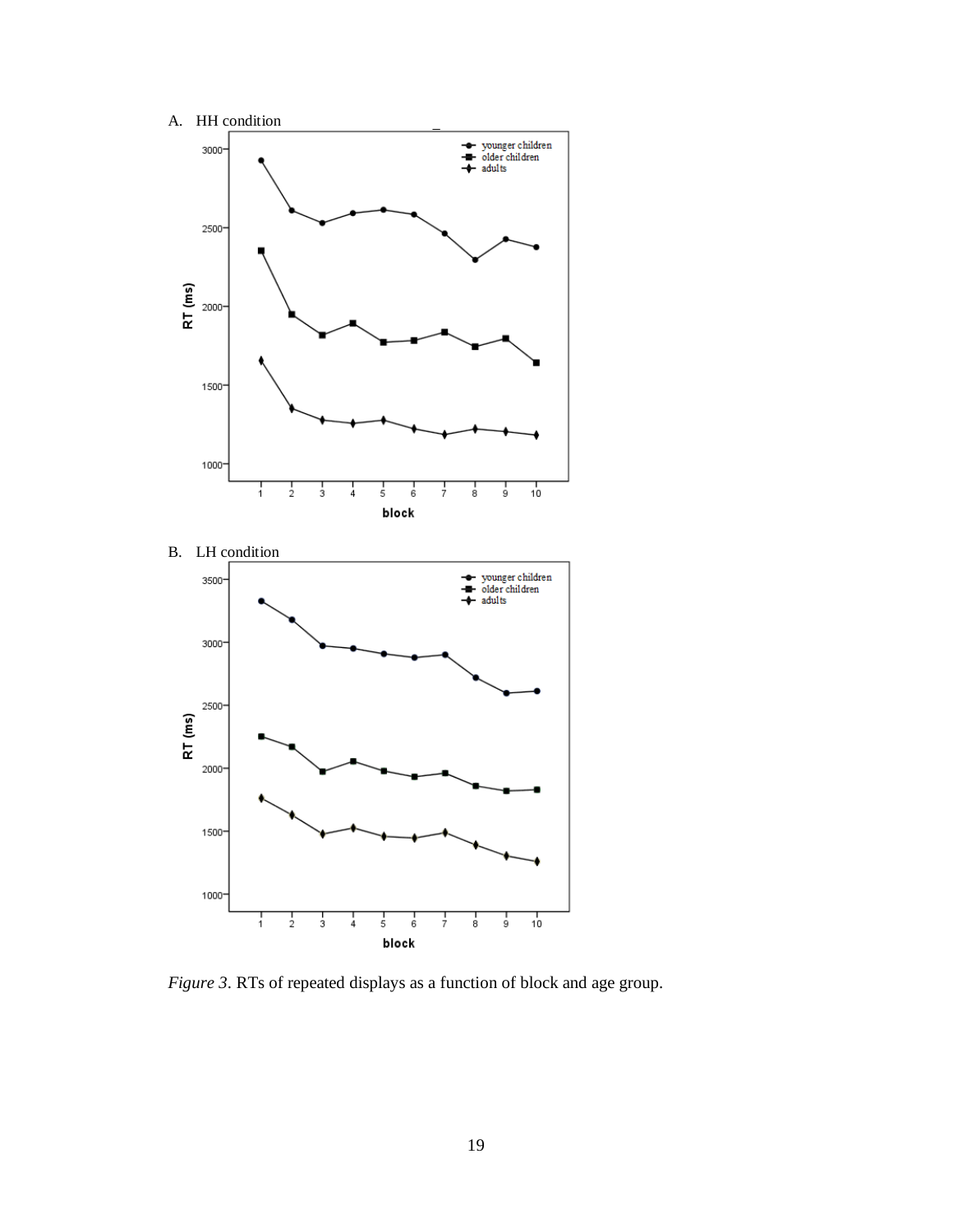A. HH condition

B. LH condition

*Figure 3*. RTs of repeated displays as a function of block and age group.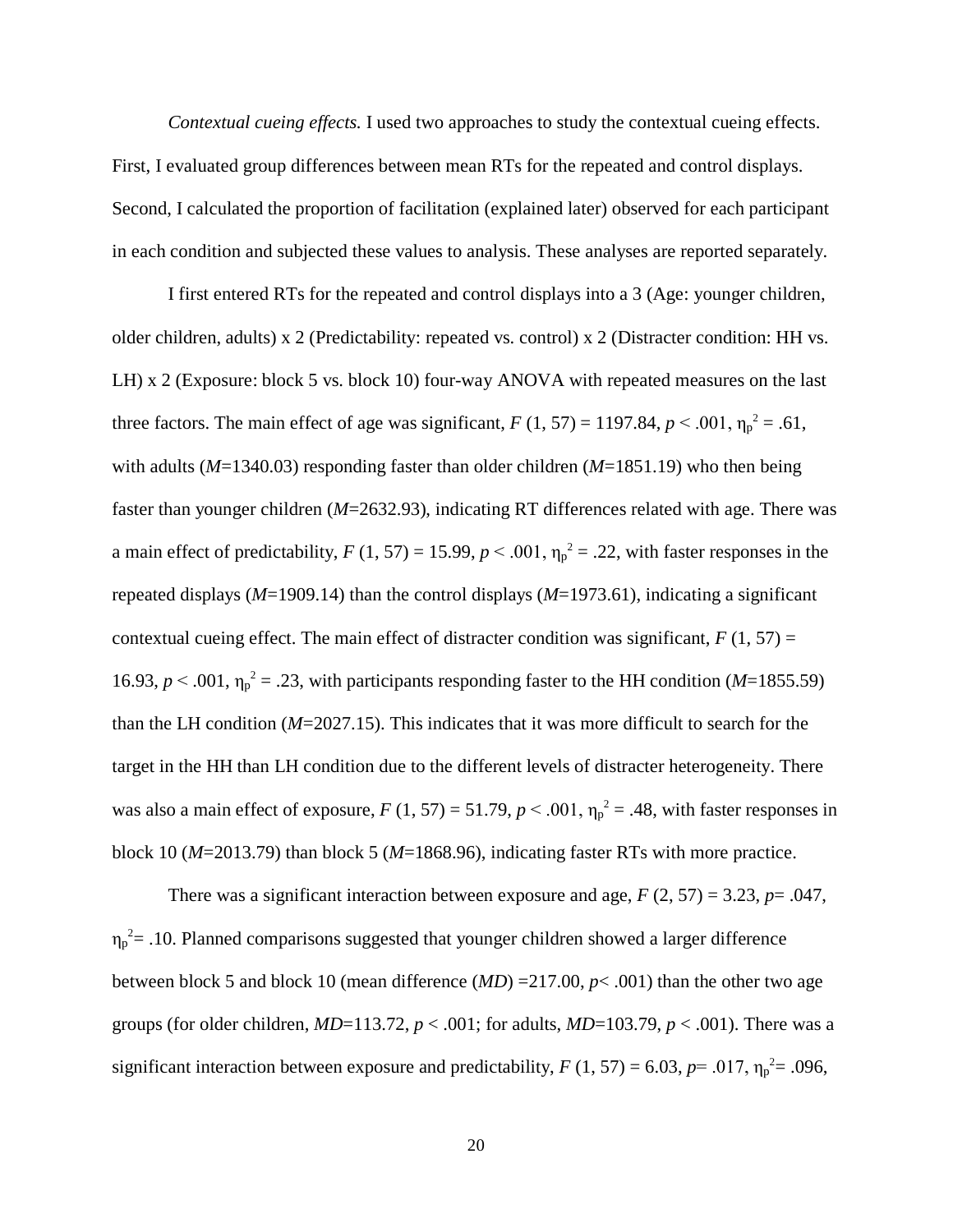*Contextual cueing effects.* I used two approaches to study the contextual cueing effects. First, I evaluated group differences between mean RTs for the repeated and control displays. Second, I calculated the proportion of facilitation (explained later) observed for each participant in each condition and subjected these values to analysis. These analyses are reported separately.

I first entered RTs for the repeated and control displays into a 3 (Age: younger children, older children, adults) x 2 (Predictability: repeated vs. control) x 2 (Distracter condition: HH vs. LH) x 2 (Exposure: block 5 vs. block 10) four-way ANOVA with repeated measures on the last three factors. The main effect of age was significant, $F$ (1, 57) = 1197.84, $p < .001$, $\eta_p^2 = .61$, with adults ($M$=1340.03) responding faster than older children ($M$=1851.19) who then being faster than younger children ($M$=2632.93), indicating RT differences related with age. There was a main effect of predictability, $F$ (1, 57) = 15.99, $p < .001$, $\eta_p^2 = .22$, with faster responses in the repeated displays ($M$=1909.14) than the control displays ($M$=1973.61), indicating a significant contextual cueing effect. The main effect of distracter condition was significant, $F$ (1, 57) = 16.93, $p < .001$, $\eta_p^2 = .23$, with participants responding faster to the HH condition ($M$=1855.59) than the LH condition ($M$=2027.15). This indicates that it was more difficult to search for the target in the HH than LH condition due to the different levels of distracter heterogeneity. There was also a main effect of exposure, $F$ (1, 57) = 51.79, $p < .001$, $\eta_p^2 = .48$, with faster responses in block 10 ($M$=2013.79) than block 5 ($M$=1868.96), indicating faster RTs with more practice.

There was a significant interaction between exposure and age, $F$ (2, 57) = 3.23, $p$= .047, $\eta_p^2$= .10. Planned comparisons suggested that younger children showed a larger difference between block 5 and block 10 (mean difference ($MD$) =217.00, $p$< .001) than the other two age groups (for older children, $MD$=113.72, $p < .001$; for adults, $MD$=103.79, $p < .001$). There was a significant interaction between exposure and predictability, $F$ (1, 57) = 6.03, $p$= .017, $\eta_p^2$= .096,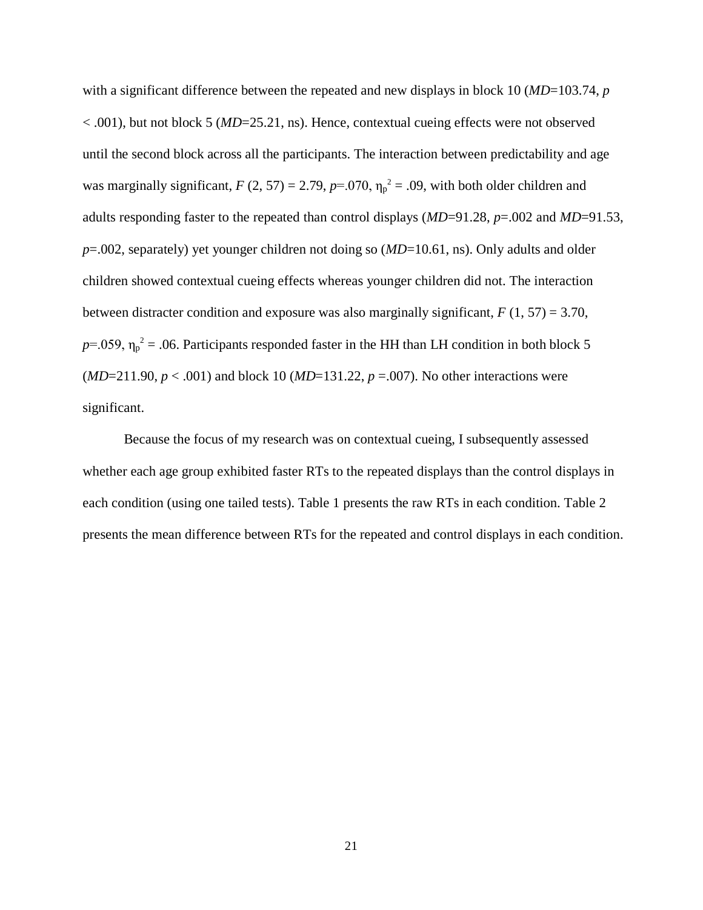with a significant difference between the repeated and new displays in block 10 (*MD*=103.74, $p < .001$), but not block 5 (*MD*=25.21, ns). Hence, contextual cueing effects were not observed until the second block across all the participants. The interaction between predictability and age was marginally significant, $F$ (2, 57) = 2.79, $p$=.070, $\eta_p^2 = .09$, with both older children and adults responding faster to the repeated than control displays (*MD*=91.28, $p$=.002 and *MD*=91.53, $p$=.002, separately) yet younger children not doing so (*MD*=10.61, ns). Only adults and older children showed contextual cueing effects whereas younger children did not. The interaction between distracter condition and exposure was also marginally significant, $F$ (1, 57) = 3.70, $p$=.059, $\eta_p^2 = .06$. Participants responded faster in the HH than LH condition in both block 5 (*MD*=211.90, $p < .001$) and block 10 (*MD*=131.22, $p$ =.007). No other interactions were significant.

Because the focus of my research was on contextual cueing, I subsequently assessed whether each age group exhibited faster RTs to the repeated displays than the control displays in each condition (using one tailed tests). Table 1 presents the raw RTs in each condition. Table 2 presents the mean difference between RTs for the repeated and control displays in each condition.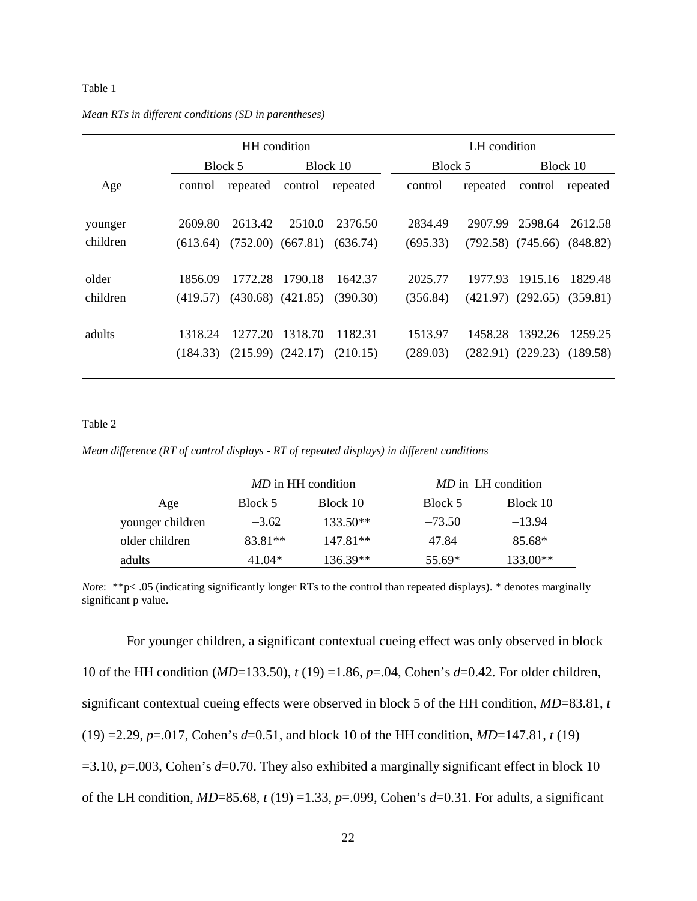Table 1

*Mean RTs in different conditions (SD in parentheses)*

| | HH condition | | | | LH condition | | | |
|---|---|---|---|---|---|---|---|---|
| | Block 5 | | Block 10 | | Block 5 | | Block 10 | |
| Age | control | repeated | control | repeated | control | repeated | control | repeated |
| younger children | 2609.80 (613.64) | 2613.42 (752.00) | 2510.0 (667.81) | 2376.50 (636.74) | 2834.49 (695.33) | 2907.99 (792.58) | 2598.64 (745.66) | 2612.58 (848.82) |
| older children | 1856.09 (419.57) | 1772.28 (430.68) | 1790.18 (421.85) | 1642.37 (390.30) | 2025.77 (356.84) | 1977.93 (421.97) | 1915.16 (292.65) | 1829.48 (359.81) |
| adults | 1318.24 (184.33) | 1277.20 (215.99) | 1318.70 (242.17) | 1182.31 (210.15) | 1513.97 (289.03) | 1458.28 (282.91) | 1392.26 (229.23) | 1259.25 (189.58) |

Table 2

*Mean difference (RT of control displays - RT of repeated displays) in different conditions*

| | *MD* in HH condition | | *MD* in LH condition | |
|---|---|---|---|---|
| Age | Block 5 | Block 10 | Block 5 | Block 10 |
| younger children | –3.62 | 133.50** | –73.50 | –13.94 |
| older children | 83.81** | 147.81** | 47.84 | 85.68* |
| adults | 41.04* | 136.39** | 55.69* | 133.00** |

*Note*: **p< .05 (indicating significantly longer RTs to the control than repeated displays). * denotes marginally significant p value.

For younger children, a significant contextual cueing effect was only observed in block 10 of the HH condition (*MD*=133.50), $t$ (19) =1.86, $p$=.04, Cohen's $d$=0.42. For older children, significant contextual cueing effects were observed in block 5 of the HH condition, *MD*=83.81, $t$ (19) =2.29, $p$=.017, Cohen's $d$=0.51, and block 10 of the HH condition, *MD*=147.81, $t$ (19) =3.10, $p$=.003, Cohen's $d$=0.70. They also exhibited a marginally significant effect in block 10 of the LH condition, *MD*=85.68, $t$ (19) =1.33, $p$=.099, Cohen's $d$=0.31. For adults, a significant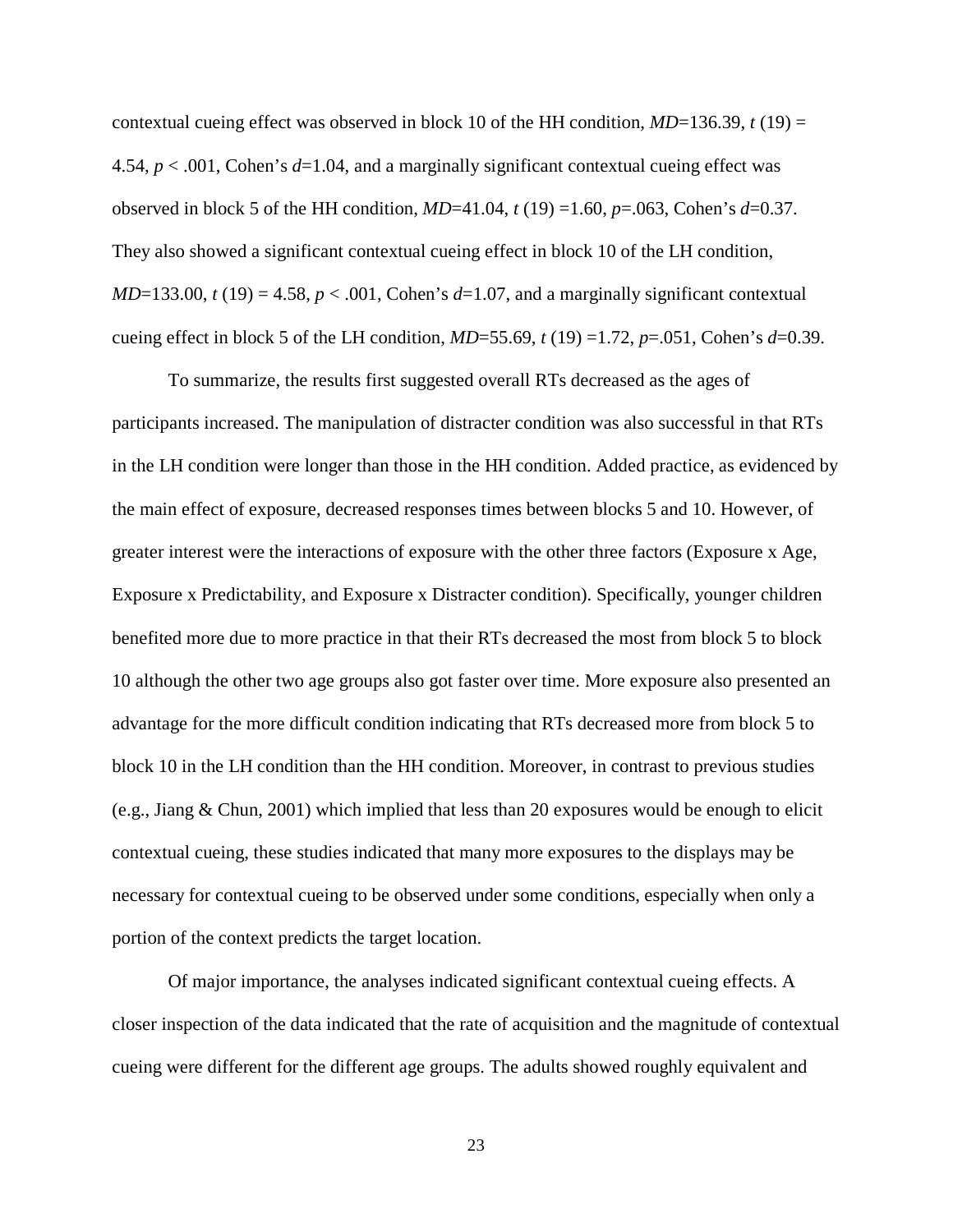contextual cueing effect was observed in block 10 of the HH condition, *MD*=136.39, $t\,(19) = 4.54$, $p < .001$, Cohen's $d$=1.04, and a marginally significant contextual cueing effect was observed in block 5 of the HH condition, *MD*=41.04, $t\,(19) = 1.60$, $p$=.063, Cohen's $d$=0.37. They also showed a significant contextual cueing effect in block 10 of the LH condition, *MD*=133.00, $t\,(19) = 4.58$, $p < .001$, Cohen's $d$=1.07, and a marginally significant contextual cueing effect in block 5 of the LH condition, *MD*=55.69, $t\,(19) = 1.72$, $p$=.051, Cohen's $d$=0.39.

To summarize, the results first suggested overall RTs decreased as the ages of participants increased. The manipulation of distracter condition was also successful in that RTs in the LH condition were longer than those in the HH condition. Added practice, as evidenced by the main effect of exposure, decreased responses times between blocks 5 and 10. However, of greater interest were the interactions of exposure with the other three factors (Exposure x Age, Exposure x Predictability, and Exposure x Distracter condition). Specifically, younger children benefited more due to more practice in that their RTs decreased the most from block 5 to block 10 although the other two age groups also got faster over time. More exposure also presented an advantage for the more difficult condition indicating that RTs decreased more from block 5 to block 10 in the LH condition than the HH condition. Moreover, in contrast to previous studies (e.g., Jiang & Chun, 2001) which implied that less than 20 exposures would be enough to elicit contextual cueing, these studies indicated that many more exposures to the displays may be necessary for contextual cueing to be observed under some conditions, especially when only a portion of the context predicts the target location.

Of major importance, the analyses indicated significant contextual cueing effects. A closer inspection of the data indicated that the rate of acquisition and the magnitude of contextual cueing were different for the different age groups. The adults showed roughly equivalent and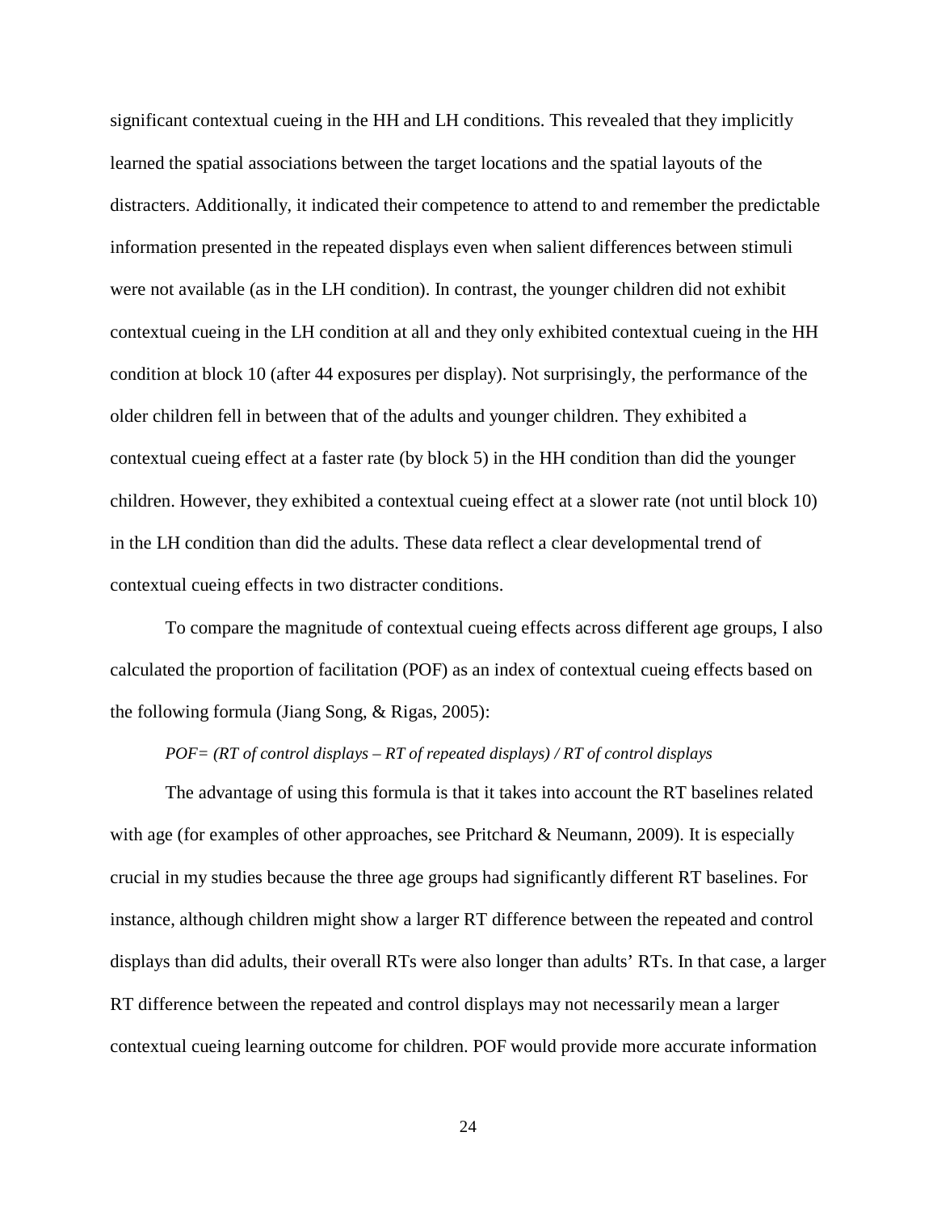significant contextual cueing in the HH and LH conditions. This revealed that they implicitly learned the spatial associations between the target locations and the spatial layouts of the distracters. Additionally, it indicated their competence to attend to and remember the predictable information presented in the repeated displays even when salient differences between stimuli were not available (as in the LH condition). In contrast, the younger children did not exhibit contextual cueing in the LH condition at all and they only exhibited contextual cueing in the HH condition at block 10 (after 44 exposures per display). Not surprisingly, the performance of the older children fell in between that of the adults and younger children. They exhibited a contextual cueing effect at a faster rate (by block 5) in the HH condition than did the younger children. However, they exhibited a contextual cueing effect at a slower rate (not until block 10) in the LH condition than did the adults. These data reflect a clear developmental trend of contextual cueing effects in two distracter conditions.

To compare the magnitude of contextual cueing effects across different age groups, I also calculated the proportion of facilitation (POF) as an index of contextual cueing effects based on the following formula (Jiang Song, & Rigas, 2005):

*POF= (RT of control displays – RT of repeated displays) / RT of control displays*

The advantage of using this formula is that it takes into account the RT baselines related with age (for examples of other approaches, see Pritchard & Neumann, 2009). It is especially crucial in my studies because the three age groups had significantly different RT baselines. For instance, although children might show a larger RT difference between the repeated and control displays than did adults, their overall RTs were also longer than adults' RTs. In that case, a larger RT difference between the repeated and control displays may not necessarily mean a larger contextual cueing learning outcome for children. POF would provide more accurate information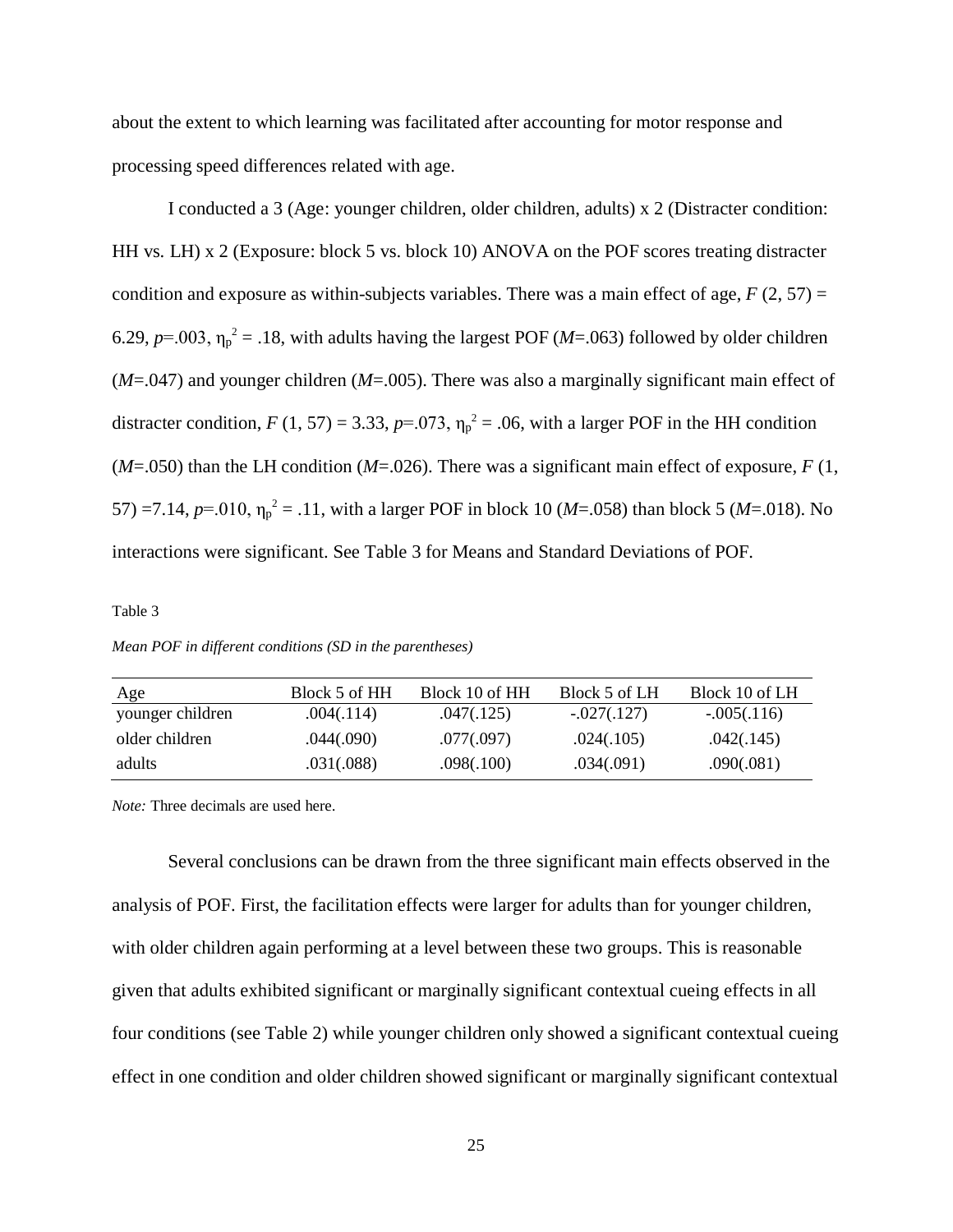about the extent to which learning was facilitated after accounting for motor response and processing speed differences related with age.

I conducted a 3 (Age: younger children, older children, adults) x 2 (Distracter condition: HH vs. LH) x 2 (Exposure: block 5 vs. block 10) ANOVA on the POF scores treating distracter condition and exposure as within-subjects variables. There was a main effect of age, $F$ (2, 57) = 6.29, $p$=.003, $\eta_p^2$ = .18, with adults having the largest POF ($M$=.063) followed by older children ($M$=.047) and younger children ($M$=.005). There was also a marginally significant main effect of distracter condition, $F$ (1, 57) = 3.33, $p$=.073, $\eta_p^2$ = .06, with a larger POF in the HH condition ($M$=.050) than the LH condition ($M$=.026). There was a significant main effect of exposure, $F$ (1, 57) =7.14, $p$=.010, $\eta_p^2$ = .11, with a larger POF in block 10 ($M$=.058) than block 5 ($M$=.018). No interactions were significant. See Table 3 for Means and Standard Deviations of POF.

Table 3

*Mean POF in different conditions (SD in the parentheses)*

| Age | Block 5 of HH | Block 10 of HH | Block 5 of LH | Block 10 of LH |
|---|---|---|---|---|
| younger children | .004(.114) | .047(.125) | -.027(.127) | -.005(.116) |
| older children | .044(.090) | .077(.097) | .024(.105) | .042(.145) |
| adults | .031(.088) | .098(.100) | .034(.091) | .090(.081) |

*Note:* Three decimals are used here.

Several conclusions can be drawn from the three significant main effects observed in the analysis of POF. First, the facilitation effects were larger for adults than for younger children, with older children again performing at a level between these two groups. This is reasonable given that adults exhibited significant or marginally significant contextual cueing effects in all four conditions (see Table 2) while younger children only showed a significant contextual cueing effect in one condition and older children showed significant or marginally significant contextual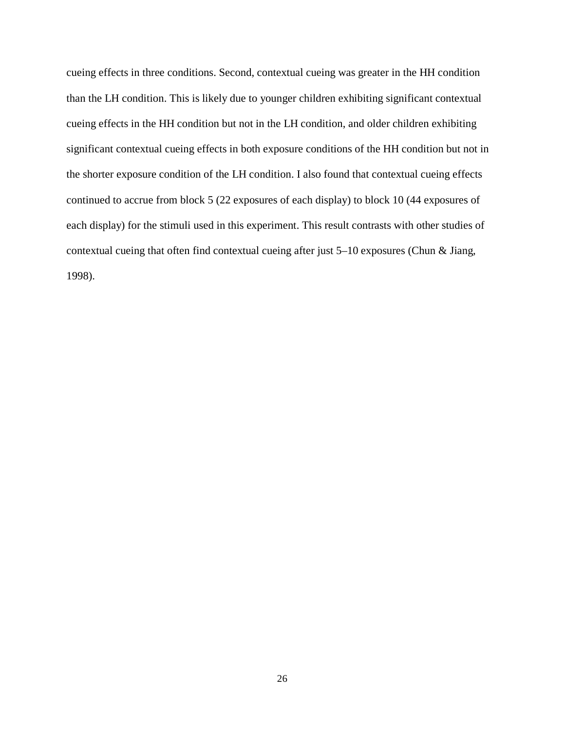cueing effects in three conditions. Second, contextual cueing was greater in the HH condition than the LH condition. This is likely due to younger children exhibiting significant contextual cueing effects in the HH condition but not in the LH condition, and older children exhibiting significant contextual cueing effects in both exposure conditions of the HH condition but not in the shorter exposure condition of the LH condition. I also found that contextual cueing effects continued to accrue from block 5 (22 exposures of each display) to block 10 (44 exposures of each display) for the stimuli used in this experiment. This result contrasts with other studies of contextual cueing that often find contextual cueing after just 5–10 exposures (Chun & Jiang, 1998).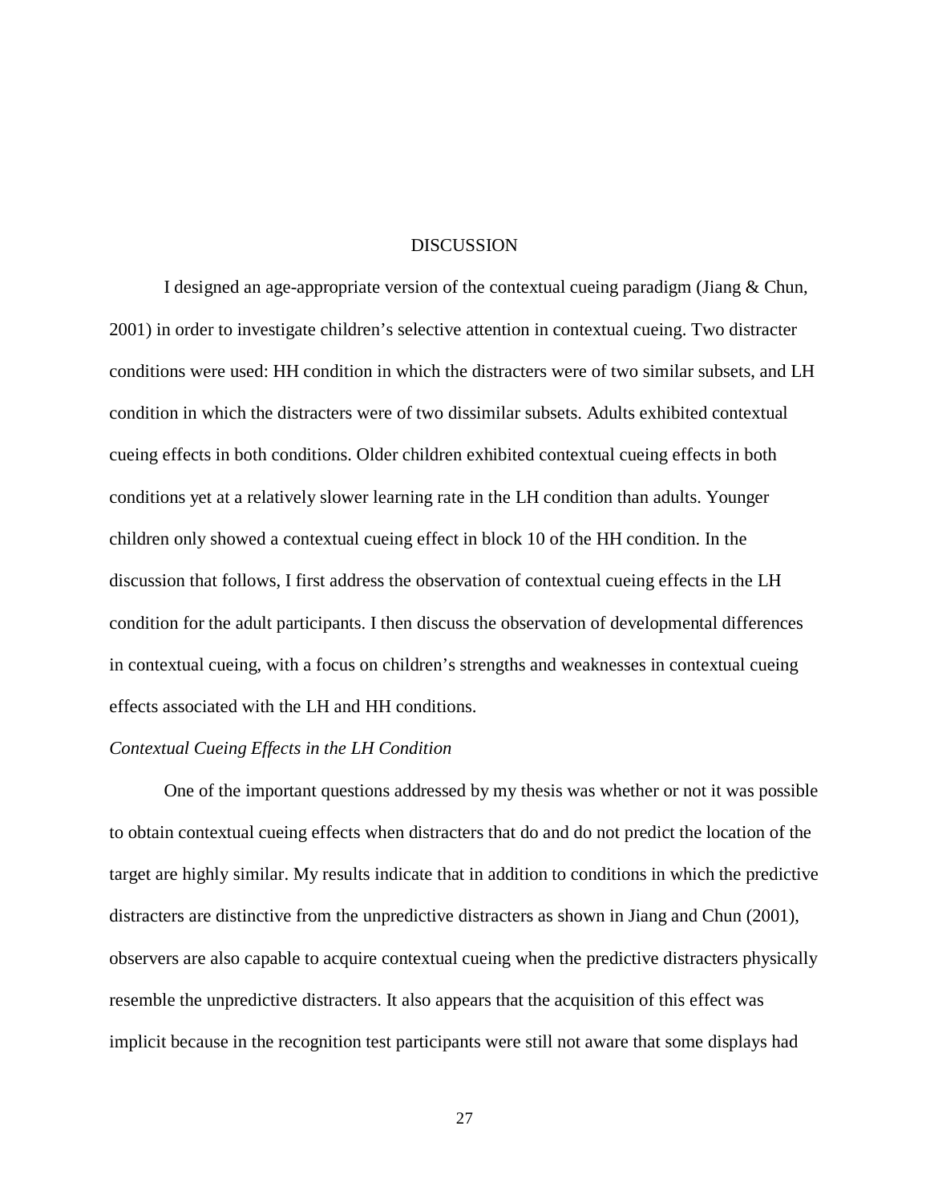# DISCUSSION

I designed an age-appropriate version of the contextual cueing paradigm (Jiang & Chun, 2001) in order to investigate children's selective attention in contextual cueing. Two distracter conditions were used: HH condition in which the distracters were of two similar subsets, and LH condition in which the distracters were of two dissimilar subsets. Adults exhibited contextual cueing effects in both conditions. Older children exhibited contextual cueing effects in both conditions yet at a relatively slower learning rate in the LH condition than adults. Younger children only showed a contextual cueing effect in block 10 of the HH condition. In the discussion that follows, I first address the observation of contextual cueing effects in the LH condition for the adult participants. I then discuss the observation of developmental differences in contextual cueing, with a focus on children's strengths and weaknesses in contextual cueing effects associated with the LH and HH conditions.

*Contextual Cueing Effects in the LH Condition*

One of the important questions addressed by my thesis was whether or not it was possible to obtain contextual cueing effects when distracters that do and do not predict the location of the target are highly similar. My results indicate that in addition to conditions in which the predictive distracters are distinctive from the unpredictive distracters as shown in Jiang and Chun (2001), observers are also capable to acquire contextual cueing when the predictive distracters physically resemble the unpredictive distracters. It also appears that the acquisition of this effect was implicit because in the recognition test participants were still not aware that some displays had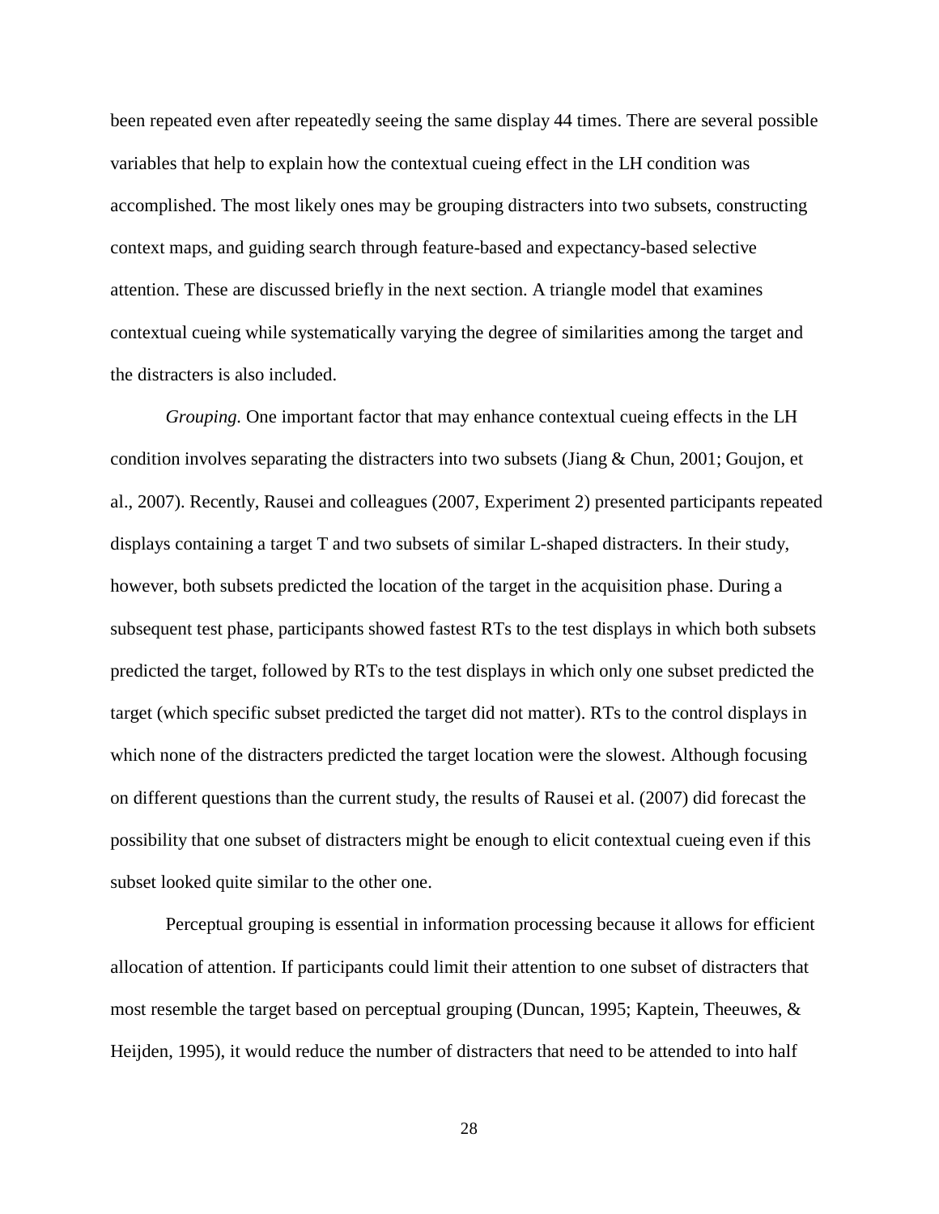been repeated even after repeatedly seeing the same display 44 times. There are several possible variables that help to explain how the contextual cueing effect in the LH condition was accomplished. The most likely ones may be grouping distracters into two subsets, constructing context maps, and guiding search through feature-based and expectancy-based selective attention. These are discussed briefly in the next section. A triangle model that examines contextual cueing while systematically varying the degree of similarities among the target and the distracters is also included.

*Grouping.* One important factor that may enhance contextual cueing effects in the LH condition involves separating the distracters into two subsets (Jiang & Chun, 2001; Goujon, et al., 2007). Recently, Rausei and colleagues (2007, Experiment 2) presented participants repeated displays containing a target T and two subsets of similar L-shaped distracters. In their study, however, both subsets predicted the location of the target in the acquisition phase. During a subsequent test phase, participants showed fastest RTs to the test displays in which both subsets predicted the target, followed by RTs to the test displays in which only one subset predicted the target (which specific subset predicted the target did not matter). RTs to the control displays in which none of the distracters predicted the target location were the slowest. Although focusing on different questions than the current study, the results of Rausei et al. (2007) did forecast the possibility that one subset of distracters might be enough to elicit contextual cueing even if this subset looked quite similar to the other one.

Perceptual grouping is essential in information processing because it allows for efficient allocation of attention. If participants could limit their attention to one subset of distracters that most resemble the target based on perceptual grouping (Duncan, 1995; Kaptein, Theeuwes, & Heijden, 1995), it would reduce the number of distracters that need to be attended to into half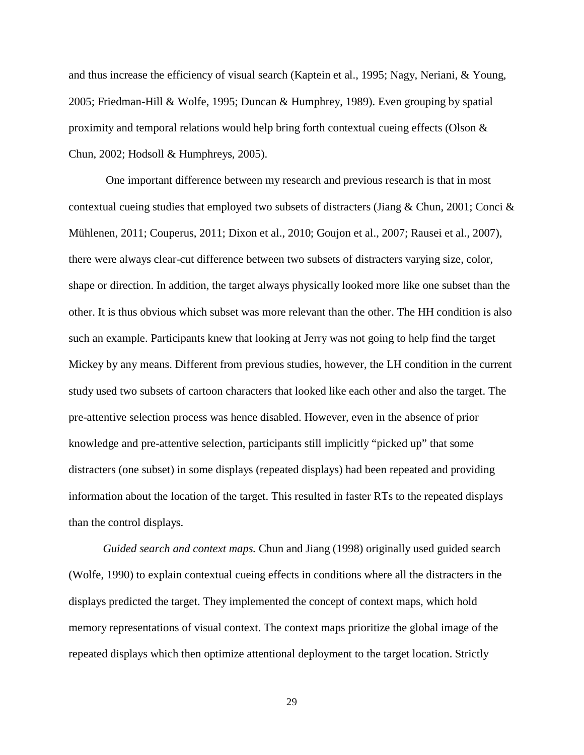and thus increase the efficiency of visual search (Kaptein et al., 1995; Nagy, Neriani, & Young, 2005; Friedman-Hill & Wolfe, 1995; Duncan & Humphrey, 1989). Even grouping by spatial proximity and temporal relations would help bring forth contextual cueing effects (Olson & Chun, 2002; Hodsoll & Humphreys, 2005).

One important difference between my research and previous research is that in most contextual cueing studies that employed two subsets of distracters (Jiang & Chun, 2001; Conci & Mühlenen, 2011; Couperus, 2011; Dixon et al., 2010; Goujon et al., 2007; Rausei et al., 2007), there were always clear-cut difference between two subsets of distracters varying size, color, shape or direction. In addition, the target always physically looked more like one subset than the other. It is thus obvious which subset was more relevant than the other. The HH condition is also such an example. Participants knew that looking at Jerry was not going to help find the target Mickey by any means. Different from previous studies, however, the LH condition in the current study used two subsets of cartoon characters that looked like each other and also the target. The pre-attentive selection process was hence disabled. However, even in the absence of prior knowledge and pre-attentive selection, participants still implicitly "picked up" that some distracters (one subset) in some displays (repeated displays) had been repeated and providing information about the location of the target. This resulted in faster RTs to the repeated displays than the control displays.

*Guided search and context maps.* Chun and Jiang (1998) originally used guided search (Wolfe, 1990) to explain contextual cueing effects in conditions where all the distracters in the displays predicted the target. They implemented the concept of context maps, which hold memory representations of visual context. The context maps prioritize the global image of the repeated displays which then optimize attentional deployment to the target location. Strictly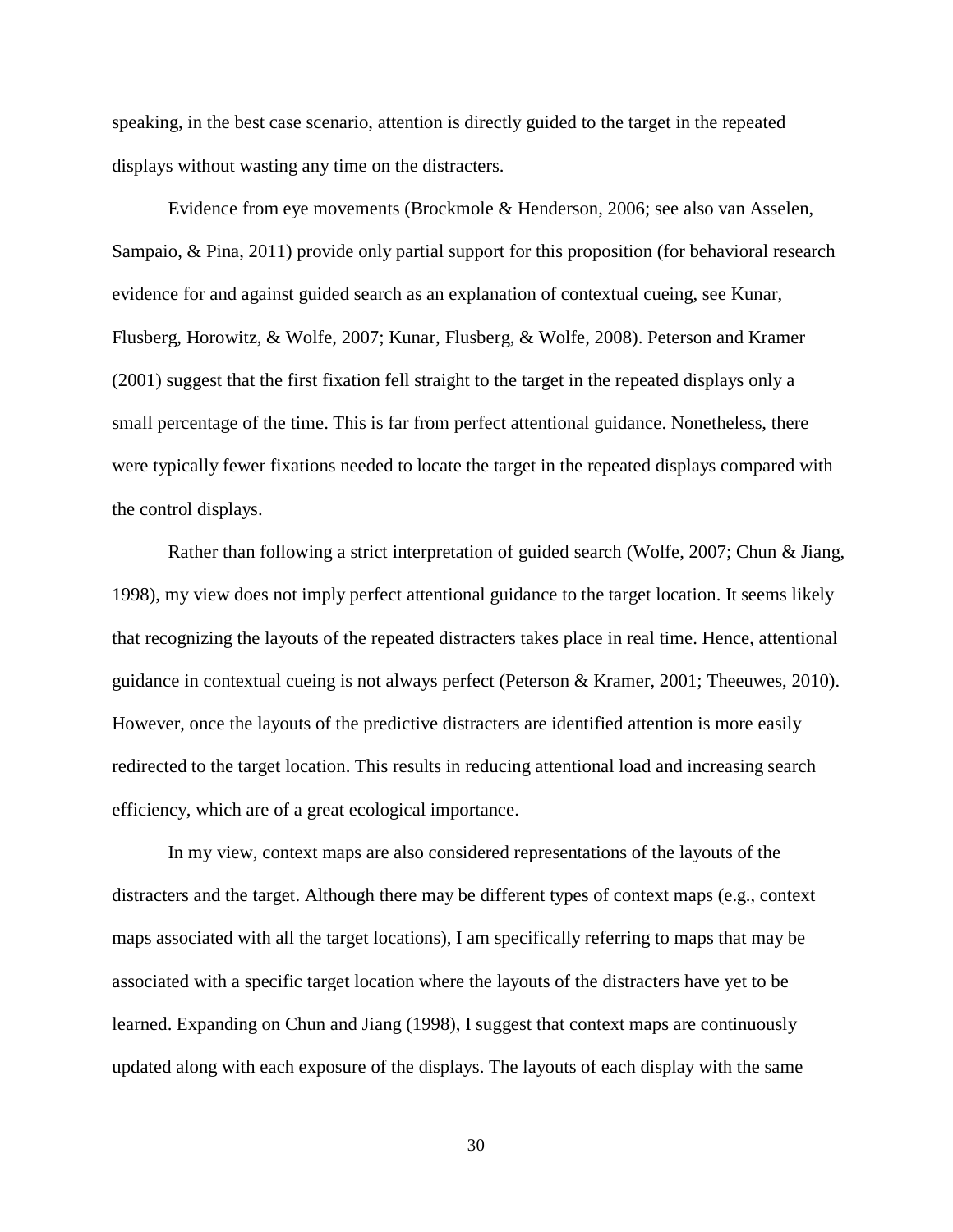speaking, in the best case scenario, attention is directly guided to the target in the repeated displays without wasting any time on the distracters.

Evidence from eye movements (Brockmole & Henderson, 2006; see also van Asselen, Sampaio, & Pina, 2011) provide only partial support for this proposition (for behavioral research evidence for and against guided search as an explanation of contextual cueing, see Kunar, Flusberg, Horowitz, & Wolfe, 2007; Kunar, Flusberg, & Wolfe, 2008). Peterson and Kramer (2001) suggest that the first fixation fell straight to the target in the repeated displays only a small percentage of the time. This is far from perfect attentional guidance. Nonetheless, there were typically fewer fixations needed to locate the target in the repeated displays compared with the control displays.

Rather than following a strict interpretation of guided search (Wolfe, 2007; Chun & Jiang, 1998), my view does not imply perfect attentional guidance to the target location. It seems likely that recognizing the layouts of the repeated distracters takes place in real time. Hence, attentional guidance in contextual cueing is not always perfect (Peterson & Kramer, 2001; Theeuwes, 2010). However, once the layouts of the predictive distracters are identified attention is more easily redirected to the target location. This results in reducing attentional load and increasing search efficiency, which are of a great ecological importance.

In my view, context maps are also considered representations of the layouts of the distracters and the target. Although there may be different types of context maps (e.g., context maps associated with all the target locations), I am specifically referring to maps that may be associated with a specific target location where the layouts of the distracters have yet to be learned. Expanding on Chun and Jiang (1998), I suggest that context maps are continuously updated along with each exposure of the displays. The layouts of each display with the same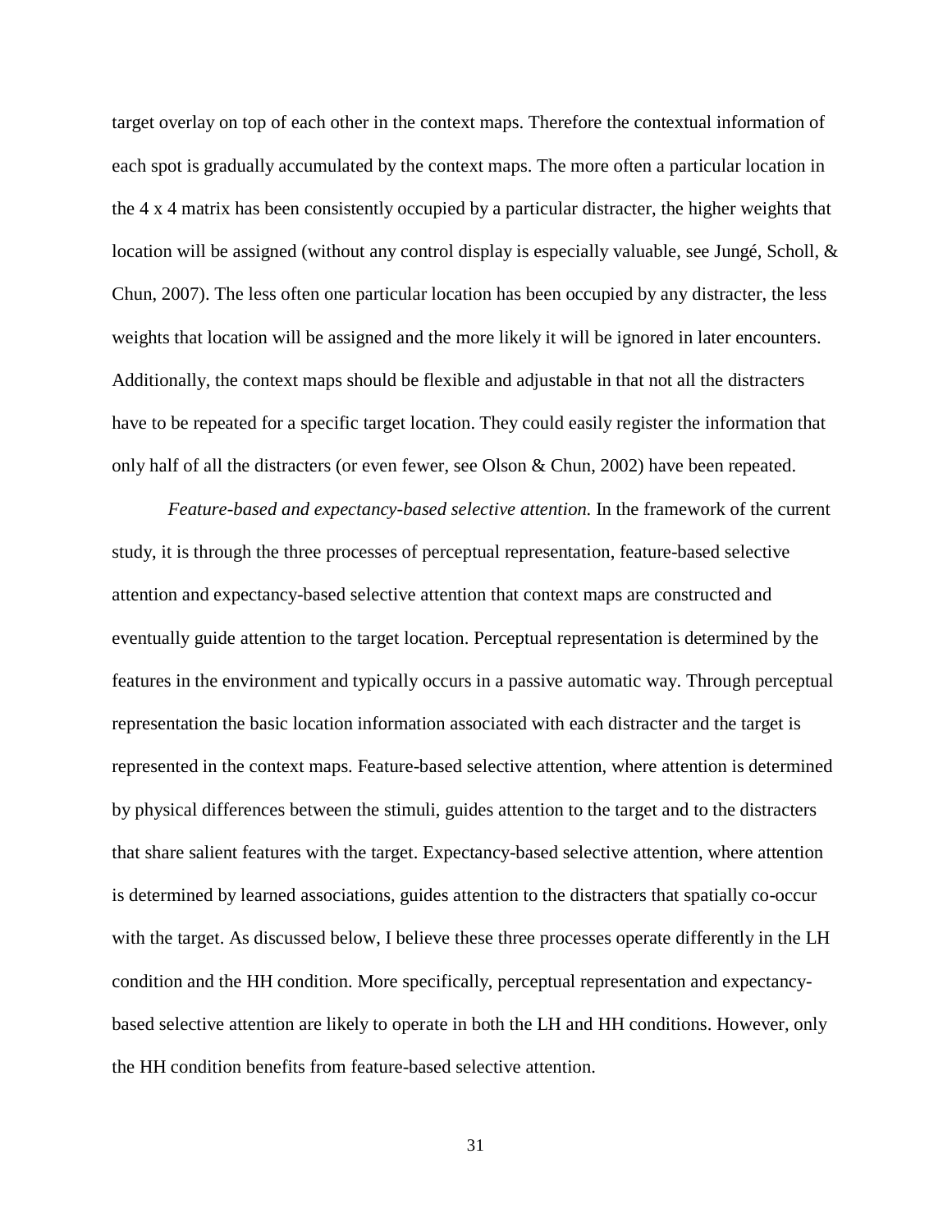target overlay on top of each other in the context maps. Therefore the contextual information of each spot is gradually accumulated by the context maps. The more often a particular location in the 4 x 4 matrix has been consistently occupied by a particular distracter, the higher weights that location will be assigned (without any control display is especially valuable, see Jungé, Scholl, & Chun, 2007). The less often one particular location has been occupied by any distracter, the less weights that location will be assigned and the more likely it will be ignored in later encounters. Additionally, the context maps should be flexible and adjustable in that not all the distracters have to be repeated for a specific target location. They could easily register the information that only half of all the distracters (or even fewer, see Olson & Chun, 2002) have been repeated.

*Feature-based and expectancy-based selective attention.* In the framework of the current study, it is through the three processes of perceptual representation, feature-based selective attention and expectancy-based selective attention that context maps are constructed and eventually guide attention to the target location. Perceptual representation is determined by the features in the environment and typically occurs in a passive automatic way. Through perceptual representation the basic location information associated with each distracter and the target is represented in the context maps. Feature-based selective attention, where attention is determined by physical differences between the stimuli, guides attention to the target and to the distracters that share salient features with the target. Expectancy-based selective attention, where attention is determined by learned associations, guides attention to the distracters that spatially co-occur with the target. As discussed below, I believe these three processes operate differently in the LH condition and the HH condition. More specifically, perceptual representation and expectancy-based selective attention are likely to operate in both the LH and HH conditions. However, only the HH condition benefits from feature-based selective attention.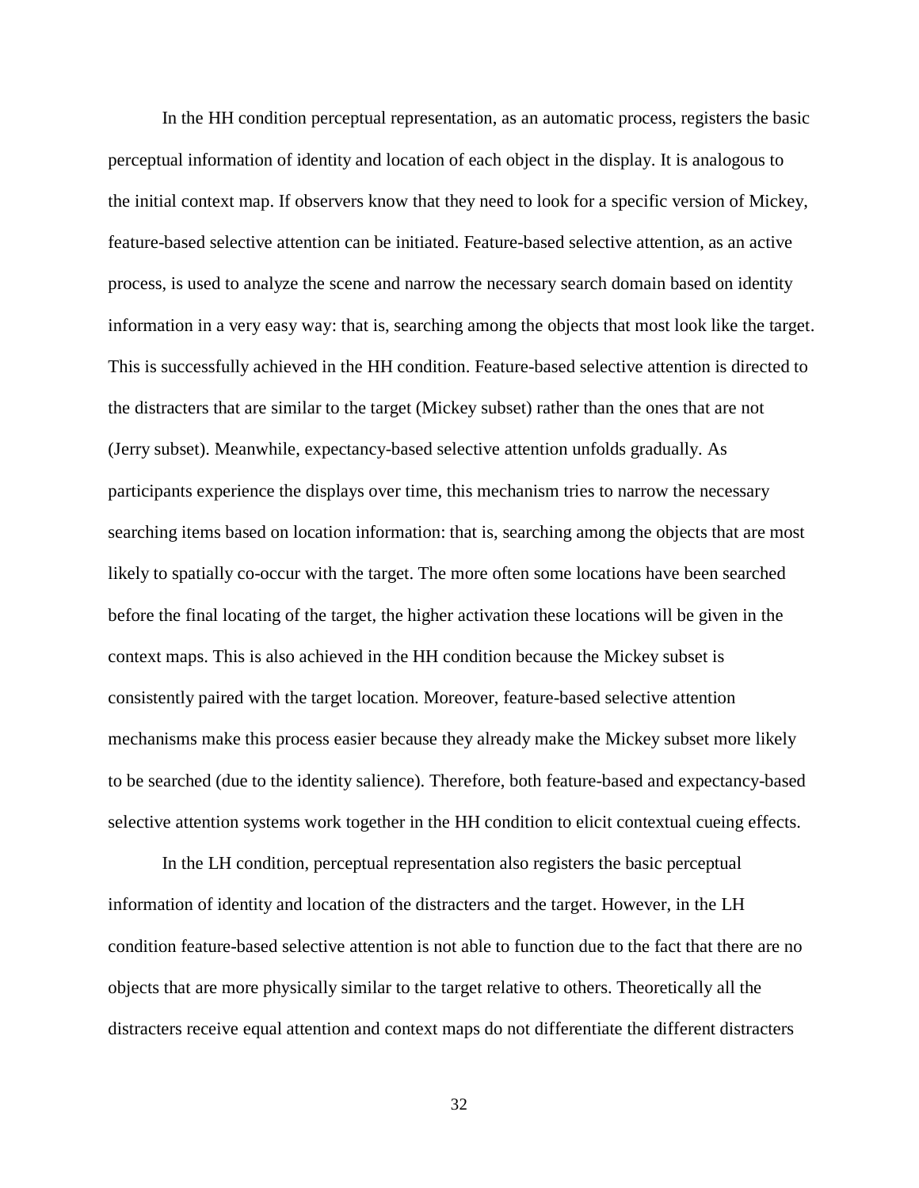In the HH condition perceptual representation, as an automatic process, registers the basic perceptual information of identity and location of each object in the display. It is analogous to the initial context map. If observers know that they need to look for a specific version of Mickey, feature-based selective attention can be initiated. Feature-based selective attention, as an active process, is used to analyze the scene and narrow the necessary search domain based on identity information in a very easy way: that is, searching among the objects that most look like the target. This is successfully achieved in the HH condition. Feature-based selective attention is directed to the distracters that are similar to the target (Mickey subset) rather than the ones that are not (Jerry subset). Meanwhile, expectancy-based selective attention unfolds gradually. As participants experience the displays over time, this mechanism tries to narrow the necessary searching items based on location information: that is, searching among the objects that are most likely to spatially co-occur with the target. The more often some locations have been searched before the final locating of the target, the higher activation these locations will be given in the context maps. This is also achieved in the HH condition because the Mickey subset is consistently paired with the target location. Moreover, feature-based selective attention mechanisms make this process easier because they already make the Mickey subset more likely to be searched (due to the identity salience). Therefore, both feature-based and expectancy-based selective attention systems work together in the HH condition to elicit contextual cueing effects.

In the LH condition, perceptual representation also registers the basic perceptual information of identity and location of the distracters and the target. However, in the LH condition feature-based selective attention is not able to function due to the fact that there are no objects that are more physically similar to the target relative to others. Theoretically all the distracters receive equal attention and context maps do not differentiate the different distracters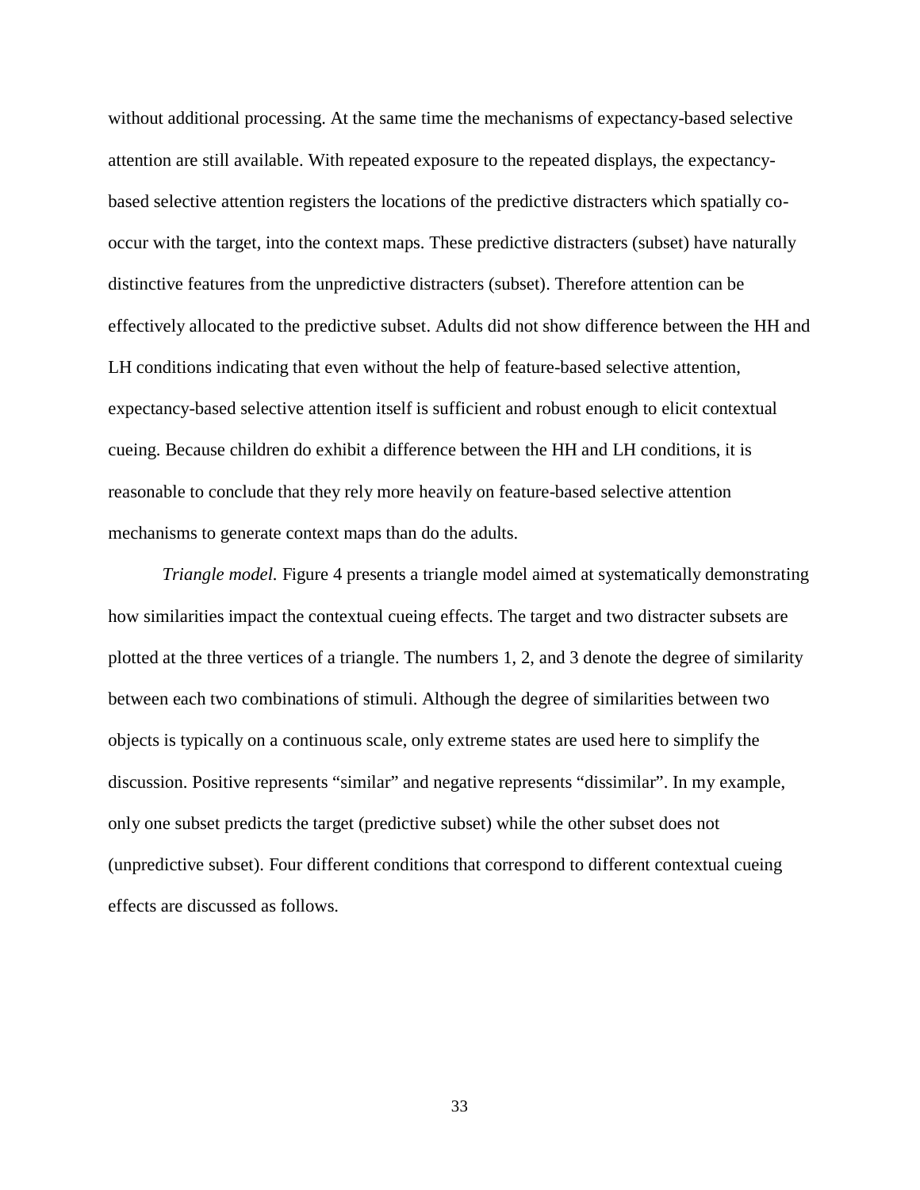without additional processing. At the same time the mechanisms of expectancy-based selective attention are still available. With repeated exposure to the repeated displays, the expectancy-based selective attention registers the locations of the predictive distracters which spatially co-occur with the target, into the context maps. These predictive distracters (subset) have naturally distinctive features from the unpredictive distracters (subset). Therefore attention can be effectively allocated to the predictive subset. Adults did not show difference between the HH and LH conditions indicating that even without the help of feature-based selective attention, expectancy-based selective attention itself is sufficient and robust enough to elicit contextual cueing. Because children do exhibit a difference between the HH and LH conditions, it is reasonable to conclude that they rely more heavily on feature-based selective attention mechanisms to generate context maps than do the adults.

*Triangle model.* Figure 4 presents a triangle model aimed at systematically demonstrating how similarities impact the contextual cueing effects. The target and two distracter subsets are plotted at the three vertices of a triangle. The numbers 1, 2, and 3 denote the degree of similarity between each two combinations of stimuli. Although the degree of similarities between two objects is typically on a continuous scale, only extreme states are used here to simplify the discussion. Positive represents "similar" and negative represents "dissimilar". In my example, only one subset predicts the target (predictive subset) while the other subset does not (unpredictive subset). Four different conditions that correspond to different contextual cueing effects are discussed as follows.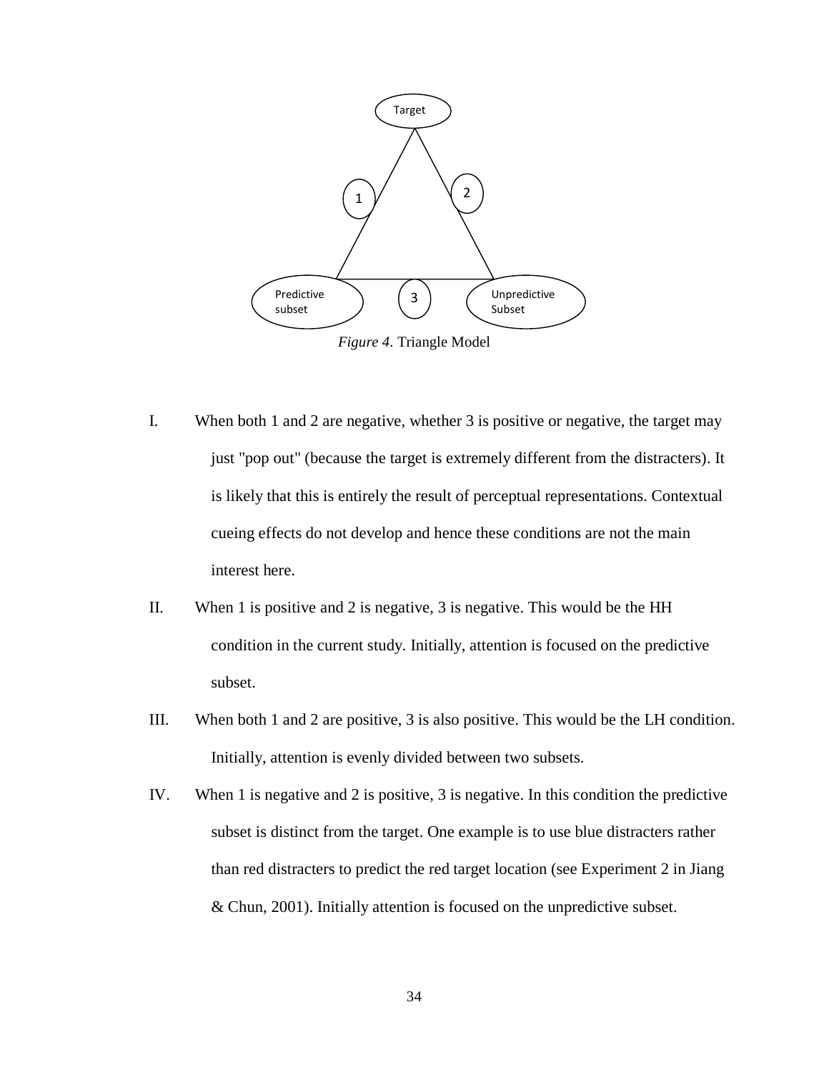*Figure 4*. Triangle Model

I. When both 1 and 2 are negative, whether 3 is positive or negative, the target may just "pop out" (because the target is extremely different from the distracters). It is likely that this is entirely the result of perceptual representations. Contextual cueing effects do not develop and hence these conditions are not the main interest here.

II. When 1 is positive and 2 is negative, 3 is negative. This would be the HH condition in the current study. Initially, attention is focused on the predictive subset.

III. When both 1 and 2 are positive, 3 is also positive. This would be the LH condition. Initially, attention is evenly divided between two subsets.

IV. When 1 is negative and 2 is positive, 3 is negative. In this condition the predictive subset is distinct from the target. One example is to use blue distracters rather than red distracters to predict the red target location (see Experiment 2 in Jiang & Chun, 2001). Initially attention is focused on the unpredictive subset.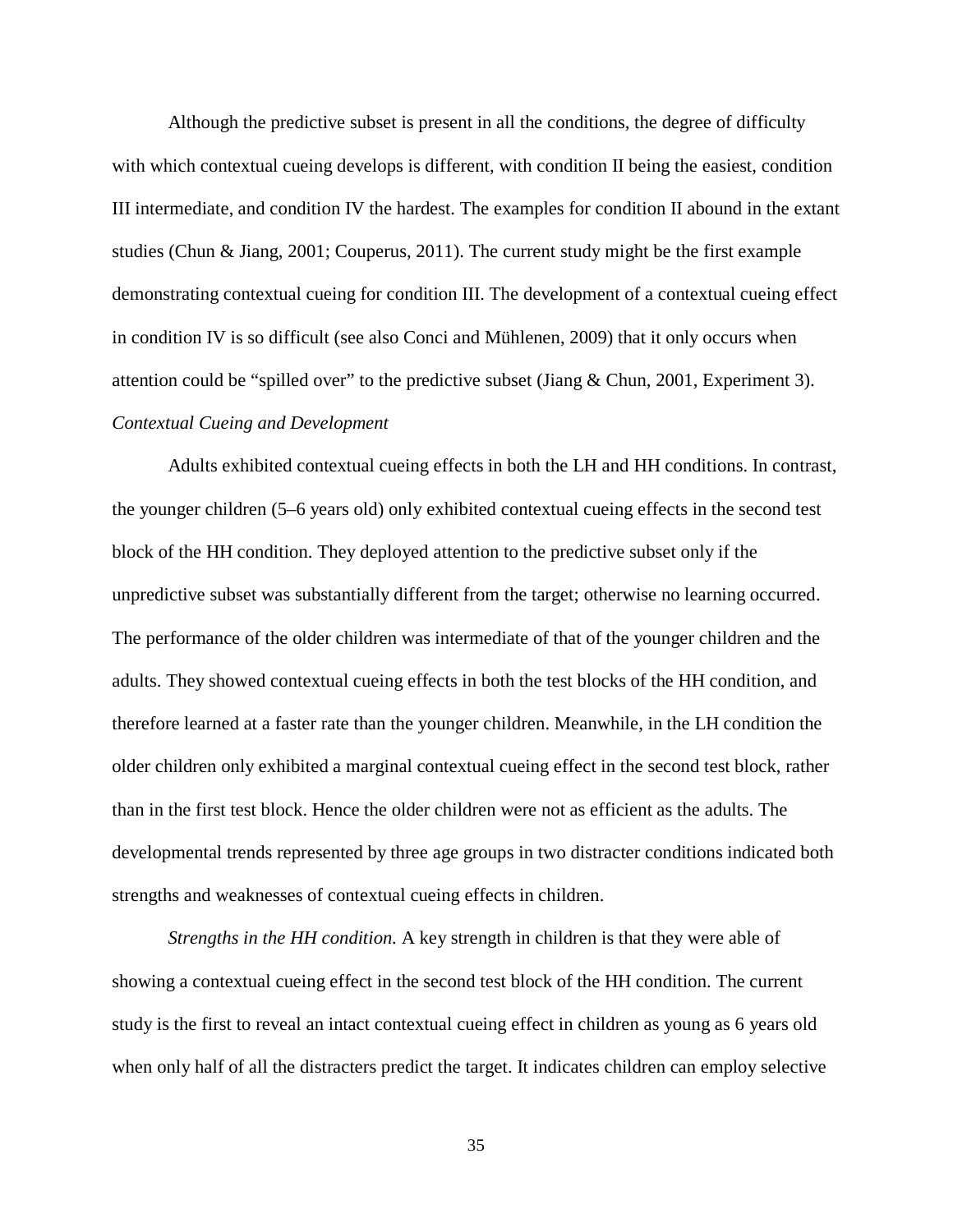Although the predictive subset is present in all the conditions, the degree of difficulty with which contextual cueing develops is different, with condition II being the easiest, condition III intermediate, and condition IV the hardest. The examples for condition II abound in the extant studies (Chun & Jiang, 2001; Couperus, 2011). The current study might be the first example demonstrating contextual cueing for condition III. The development of a contextual cueing effect in condition IV is so difficult (see also Conci and Mühlenen, 2009) that it only occurs when attention could be "spilled over" to the predictive subset (Jiang & Chun, 2001, Experiment 3).

*Contextual Cueing and Development*

Adults exhibited contextual cueing effects in both the LH and HH conditions. In contrast, the younger children (5–6 years old) only exhibited contextual cueing effects in the second test block of the HH condition. They deployed attention to the predictive subset only if the unpredictive subset was substantially different from the target; otherwise no learning occurred. The performance of the older children was intermediate of that of the younger children and the adults. They showed contextual cueing effects in both the test blocks of the HH condition, and therefore learned at a faster rate than the younger children. Meanwhile, in the LH condition the older children only exhibited a marginal contextual cueing effect in the second test block, rather than in the first test block. Hence the older children were not as efficient as the adults. The developmental trends represented by three age groups in two distracter conditions indicated both strengths and weaknesses of contextual cueing effects in children.

*Strengths in the HH condition.* A key strength in children is that they were able of showing a contextual cueing effect in the second test block of the HH condition. The current study is the first to reveal an intact contextual cueing effect in children as young as 6 years old when only half of all the distracters predict the target. It indicates children can employ selective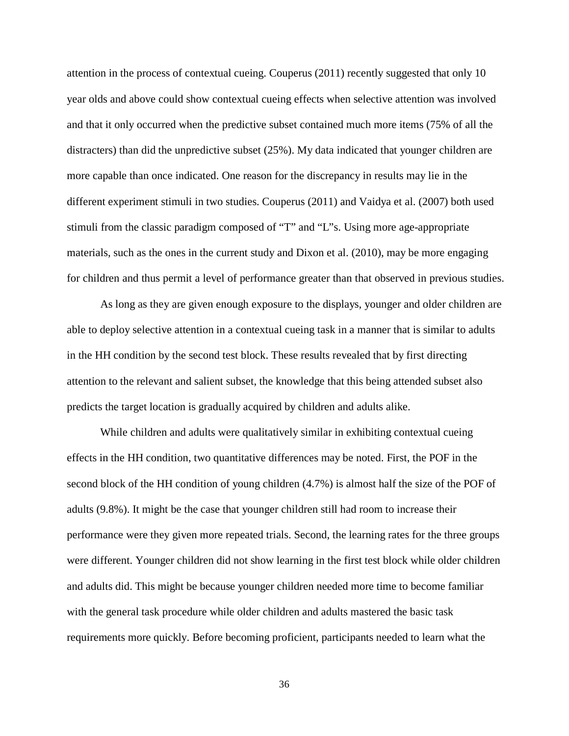attention in the process of contextual cueing. Couperus (2011) recently suggested that only 10 year olds and above could show contextual cueing effects when selective attention was involved and that it only occurred when the predictive subset contained much more items (75% of all the distracters) than did the unpredictive subset (25%). My data indicated that younger children are more capable than once indicated. One reason for the discrepancy in results may lie in the different experiment stimuli in two studies. Couperus (2011) and Vaidya et al. (2007) both used stimuli from the classic paradigm composed of "T" and "L"s. Using more age-appropriate materials, such as the ones in the current study and Dixon et al. (2010), may be more engaging for children and thus permit a level of performance greater than that observed in previous studies.

As long as they are given enough exposure to the displays, younger and older children are able to deploy selective attention in a contextual cueing task in a manner that is similar to adults in the HH condition by the second test block. These results revealed that by first directing attention to the relevant and salient subset, the knowledge that this being attended subset also predicts the target location is gradually acquired by children and adults alike.

While children and adults were qualitatively similar in exhibiting contextual cueing effects in the HH condition, two quantitative differences may be noted. First, the POF in the second block of the HH condition of young children (4.7%) is almost half the size of the POF of adults (9.8%). It might be the case that younger children still had room to increase their performance were they given more repeated trials. Second, the learning rates for the three groups were different. Younger children did not show learning in the first test block while older children and adults did. This might be because younger children needed more time to become familiar with the general task procedure while older children and adults mastered the basic task requirements more quickly. Before becoming proficient, participants needed to learn what the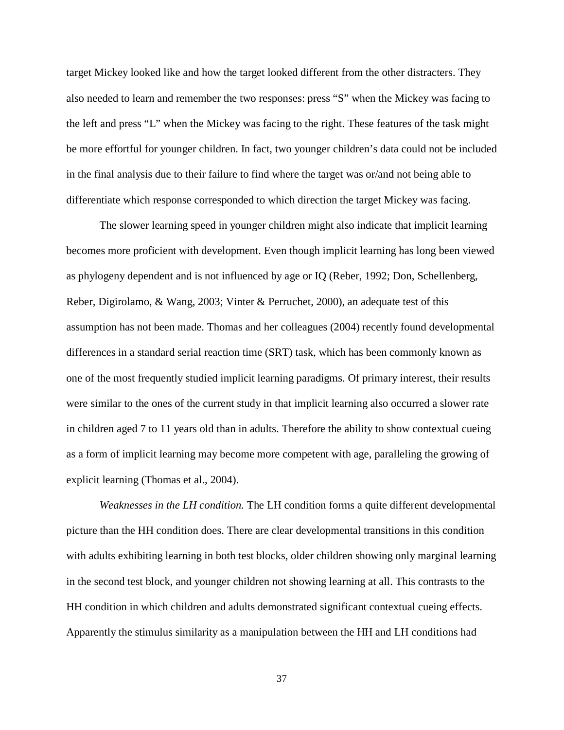target Mickey looked like and how the target looked different from the other distracters. They also needed to learn and remember the two responses: press “S” when the Mickey was facing to the left and press “L” when the Mickey was facing to the right. These features of the task might be more effortful for younger children. In fact, two younger children’s data could not be included in the final analysis due to their failure to find where the target was or/and not being able to differentiate which response corresponded to which direction the target Mickey was facing.

The slower learning speed in younger children might also indicate that implicit learning becomes more proficient with development. Even though implicit learning has long been viewed as phylogeny dependent and is not influenced by age or IQ (Reber, 1992; Don, Schellenberg, Reber, Digirolamo, & Wang, 2003; Vinter & Perruchet, 2000), an adequate test of this assumption has not been made. Thomas and her colleagues (2004) recently found developmental differences in a standard serial reaction time (SRT) task, which has been commonly known as one of the most frequently studied implicit learning paradigms. Of primary interest, their results were similar to the ones of the current study in that implicit learning also occurred a slower rate in children aged 7 to 11 years old than in adults. Therefore the ability to show contextual cueing as a form of implicit learning may become more competent with age, paralleling the growing of explicit learning (Thomas et al., 2004).

*Weaknesses in the LH condition.* The LH condition forms a quite different developmental picture than the HH condition does. There are clear developmental transitions in this condition with adults exhibiting learning in both test blocks, older children showing only marginal learning in the second test block, and younger children not showing learning at all. This contrasts to the HH condition in which children and adults demonstrated significant contextual cueing effects. Apparently the stimulus similarity as a manipulation between the HH and LH conditions had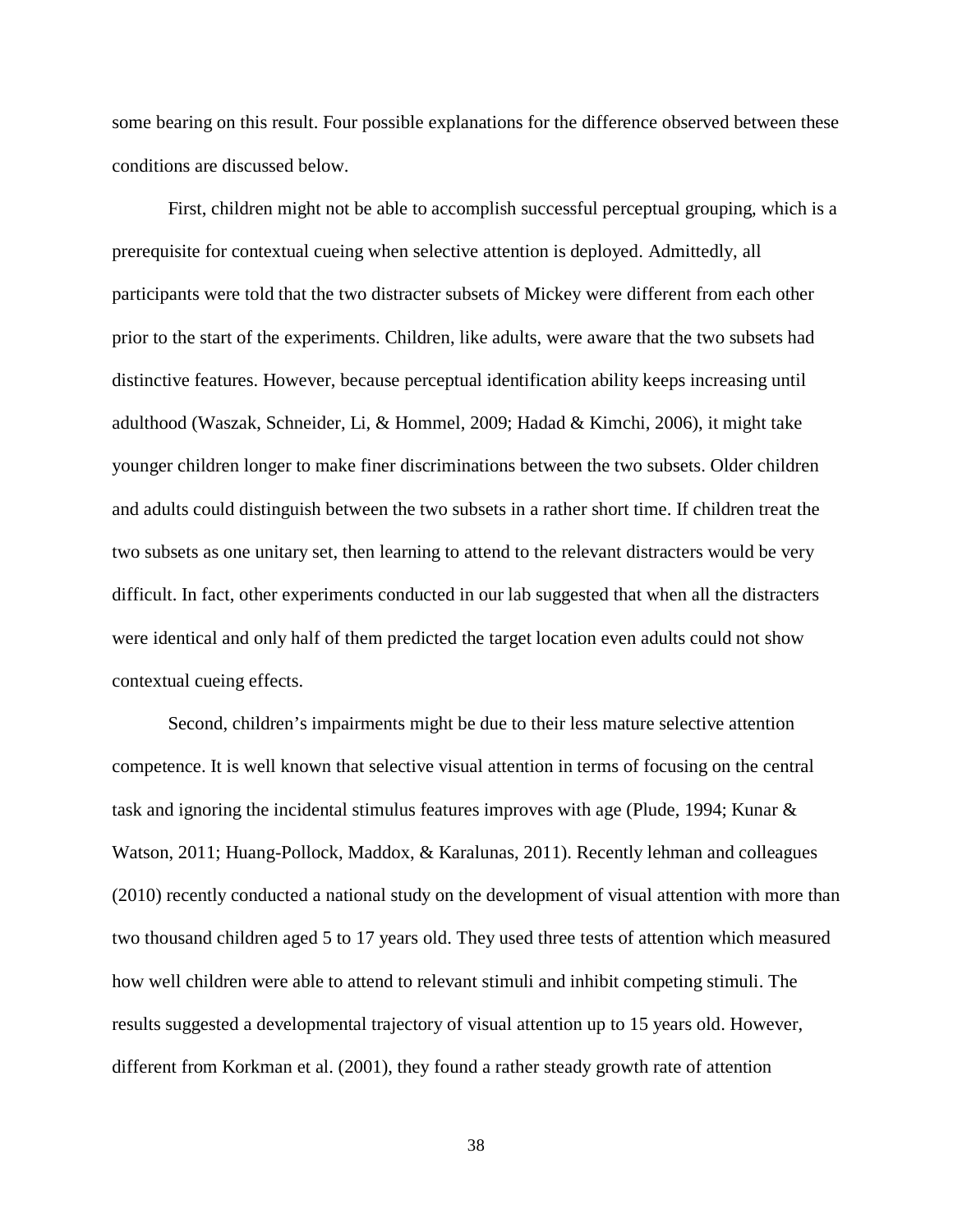some bearing on this result. Four possible explanations for the difference observed between these conditions are discussed below.

First, children might not be able to accomplish successful perceptual grouping, which is a prerequisite for contextual cueing when selective attention is deployed. Admittedly, all participants were told that the two distracter subsets of Mickey were different from each other prior to the start of the experiments. Children, like adults, were aware that the two subsets had distinctive features. However, because perceptual identification ability keeps increasing until adulthood (Waszak, Schneider, Li, & Hommel, 2009; Hadad & Kimchi, 2006), it might take younger children longer to make finer discriminations between the two subsets. Older children and adults could distinguish between the two subsets in a rather short time. If children treat the two subsets as one unitary set, then learning to attend to the relevant distracters would be very difficult. In fact, other experiments conducted in our lab suggested that when all the distracters were identical and only half of them predicted the target location even adults could not show contextual cueing effects.

Second, children's impairments might be due to their less mature selective attention competence. It is well known that selective visual attention in terms of focusing on the central task and ignoring the incidental stimulus features improves with age (Plude, 1994; Kunar & Watson, 2011; Huang-Pollock, Maddox, & Karalunas, 2011). Recently lehman and colleagues (2010) recently conducted a national study on the development of visual attention with more than two thousand children aged 5 to 17 years old. They used three tests of attention which measured how well children were able to attend to relevant stimuli and inhibit competing stimuli. The results suggested a developmental trajectory of visual attention up to 15 years old. However, different from Korkman et al. (2001), they found a rather steady growth rate of attention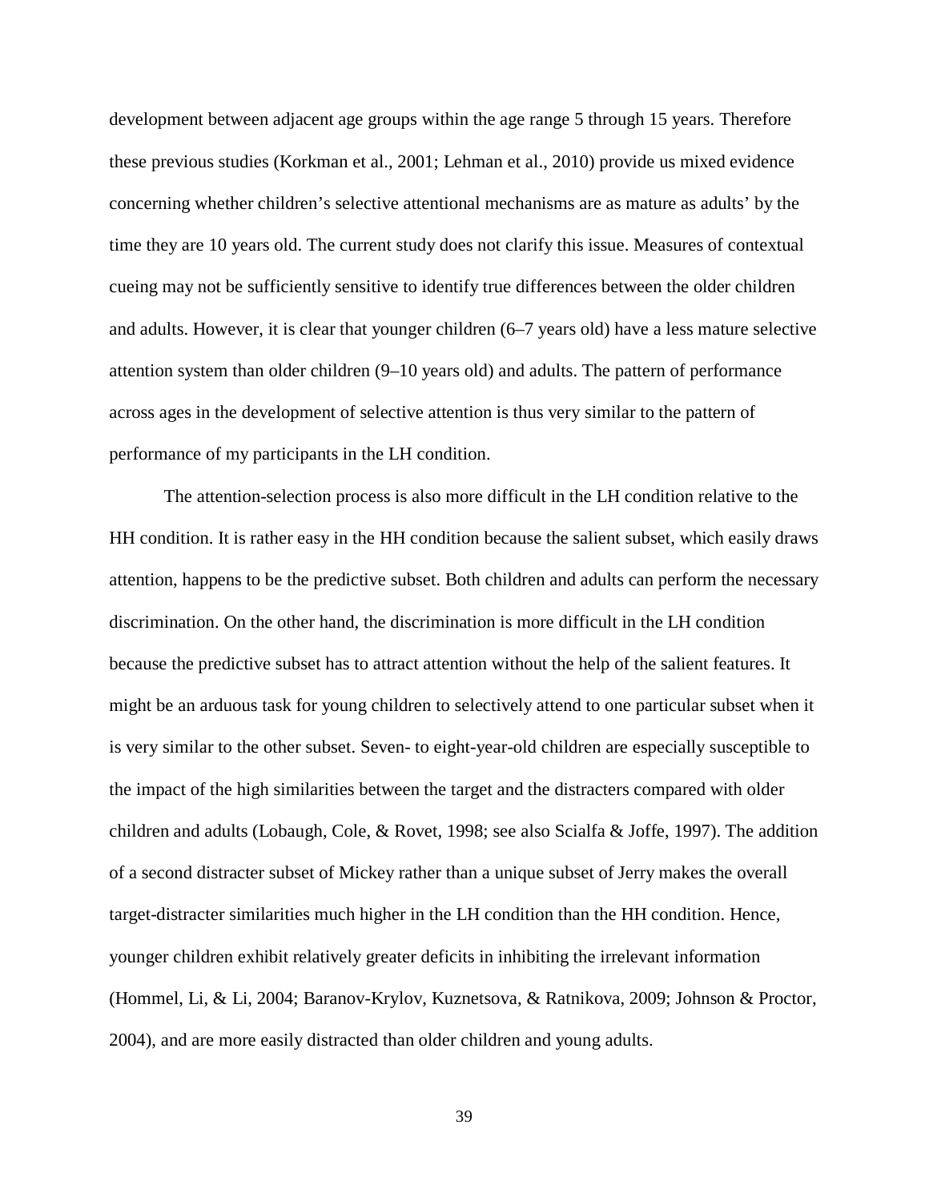development between adjacent age groups within the age range 5 through 15 years. Therefore these previous studies (Korkman et al., 2001; Lehman et al., 2010) provide us mixed evidence concerning whether children's selective attentional mechanisms are as mature as adults' by the time they are 10 years old. The current study does not clarify this issue. Measures of contextual cueing may not be sufficiently sensitive to identify true differences between the older children and adults. However, it is clear that younger children (6–7 years old) have a less mature selective attention system than older children (9–10 years old) and adults. The pattern of performance across ages in the development of selective attention is thus very similar to the pattern of performance of my participants in the LH condition.

The attention-selection process is also more difficult in the LH condition relative to the HH condition. It is rather easy in the HH condition because the salient subset, which easily draws attention, happens to be the predictive subset. Both children and adults can perform the necessary discrimination. On the other hand, the discrimination is more difficult in the LH condition because the predictive subset has to attract attention without the help of the salient features. It might be an arduous task for young children to selectively attend to one particular subset when it is very similar to the other subset. Seven- to eight-year-old children are especially susceptible to the impact of the high similarities between the target and the distracters compared with older children and adults (Lobaugh, Cole, & Rovet, 1998; see also Scialfa & Joffe, 1997). The addition of a second distracter subset of Mickey rather than a unique subset of Jerry makes the overall target-distracter similarities much higher in the LH condition than the HH condition. Hence, younger children exhibit relatively greater deficits in inhibiting the irrelevant information (Hommel, Li, & Li, 2004; Baranov-Krylov, Kuznetsova, & Ratnikova, 2009; Johnson & Proctor, 2004), and are more easily distracted than older children and young adults.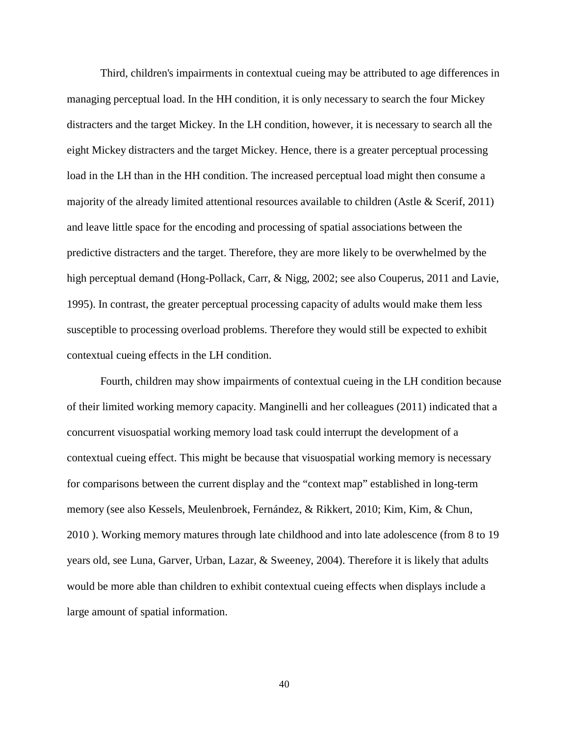Third, children's impairments in contextual cueing may be attributed to age differences in managing perceptual load. In the HH condition, it is only necessary to search the four Mickey distracters and the target Mickey. In the LH condition, however, it is necessary to search all the eight Mickey distracters and the target Mickey. Hence, there is a greater perceptual processing load in the LH than in the HH condition. The increased perceptual load might then consume a majority of the already limited attentional resources available to children (Astle & Scerif, 2011) and leave little space for the encoding and processing of spatial associations between the predictive distracters and the target. Therefore, they are more likely to be overwhelmed by the high perceptual demand (Hong-Pollack, Carr, & Nigg, 2002; see also Couperus, 2011 and Lavie, 1995). In contrast, the greater perceptual processing capacity of adults would make them less susceptible to processing overload problems. Therefore they would still be expected to exhibit contextual cueing effects in the LH condition.

Fourth, children may show impairments of contextual cueing in the LH condition because of their limited working memory capacity. Manginelli and her colleagues (2011) indicated that a concurrent visuospatial working memory load task could interrupt the development of a contextual cueing effect. This might be because that visuospatial working memory is necessary for comparisons between the current display and the "context map" established in long-term memory (see also Kessels, Meulenbroek, Fernández, & Rikkert, 2010; Kim, Kim, & Chun, 2010 ). Working memory matures through late childhood and into late adolescence (from 8 to 19 years old, see Luna, Garver, Urban, Lazar, & Sweeney, 2004). Therefore it is likely that adults would be more able than children to exhibit contextual cueing effects when displays include a large amount of spatial information.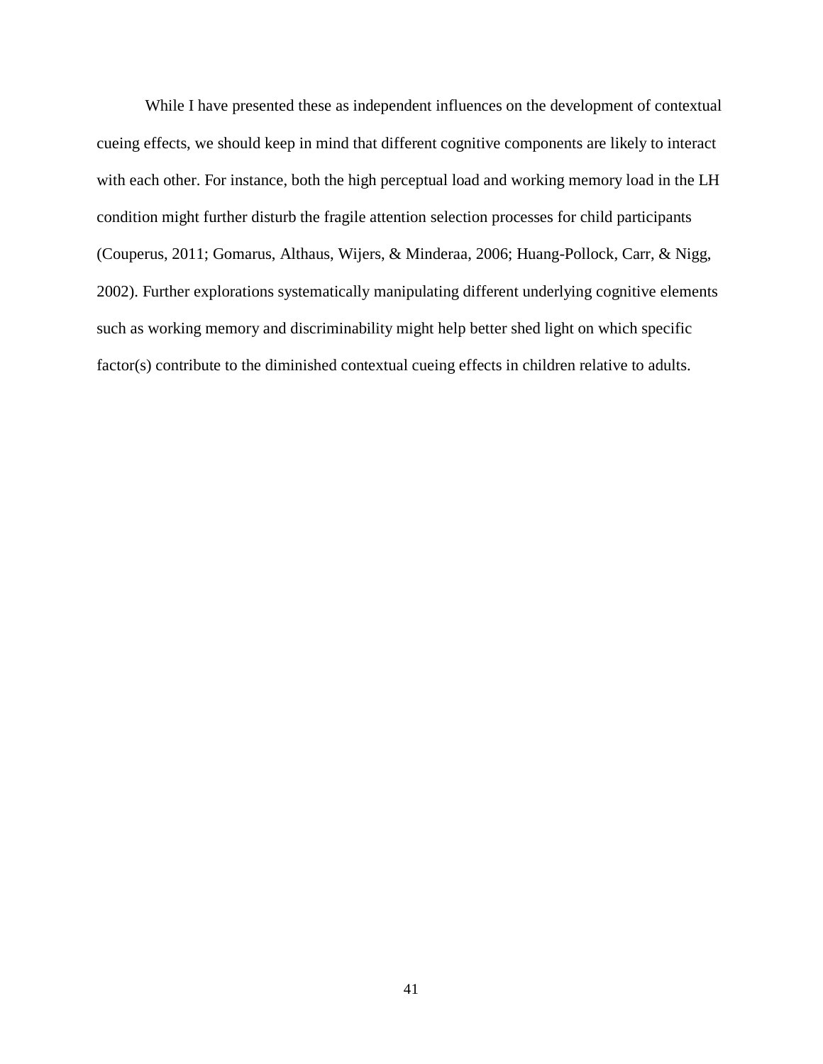While I have presented these as independent influences on the development of contextual cueing effects, we should keep in mind that different cognitive components are likely to interact with each other. For instance, both the high perceptual load and working memory load in the LH condition might further disturb the fragile attention selection processes for child participants (Couperus, 2011; Gomarus, Althaus, Wijers, & Minderaa, 2006; Huang-Pollock, Carr, & Nigg, 2002). Further explorations systematically manipulating different underlying cognitive elements such as working memory and discriminability might help better shed light on which specific factor(s) contribute to the diminished contextual cueing effects in children relative to adults.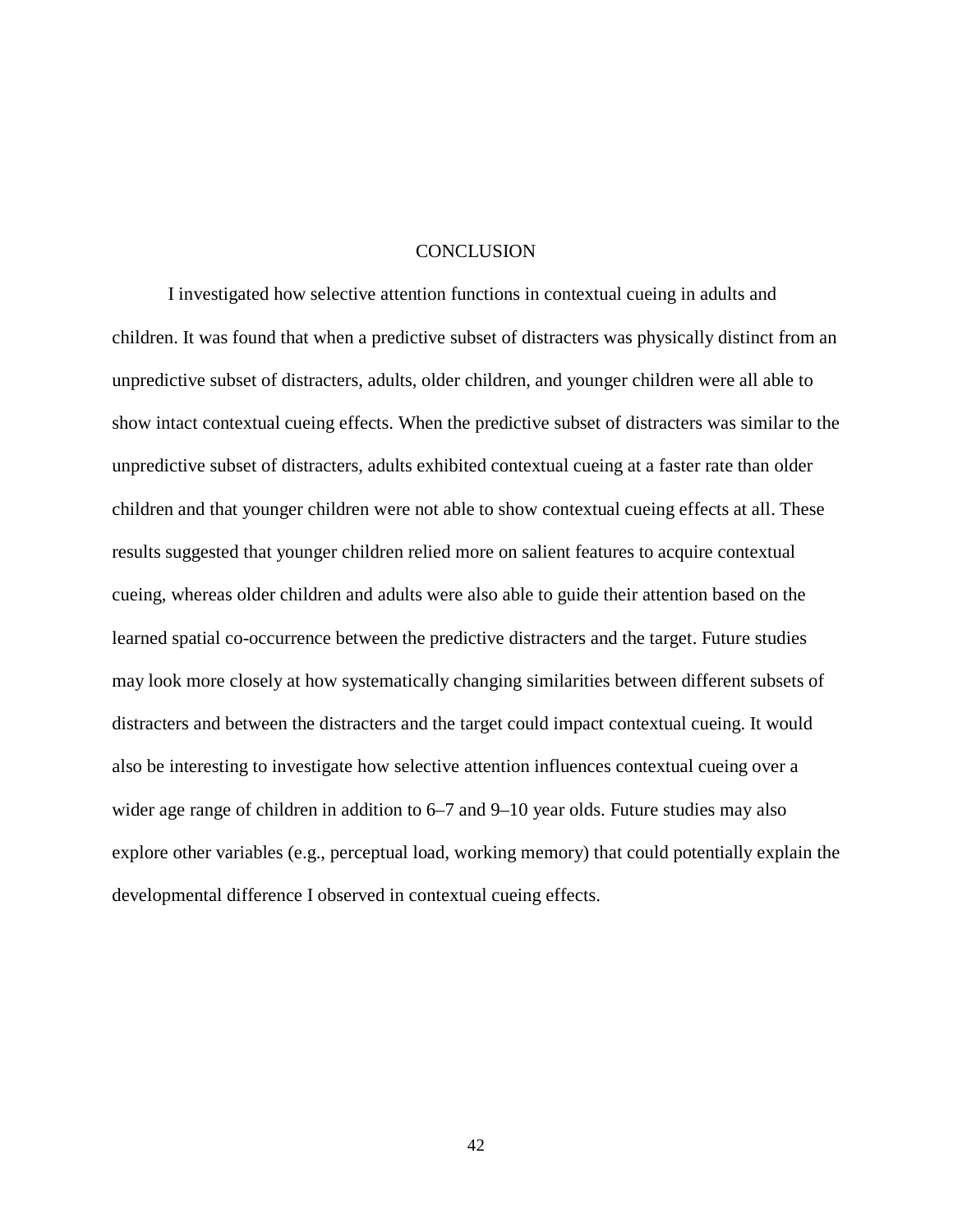# CONCLUSION

I investigated how selective attention functions in contextual cueing in adults and children. It was found that when a predictive subset of distracters was physically distinct from an unpredictive subset of distracters, adults, older children, and younger children were all able to show intact contextual cueing effects. When the predictive subset of distracters was similar to the unpredictive subset of distracters, adults exhibited contextual cueing at a faster rate than older children and that younger children were not able to show contextual cueing effects at all. These results suggested that younger children relied more on salient features to acquire contextual cueing, whereas older children and adults were also able to guide their attention based on the learned spatial co-occurrence between the predictive distracters and the target. Future studies may look more closely at how systematically changing similarities between different subsets of distracters and between the distracters and the target could impact contextual cueing. It would also be interesting to investigate how selective attention influences contextual cueing over a wider age range of children in addition to 6–7 and 9–10 year olds. Future studies may also explore other variables (e.g., perceptual load, working memory) that could potentially explain the developmental difference I observed in contextual cueing effects.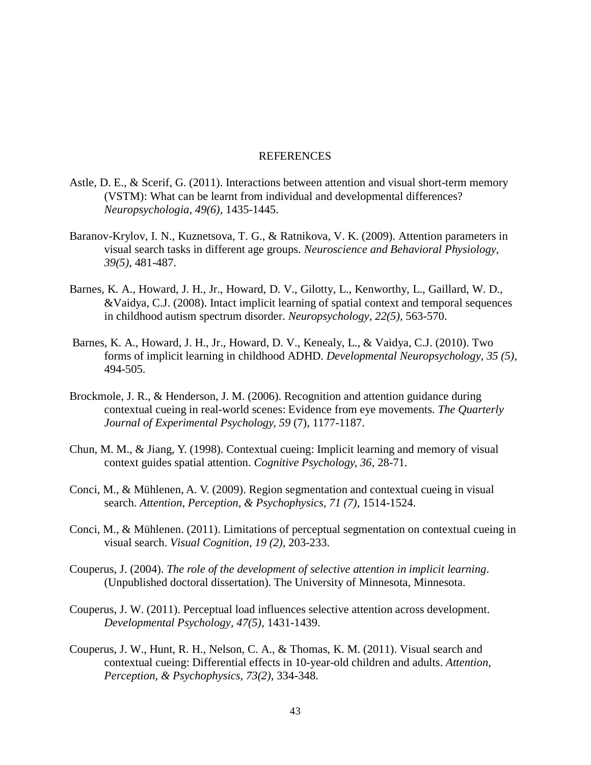# REFERENCES

Astle, D. E., & Scerif, G. (2011). Interactions between attention and visual short-term memory (VSTM): What can be learnt from individual and developmental differences? *Neuropsychologia, 49(6)*, 1435-1445.

Baranov-Krylov, I. N., Kuznetsova, T. G., & Ratnikova, V. K. (2009). Attention parameters in visual search tasks in different age groups. *Neuroscience and Behavioral Physiology, 39(5)*, 481-487.

Barnes, K. A., Howard, J. H., Jr., Howard, D. V., Gilotty, L., Kenworthy, L., Gaillard, W. D., &Vaidya, C.J. (2008). Intact implicit learning of spatial context and temporal sequences in childhood autism spectrum disorder. *Neuropsychology, 22(5)*, 563-570.

Barnes, K. A., Howard, J. H., Jr., Howard, D. V., Kenealy, L., & Vaidya, C.J. (2010). Two forms of implicit learning in childhood ADHD. *Developmental Neuropsychology, 35 (5)*, 494-505.

Brockmole, J. R., & Henderson, J. M. (2006). Recognition and attention guidance during contextual cueing in real-world scenes: Evidence from eye movements. *The Quarterly Journal of Experimental Psychology, 59* (7), 1177-1187.

Chun, M. M., & Jiang, Y. (1998). Contextual cueing: Implicit learning and memory of visual context guides spatial attention. *Cognitive Psychology*, *36*, 28-71.

Conci, M., & Mühlenen, A. V. (2009). Region segmentation and contextual cueing in visual search. *Attention, Perception, & Psychophysics, 71 (7)*, 1514-1524.

Conci, M., & Mühlenen. (2011). Limitations of perceptual segmentation on contextual cueing in visual search. *Visual Cognition, 19 (2)*, 203-233.

Couperus, J. (2004). *The role of the development of selective attention in implicit learning*. (Unpublished doctoral dissertation). The University of Minnesota, Minnesota.

Couperus, J. W. (2011). Perceptual load influences selective attention across development. *Developmental Psychology, 47(5)*, 1431-1439.

Couperus, J. W., Hunt, R. H., Nelson, C. A., & Thomas, K. M. (2011). Visual search and contextual cueing: Differential effects in 10-year-old children and adults. *Attention, Perception, & Psychophysics, 73(2)*, 334-348.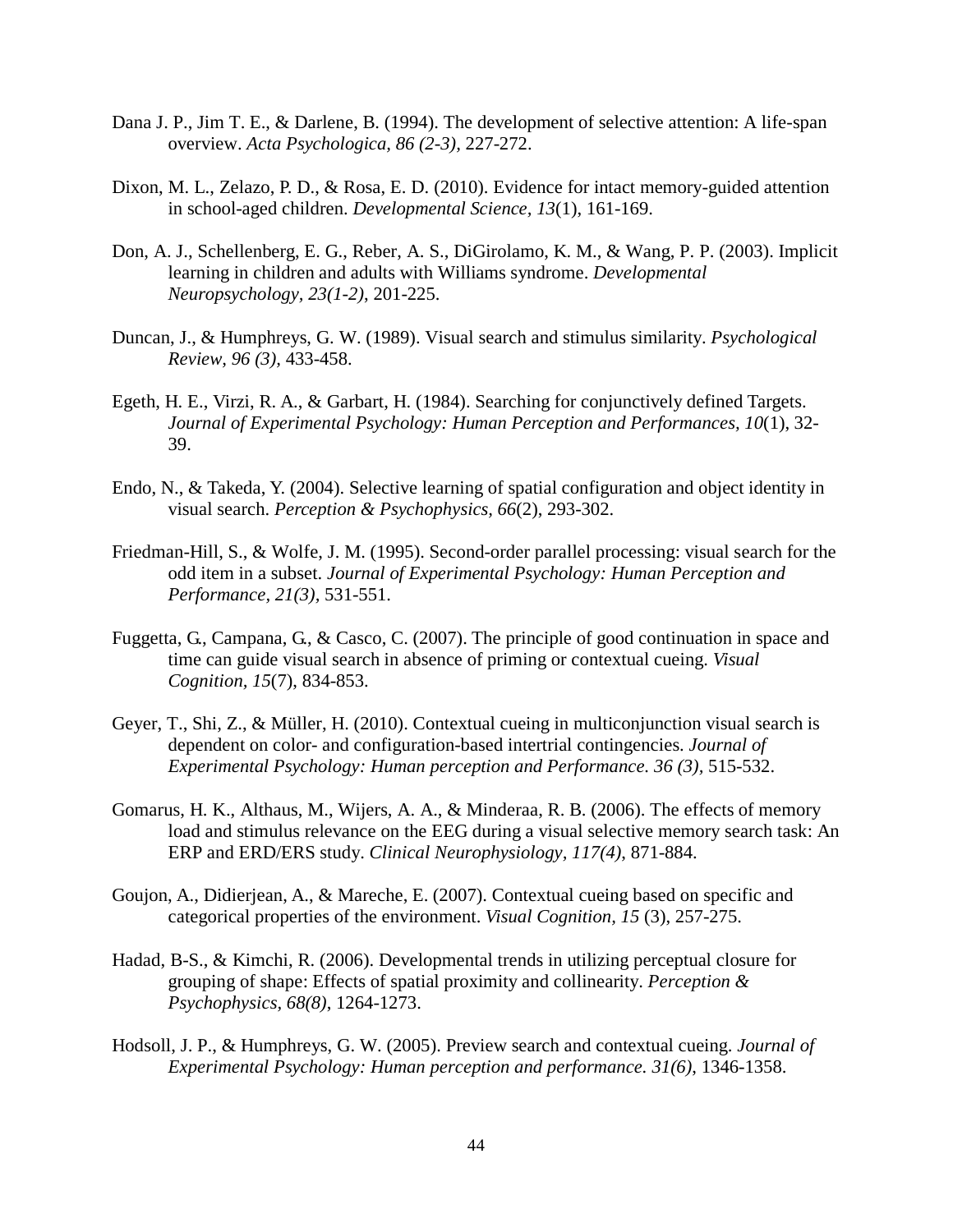Dana J. P., Jim T. E., & Darlene, B. (1994). The development of selective attention: A life-span overview. *Acta Psychologica, 86 (2-3),* 227-272.

Dixon, M. L., Zelazo, P. D., & Rosa, E. D. (2010). Evidence for intact memory-guided attention in school-aged children. *Developmental Science, 13*(1), 161-169.

Don, A. J., Schellenberg, E. G., Reber, A. S., DiGirolamo, K. M., & Wang, P. P. (2003). Implicit learning in children and adults with Williams syndrome. *Developmental Neuropsychology, 23(1-2),* 201-225.

Duncan, J., & Humphreys, G. W. (1989). Visual search and stimulus similarity. *Psychological Review, 96 (3),* 433-458.

Egeth, H. E., Virzi, R. A., & Garbart, H. (1984). Searching for conjunctively defined Targets. *Journal of Experimental Psychology: Human Perception and Performances, 10*(1), 32-39.

Endo, N., & Takeda, Y. (2004). Selective learning of spatial configuration and object identity in visual search. *Perception & Psychophysics, 66*(2), 293-302.

Friedman-Hill, S., & Wolfe, J. M. (1995). Second-order parallel processing: visual search for the odd item in a subset. *Journal of Experimental Psychology: Human Perception and Performance, 21(3),* 531-551.

Fuggetta, G., Campana, G., & Casco, C. (2007). The principle of good continuation in space and time can guide visual search in absence of priming or contextual cueing. *Visual Cognition, 15*(7), 834-853.

Geyer, T., Shi, Z., & Müller, H. (2010). Contextual cueing in multiconjunction visual search is dependent on color- and configuration-based intertrial contingencies. *Journal of Experimental Psychology: Human perception and Performance. 36 (3),* 515-532.

Gomarus, H. K., Althaus, M., Wijers, A. A., & Minderaa, R. B. (2006). The effects of memory load and stimulus relevance on the EEG during a visual selective memory search task: An ERP and ERD/ERS study. *Clinical Neurophysiology, 117(4)*, 871-884.

Goujon, A., Didierjean, A., & Mareche, E. (2007). Contextual cueing based on specific and categorical properties of the environment. *Visual Cognition, 15* (3), 257-275.

Hadad, B-S., & Kimchi, R. (2006). Developmental trends in utilizing perceptual closure for grouping of shape: Effects of spatial proximity and collinearity. *Perception & Psychophysics, 68(8)*, 1264-1273.

Hodsoll, J. P., & Humphreys, G. W. (2005). Preview search and contextual cueing. *Journal of Experimental Psychology: Human perception and performance. 31(6),* 1346-1358.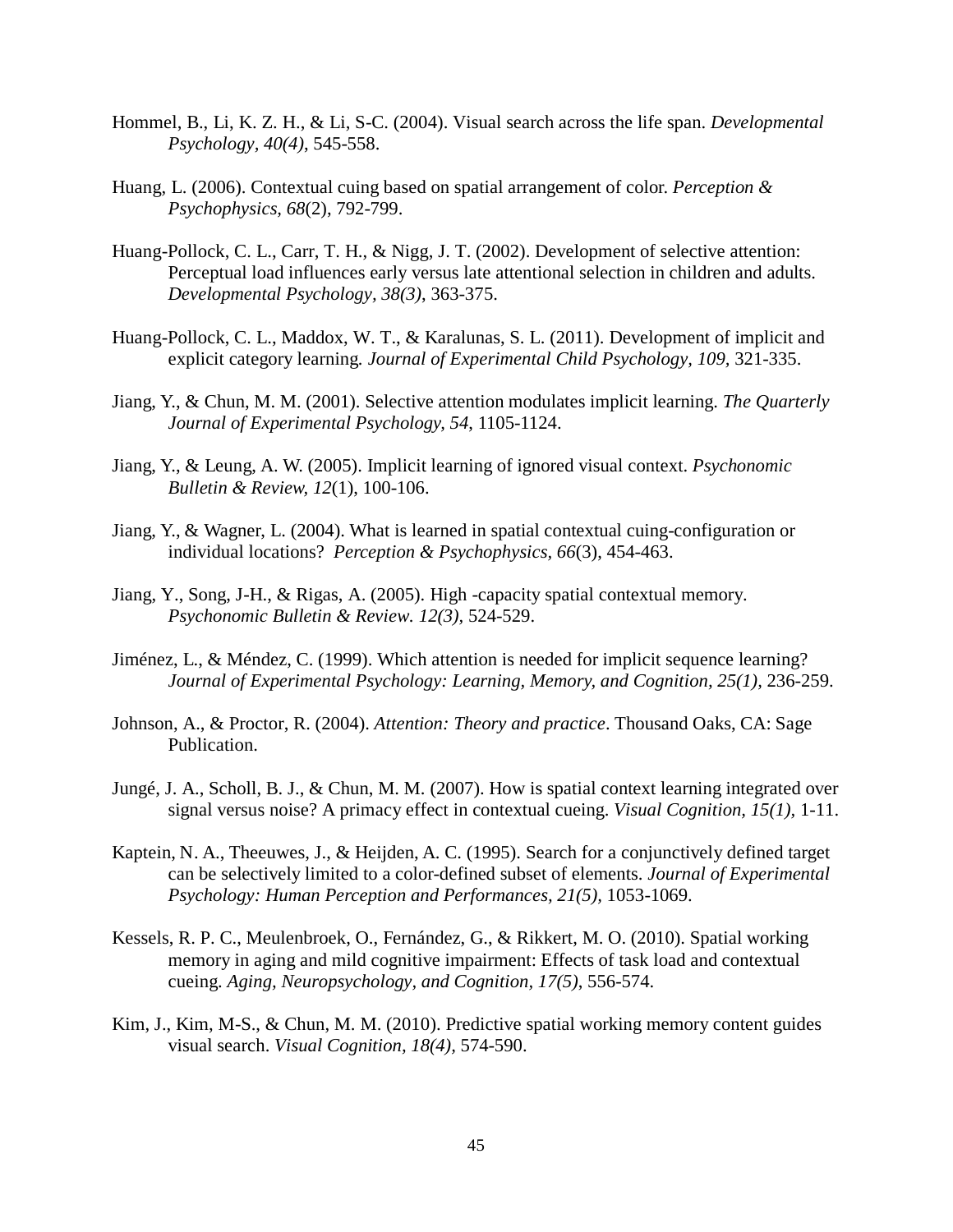Hommel, B., Li, K. Z. H., & Li, S-C. (2004). Visual search across the life span. *Developmental Psychology, 40(4)*, 545-558.

Huang, L. (2006). Contextual cuing based on spatial arrangement of color. *Perception & Psychophysics, 68*(2), 792-799.

Huang-Pollock, C. L., Carr, T. H., & Nigg, J. T. (2002). Development of selective attention: Perceptual load influences early versus late attentional selection in children and adults. *Developmental Psychology, 38(3)*, 363-375.

Huang-Pollock, C. L., Maddox, W. T., & Karalunas, S. L. (2011). Development of implicit and explicit category learning*. Journal of Experimental Child Psychology, 109,* 321-335.

Jiang, Y., & Chun, M. M. (2001). Selective attention modulates implicit learning. *The Quarterly Journal of Experimental Psychology, 54*, 1105-1124.

Jiang, Y., & Leung, A. W. (2005). Implicit learning of ignored visual context. *Psychonomic Bulletin & Review, 12*(1), 100-106.

Jiang, Y., & Wagner, L. (2004). What is learned in spatial contextual cuing-configuration or individual locations? *Perception & Psychophysics, 66*(3), 454-463.

Jiang, Y., Song, J-H., & Rigas, A. (2005). High -capacity spatial contextual memory. *Psychonomic Bulletin & Review. 12(3)*, 524-529.

Jiménez, L., & Méndez, C. (1999). Which attention is needed for implicit sequence learning? *Journal of Experimental Psychology: Learning, Memory, and Cognition, 25(1),* 236-259.

Johnson, A., & Proctor, R. (2004). *Attention: Theory and practice*. Thousand Oaks, CA: Sage Publication.

Jungé, J. A., Scholl, B. J., & Chun, M. M. (2007). How is spatial context learning integrated over signal versus noise? A primacy effect in contextual cueing. *Visual Cognition, 15(1),* 1-11.

Kaptein, N. A., Theeuwes, J., & Heijden, A. C. (1995). Search for a conjunctively defined target can be selectively limited to a color-defined subset of elements. *Journal of Experimental Psychology: Human Perception and Performances, 21(5)*, 1053-1069.

Kessels, R. P. C., Meulenbroek, O., Fernández, G., & Rikkert, M. O. (2010). Spatial working memory in aging and mild cognitive impairment: Effects of task load and contextual cueing*. Aging, Neuropsychology, and Cognition, 17(5)*, 556-574.

Kim, J., Kim, M-S., & Chun, M. M. (2010). Predictive spatial working memory content guides visual search. *Visual Cognition, 18(4),* 574-590.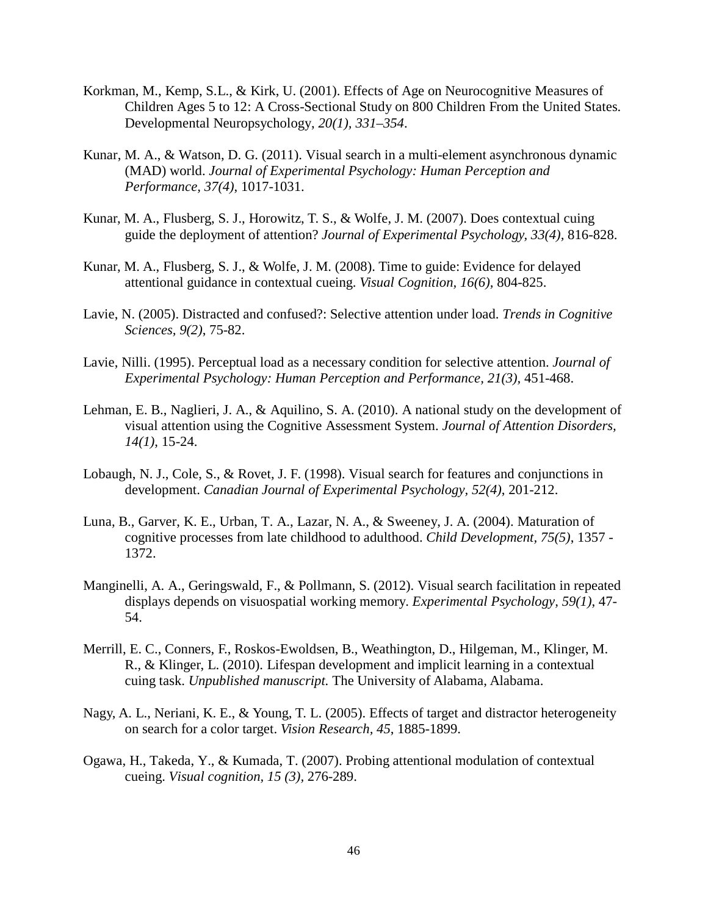Korkman, M., Kemp, S.L., & Kirk, U. (2001). Effects of Age on Neurocognitive Measures of Children Ages 5 to 12: A Cross-Sectional Study on 800 Children From the United States. Developmental Neuropsychology, *20(1), 331–354*.

Kunar, M. A., & Watson, D. G. (2011). Visual search in a multi-element asynchronous dynamic (MAD) world. *Journal of Experimental Psychology: Human Perception and Performance, 37(4)*, 1017-1031.

Kunar, M. A., Flusberg, S. J., Horowitz, T. S., & Wolfe, J. M. (2007). Does contextual cuing guide the deployment of attention? *Journal of Experimental Psychology, 33(4),* 816-828.

Kunar, M. A., Flusberg, S. J., & Wolfe, J. M. (2008). Time to guide: Evidence for delayed attentional guidance in contextual cueing. *Visual Cognition*, *16(6)*, 804-825.

Lavie, N. (2005). Distracted and confused?: Selective attention under load. *Trends in Cognitive Sciences, 9(2)*, 75-82.

Lavie, Nilli. (1995). Perceptual load as a necessary condition for selective attention. *Journal of Experimental Psychology: Human Perception and Performance, 21(3)*, 451-468.

Lehman, E. B., Naglieri, J. A., & Aquilino, S. A. (2010). A national study on the development of visual attention using the Cognitive Assessment System. *Journal of Attention Disorders, 14(1)*, 15-24.

Lobaugh, N. J., Cole, S., & Rovet, J. F. (1998). Visual search for features and conjunctions in development. *Canadian Journal of Experimental Psychology, 52(4)*, 201-212.

Luna, B., Garver, K. E., Urban, T. A., Lazar, N. A., & Sweeney, J. A. (2004). Maturation of cognitive processes from late childhood to adulthood. *Child Development, 75(5)*, 1357 - 1372.

Manginelli, A. A., Geringswald, F., & Pollmann, S. (2012). Visual search facilitation in repeated displays depends on visuospatial working memory. *Experimental Psychology, 59(1)*, 47-54.

Merrill, E. C., Conners, F., Roskos-Ewoldsen, B., Weathington, D., Hilgeman, M., Klinger, M. R., & Klinger, L. (2010). Lifespan development and implicit learning in a contextual cuing task. *Unpublished manuscript.* The University of Alabama, Alabama.

Nagy, A. L., Neriani, K. E., & Young, T. L. (2005). Effects of target and distractor heterogeneity on search for a color target. *Vision Research*, *45*, 1885-1899.

Ogawa, H., Takeda, Y., & Kumada, T. (2007). Probing attentional modulation of contextual cueing. *Visual cognition, 15 (3),* 276-289.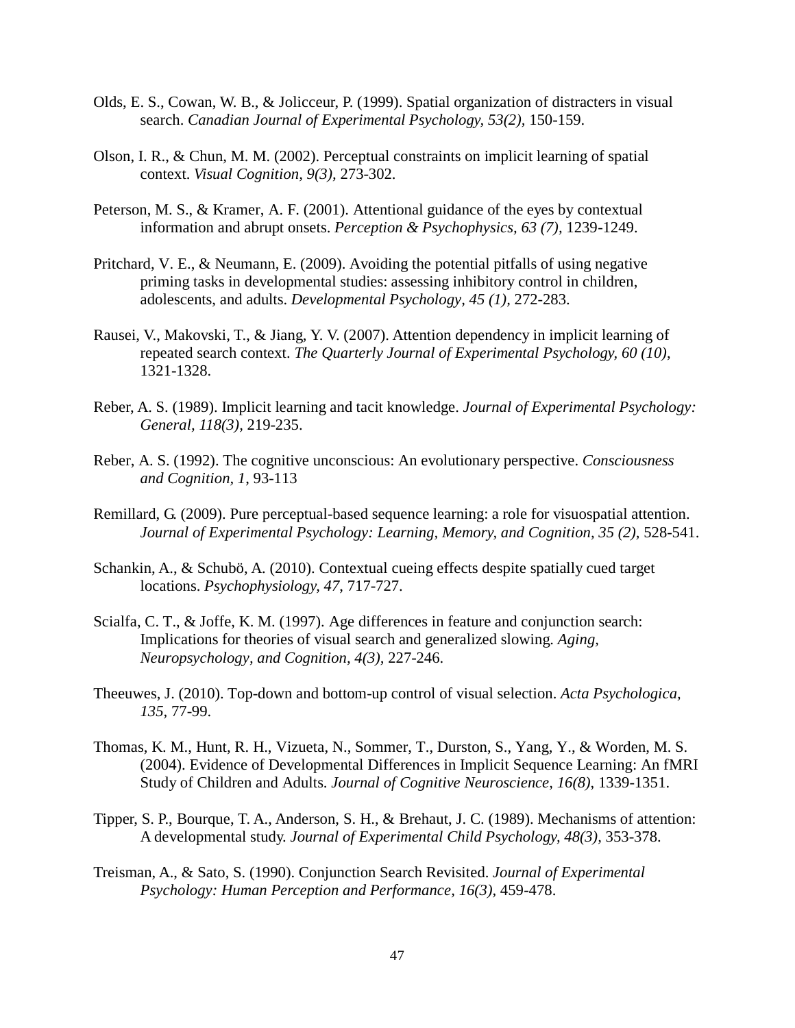Olds, E. S., Cowan, W. B., & Jolicceur, P. (1999). Spatial organization of distracters in visual search. *Canadian Journal of Experimental Psychology, 53(2),* 150-159.

Olson, I. R., & Chun, M. M. (2002). Perceptual constraints on implicit learning of spatial context. *Visual Cognition, 9(3),* 273-302.

Peterson, M. S., & Kramer, A. F. (2001). Attentional guidance of the eyes by contextual information and abrupt onsets. *Perception & Psychophysics, 63 (7),* 1239-1249.

Pritchard, V. E., & Neumann, E. (2009). Avoiding the potential pitfalls of using negative priming tasks in developmental studies: assessing inhibitory control in children, adolescents, and adults. *Developmental Psychology, 45 (1),* 272-283.

Rausei, V., Makovski, T., & Jiang, Y. V. (2007). Attention dependency in implicit learning of repeated search context. *The Quarterly Journal of Experimental Psychology, 60 (10),* 1321-1328.

Reber, A. S. (1989). Implicit learning and tacit knowledge. *Journal of Experimental Psychology: General, 118(3),* 219-235.

Reber, A. S. (1992). The cognitive unconscious: An evolutionary perspective. *Consciousness and Cognition, 1*, 93-113

Remillard, G. (2009). Pure perceptual-based sequence learning: a role for visuospatial attention. *Journal of Experimental Psychology: Learning, Memory, and Cognition, 35 (2),* 528-541.

Schankin, A., & Schubö, A. (2010). Contextual cueing effects despite spatially cued target locations. *Psychophysiology, 47*, 717-727.

Scialfa, C. T., & Joffe, K. M. (1997). Age differences in feature and conjunction search: Implications for theories of visual search and generalized slowing. *Aging, Neuropsychology, and Cognition, 4(3),* 227-246.

Theeuwes, J. (2010). Top-down and bottom-up control of visual selection. *Acta Psychologica, 135*, 77-99.

Thomas, K. M., Hunt, R. H., Vizueta, N., Sommer, T., Durston, S., Yang, Y., & Worden, M. S. (2004). Evidence of Developmental Differences in Implicit Sequence Learning: An fMRI Study of Children and Adults. *Journal of Cognitive Neuroscience, 16(8)*, 1339-1351.

Tipper, S. P., Bourque, T. A., Anderson, S. H., & Brehaut, J. C. (1989). Mechanisms of attention: A developmental study. *Journal of Experimental Child Psychology, 48(3),* 353-378.

Treisman, A., & Sato, S. (1990). Conjunction Search Revisited. *Journal of Experimental Psychology: Human Perception and Performance, 16(3),* 459-478.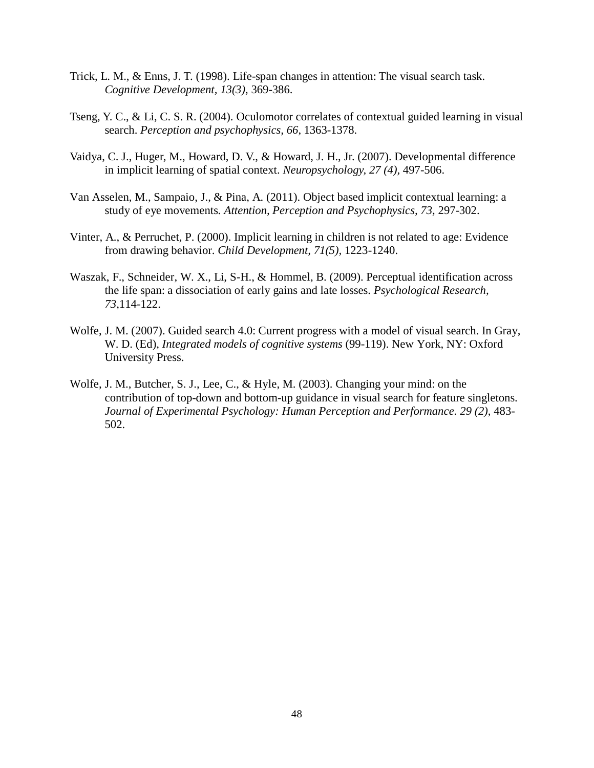Trick, L. M., & Enns, J. T. (1998). Life-span changes in attention: The visual search task. *Cognitive Development, 13(3)*, 369-386.

Tseng, Y. C., & Li, C. S. R. (2004). Oculomotor correlates of contextual guided learning in visual search. *Perception and psychophysics, 66*, 1363-1378.

Vaidya, C. J., Huger, M., Howard, D. V., & Howard, J. H., Jr. (2007). Developmental difference in implicit learning of spatial context. *Neuropsychology, 27 (4),* 497-506.

Van Asselen, M., Sampaio, J., & Pina, A. (2011). Object based implicit contextual learning: a study of eye movements*. Attention, Perception and Psychophysics, 73,* 297-302.

Vinter, A., & Perruchet, P. (2000). Implicit learning in children is not related to age: Evidence from drawing behavior. *Child Development, 71(5),* 1223-1240.

Waszak, F., Schneider, W. X., Li, S-H., & Hommel, B. (2009). Perceptual identification across the life span: a dissociation of early gains and late losses. *Psychological Research, 73*,114-122.

Wolfe, J. M. (2007). Guided search 4.0: Current progress with a model of visual search. In Gray, W. D. (Ed), *Integrated models of cognitive systems* (99-119). New York, NY: Oxford University Press.

Wolfe, J. M., Butcher, S. J., Lee, C., & Hyle, M. (2003). Changing your mind: on the contribution of top-down and bottom-up guidance in visual search for feature singletons. *Journal of Experimental Psychology: Human Perception and Performance. 29 (2)*, 483-502.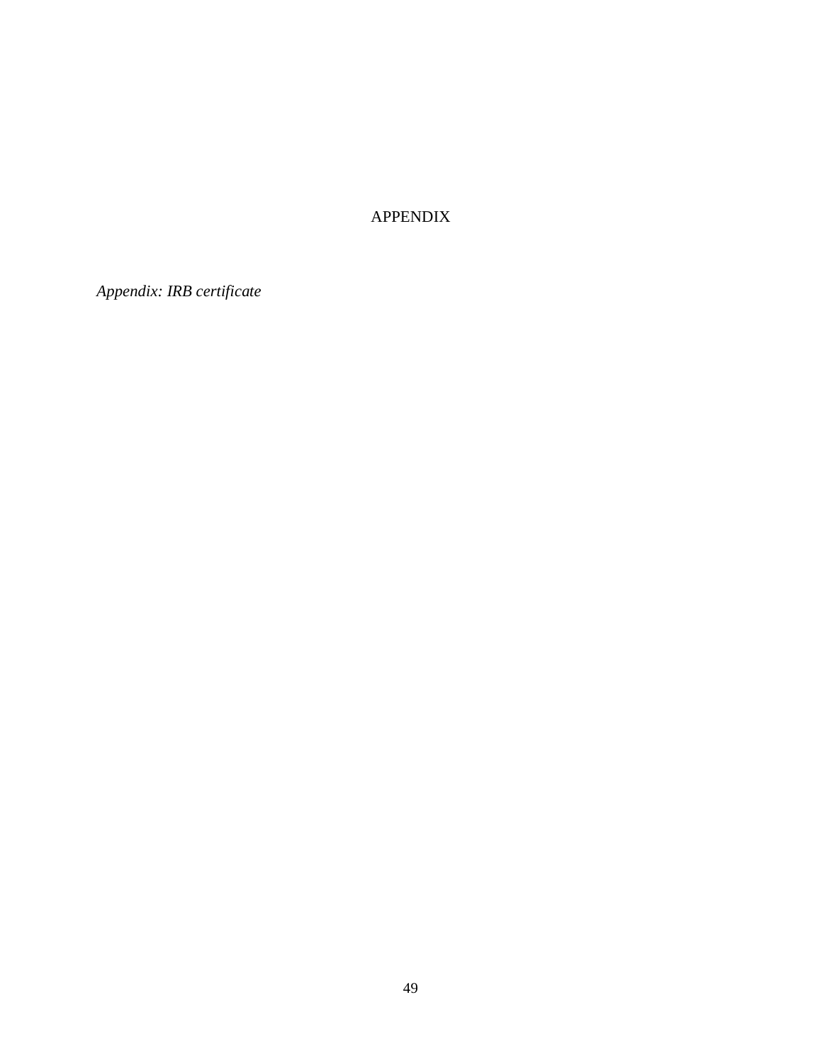# APPENDIX

*Appendix: IRB certificate*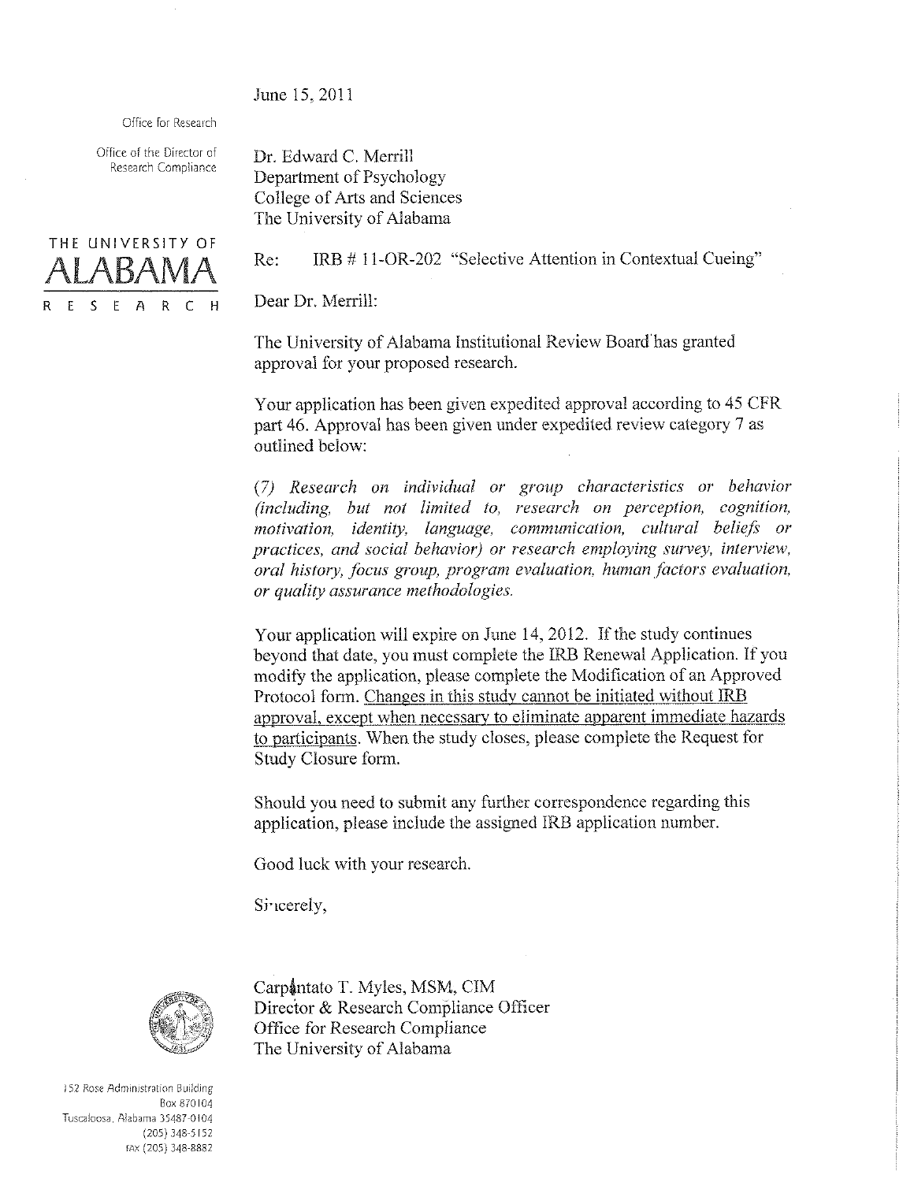June 15, 2011

Office for Research

Office of the Director of Research Compliance

THE UNIVERSITY OF ALABAMA RESEARCH

Dr. Edward C. Merrill
Department of Psychology
College of Arts and Sciences
The University of Alabama

Re: IRB # 11-OR-202 "Selective Attention in Contextual Cueing"

Dear Dr. Merrill:

The University of Alabama Institutional Review Board has granted approval for your proposed research.

Your application has been given expedited approval according to 45 CFR part 46. Approval has been given under expedited review category 7 as outlined below:

*(7) Research on individual or group characteristics or behavior (including, but not limited to, research on perception, cognition, motivation, identity, language, communication, cultural beliefs or practices, and social behavior) or research employing survey, interview, oral history, focus group, program evaluation, human factors evaluation, or quality assurance methodologies.*

Your application will expire on June 14, 2012. If the study continues beyond that date, you must complete the IRB Renewal Application. If you modify the application, please complete the Modification of an Approved Protocol form. Changes in this study cannot be initiated without IRB approval, except when necessary to eliminate apparent immediate hazards to participants. When the study closes, please complete the Request for Study Closure form.

Should you need to submit any further correspondence regarding this application, please include the assigned IRB application number.

Good luck with your research.

Sincerely,

Carpantato T. Myles, MSM, CIM
Director & Research Compliance Officer
Office for Research Compliance
The University of Alabama

152 Rose Administration Building
Box 870104
Tuscaloosa, Alabama 35487-0104
(205) 348-5152
FAX (205) 348-8882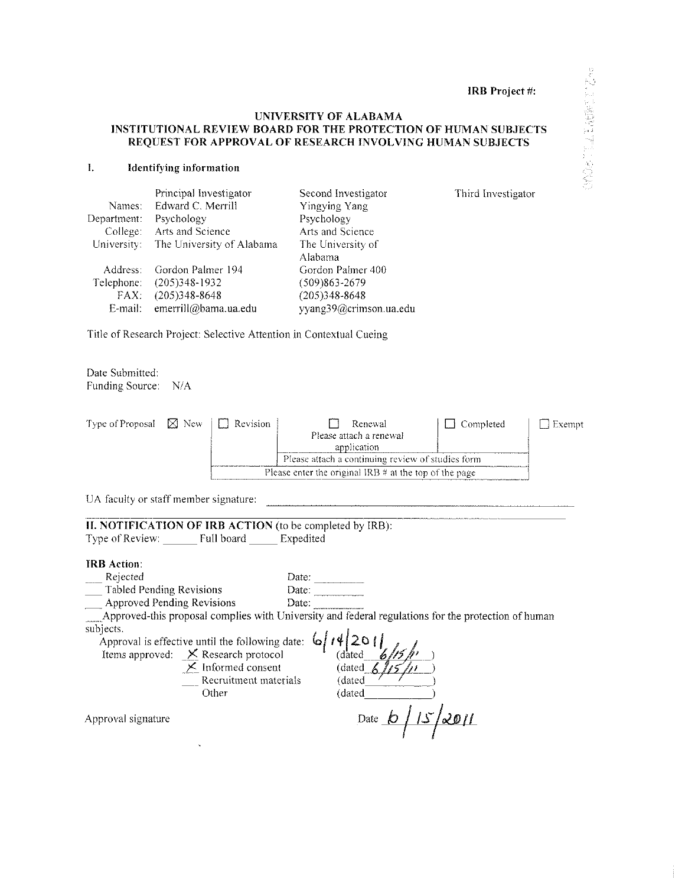**IRB Project #:**

# UNIVERSITY OF ALABAMA
## INSTITUTIONAL REVIEW BOARD FOR THE PROTECTION OF HUMAN SUBJECTS
## REQUEST FOR APPROVAL OF RESEARCH INVOLVING HUMAN SUBJECTS

### I. Identifying information

| | Principal Investigator | Second Investigator | Third Investigator |
|---|---|---|---|
| Names: | Edward C. Merrill | Yingying Yang | |
| Department: | Psychology | Psychology | |
| College: | Arts and Science | Arts and Science | |
| University: | The University of Alabama | The University of Alabama | |
| Address: | Gordon Palmer 194 | Gordon Palmer 400 | |
| Telephone: | (205)348-1932 | (509)863-2679 | |
| FAX: | (205)348-8648 | (205)348-8648 | |
| E-mail: | emerrill@bama.ua.edu | yyang39@crimson.ua.edu | |

Title of Research Project: Selective Attention in Contextual Cueing

Date Submitted:
Funding Source: N/A

| Type of Proposal | ☒ New | ☐ Revision | ☐ Renewal<br>Please attach a renewal application | ☐ Completed | ☐ Exempt |
|---|---|---|---|---|---|
| | | | Please attach a continuing review of studies form | | |
| | | Please enter the original IRB # at the top of the page | | | |

UA faculty or staff member signature: ______________________________

### II. NOTIFICATION OF IRB ACTION (to be completed by IRB):

Type of Review: ______ Full board _____ Expedited

**IRB Action:**

___ Rejected Date: ________
___ Tabled Pending Revisions Date: ________
___ Approved Pending Revisions Date: ________
___ Approved-this proposal complies with University and federal regulations for the protection of human subjects.

Approval is effective until the following date: 6/14/2011

Items approved:
- X Research protocol (dated 6/15/11)
- X Informed consent (dated 6/15/11)
- ___ Recruitment materials (dated ________)
- Other (dated ________)

Approval signature Date 6/15/2011